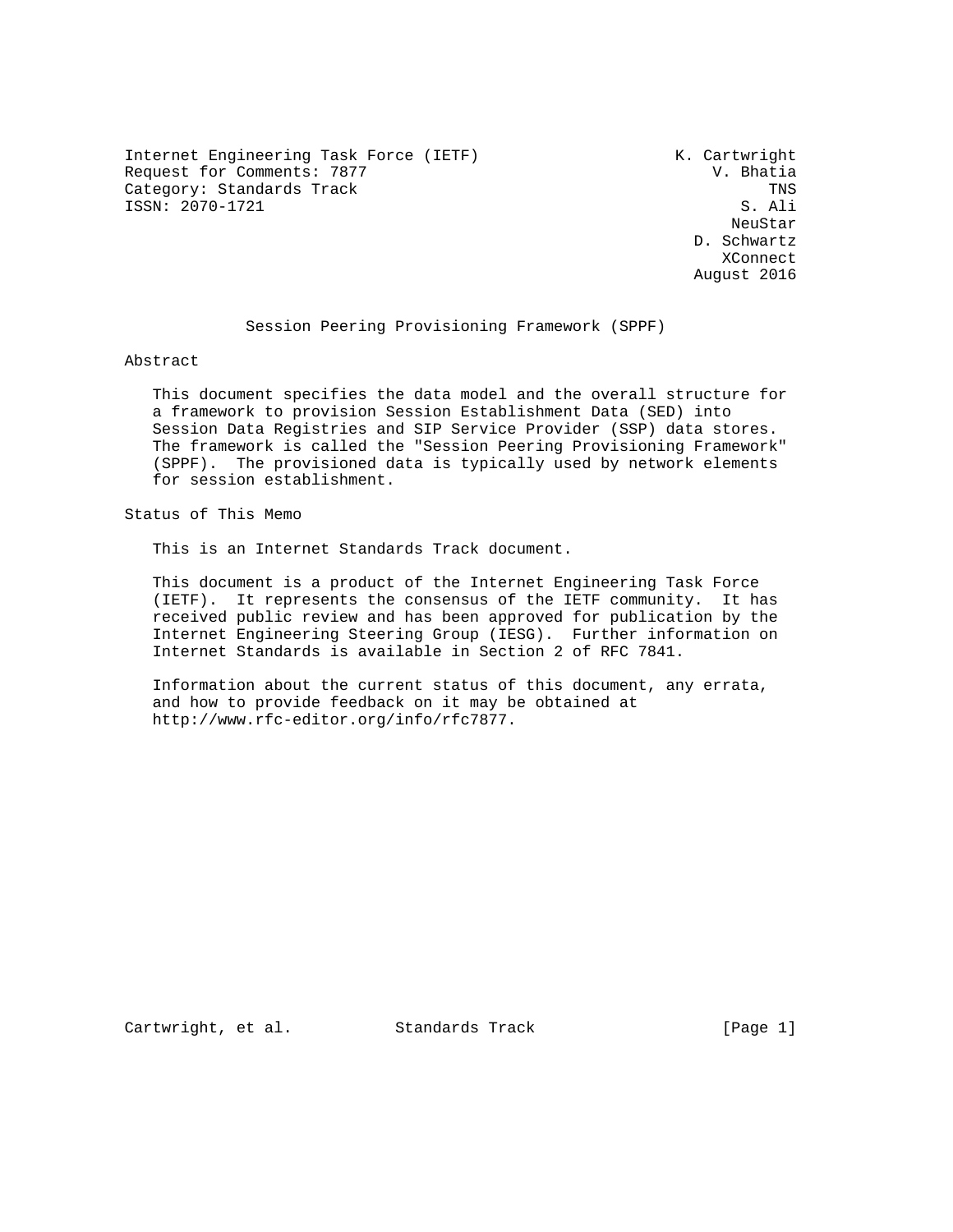Internet Engineering Task Force (IETF)                    K. Cartwright
Request for Comments: 7877                                    V. Bhatia
Category: Standards Track                                           TNS
ISSN: 2070-1721                                                  S. Ali
                                                                NeuStar
                                                            D. Schwartz
                                                               XConnect
                                                            August 2016

# Session Peering Provisioning Framework (SPPF)

## Abstract

This document specifies the data model and the overall structure for a framework to provision Session Establishment Data (SED) into Session Data Registries and SIP Service Provider (SSP) data stores. The framework is called the "Session Peering Provisioning Framework" (SPPF). The provisioned data is typically used by network elements for session establishment.

## Status of This Memo

This is an Internet Standards Track document.

This document is a product of the Internet Engineering Task Force (IETF). It represents the consensus of the IETF community. It has received public review and has been approved for publication by the Internet Engineering Steering Group (IESG). Further information on Internet Standards is available in Section 2 of RFC 7841.

Information about the current status of this document, any errata, and how to provide feedback on it may be obtained at http://www.rfc-editor.org/info/rfc7877.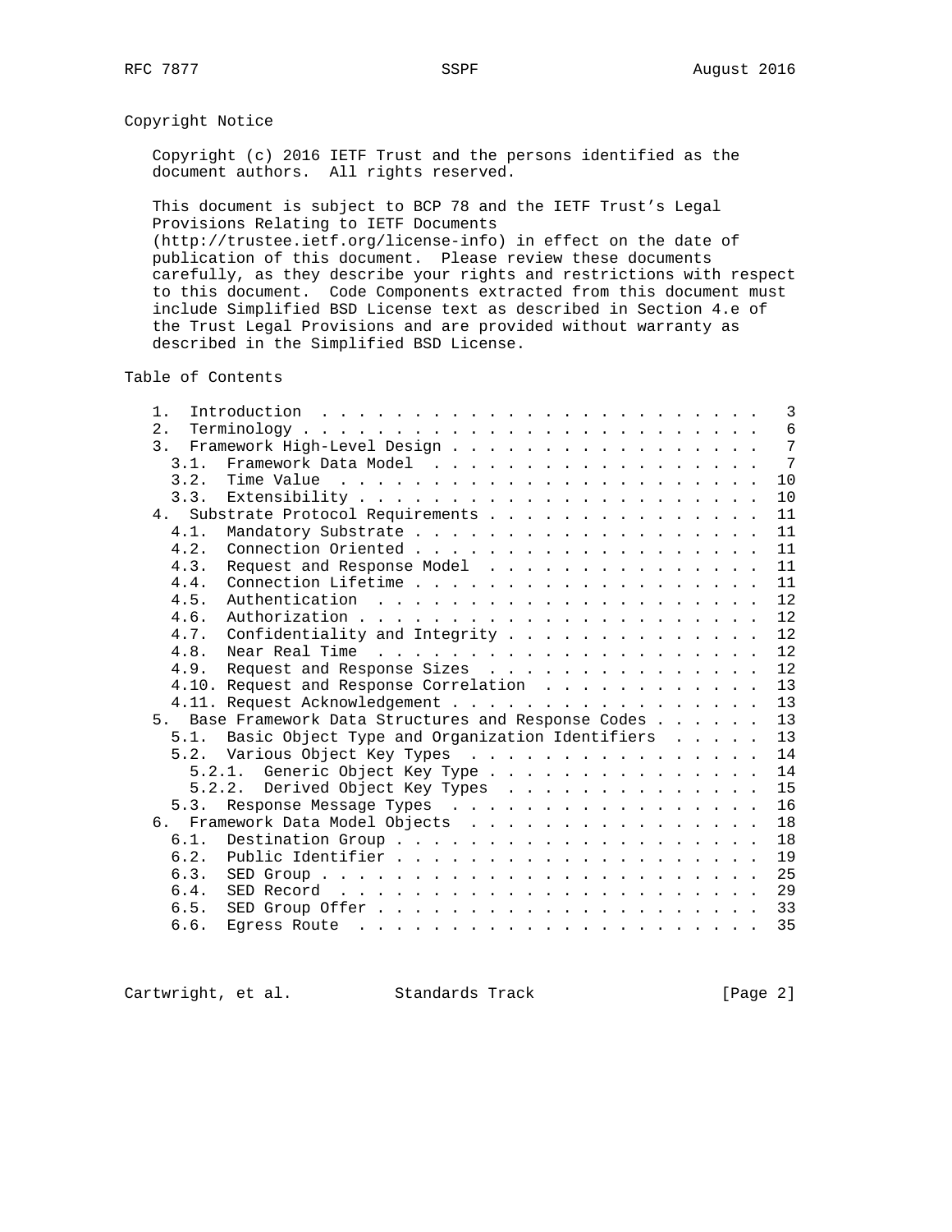## Copyright Notice

Copyright (c) 2016 IETF Trust and the persons identified as the document authors. All rights reserved.

This document is subject to BCP 78 and the IETF Trust's Legal Provisions Relating to IETF Documents (http://trustee.ietf.org/license-info) in effect on the date of publication of this document. Please review these documents carefully, as they describe your rights and restrictions with respect to this document. Code Components extracted from this document must include Simplified BSD License text as described in Section 4.e of the Trust Legal Provisions and are provided without warranty as described in the Simplified BSD License.

## Table of Contents

```
   1.  Introduction . . . . . . . . . . . . . . . . . . . . . . . .   3
   2.  Terminology  . . . . . . . . . . . . . . . . . . . . . . . .   6
   3.  Framework High-Level Design  . . . . . . . . . . . . . . . .   7
     3.1.  Framework Data Model . . . . . . . . . . . . . . . . . .   7
     3.2.  Time Value . . . . . . . . . . . . . . . . . . . . . . .  10
     3.3.  Extensibility  . . . . . . . . . . . . . . . . . . . . .  10
   4.  Substrate Protocol Requirements  . . . . . . . . . . . . . .  11
     4.1.  Mandatory Substrate  . . . . . . . . . . . . . . . . . .  11
     4.2.  Connection Oriented  . . . . . . . . . . . . . . . . . .  11
     4.3.  Request and Response Model . . . . . . . . . . . . . . .  11
     4.4.  Connection Lifetime  . . . . . . . . . . . . . . . . . .  11
     4.5.  Authentication . . . . . . . . . . . . . . . . . . . . .  12
     4.6.  Authorization  . . . . . . . . . . . . . . . . . . . . .  12
     4.7.  Confidentiality and Integrity  . . . . . . . . . . . . .  12
     4.8.  Near Real Time . . . . . . . . . . . . . . . . . . . . .  12
     4.9.  Request and Response Sizes . . . . . . . . . . . . . . .  12
     4.10. Request and Response Correlation . . . . . . . . . . . .  13
     4.11. Request Acknowledgement  . . . . . . . . . . . . . . . .  13
   5.  Base Framework Data Structures and Response Codes  . . . . .  13
     5.1.  Basic Object Type and Organization Identifiers . . . . .  13
     5.2.  Various Object Key Types . . . . . . . . . . . . . . . .  14
       5.2.1.  Generic Object Key Type  . . . . . . . . . . . . . .  14
       5.2.2.  Derived Object Key Types . . . . . . . . . . . . . .  15
     5.3.  Response Message Types . . . . . . . . . . . . . . . . .  16
   6.  Framework Data Model Objects . . . . . . . . . . . . . . . .  18
     6.1.  Destination Group  . . . . . . . . . . . . . . . . . . .  18
     6.2.  Public Identifier  . . . . . . . . . . . . . . . . . . .  19
     6.3.  SED Group  . . . . . . . . . . . . . . . . . . . . . . .  25
     6.4.  SED Record . . . . . . . . . . . . . . . . . . . . . . .  29
     6.5.  SED Group Offer  . . . . . . . . . . . . . . . . . . . .  33
     6.6.  Egress Route . . . . . . . . . . . . . . . . . . . . . .  35
```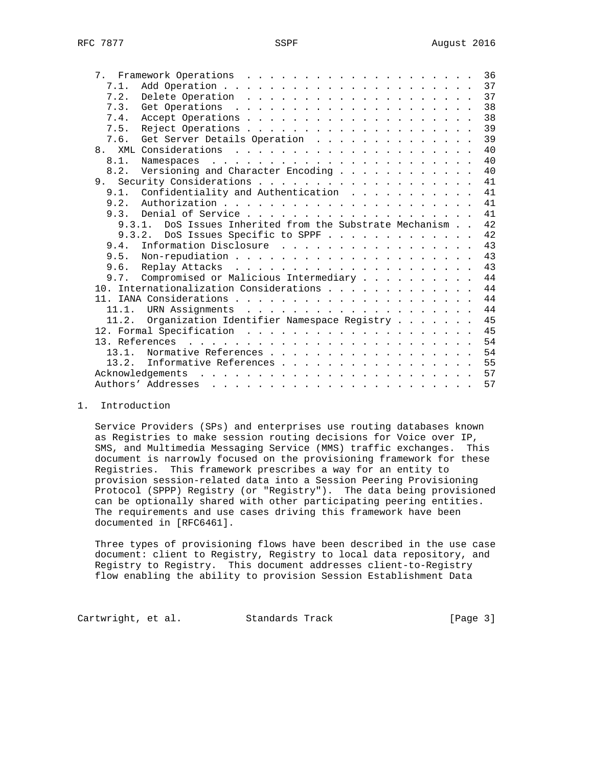7. Framework Operations . . . . . . . . . . . . . . . . . . . . . 36
   7.1. Add Operation . . . . . . . . . . . . . . . . . . . . . . 37
   7.2. Delete Operation . . . . . . . . . . . . . . . . . . . . 37
   7.3. Get Operations . . . . . . . . . . . . . . . . . . . . . 38
   7.4. Accept Operations . . . . . . . . . . . . . . . . . . . . 38
   7.5. Reject Operations . . . . . . . . . . . . . . . . . . . . 39
   7.6. Get Server Details Operation . . . . . . . . . . . . . . 39
8. XML Considerations . . . . . . . . . . . . . . . . . . . . . . 40
   8.1. Namespaces . . . . . . . . . . . . . . . . . . . . . . . 40
   8.2. Versioning and Character Encoding . . . . . . . . . . . . 40
9. Security Considerations . . . . . . . . . . . . . . . . . . . . 41
   9.1. Confidentiality and Authentication . . . . . . . . . . . 41
   9.2. Authorization . . . . . . . . . . . . . . . . . . . . . . 41
   9.3. Denial of Service . . . . . . . . . . . . . . . . . . . . 41
      9.3.1. DoS Issues Inherited from the Substrate Mechanism . . 42
      9.3.2. DoS Issues Specific to SPPF . . . . . . . . . . . . . 42
   9.4. Information Disclosure . . . . . . . . . . . . . . . . . 43
   9.5. Non-repudiation . . . . . . . . . . . . . . . . . . . . . 43
   9.6. Replay Attacks . . . . . . . . . . . . . . . . . . . . . 43
   9.7. Compromised or Malicious Intermediary . . . . . . . . . . 44
10. Internationalization Considerations . . . . . . . . . . . . . 44
11. IANA Considerations . . . . . . . . . . . . . . . . . . . . . 44
   11.1. URN Assignments . . . . . . . . . . . . . . . . . . . . 44
   11.2. Organization Identifier Namespace Registry . . . . . . . 45
12. Formal Specification . . . . . . . . . . . . . . . . . . . . . 45
13. References . . . . . . . . . . . . . . . . . . . . . . . . . . 54
   13.1. Normative References . . . . . . . . . . . . . . . . . . 54
   13.2. Informative References . . . . . . . . . . . . . . . . . 55
Acknowledgements . . . . . . . . . . . . . . . . . . . . . . . . . 57
Authors' Addresses . . . . . . . . . . . . . . . . . . . . . . . . 57

# 1. Introduction

Service Providers (SPs) and enterprises use routing databases known as Registries to make session routing decisions for Voice over IP, SMS, and Multimedia Messaging Service (MMS) traffic exchanges. This document is narrowly focused on the provisioning framework for these Registries. This framework prescribes a way for an entity to provision session-related data into a Session Peering Provisioning Protocol (SPPP) Registry (or "Registry"). The data being provisioned can be optionally shared with other participating peering entities. The requirements and use cases driving this framework have been documented in [RFC6461].

Three types of provisioning flows have been described in the use case document: client to Registry, Registry to local data repository, and Registry to Registry. This document addresses client-to-Registry flow enabling the ability to provision Session Establishment Data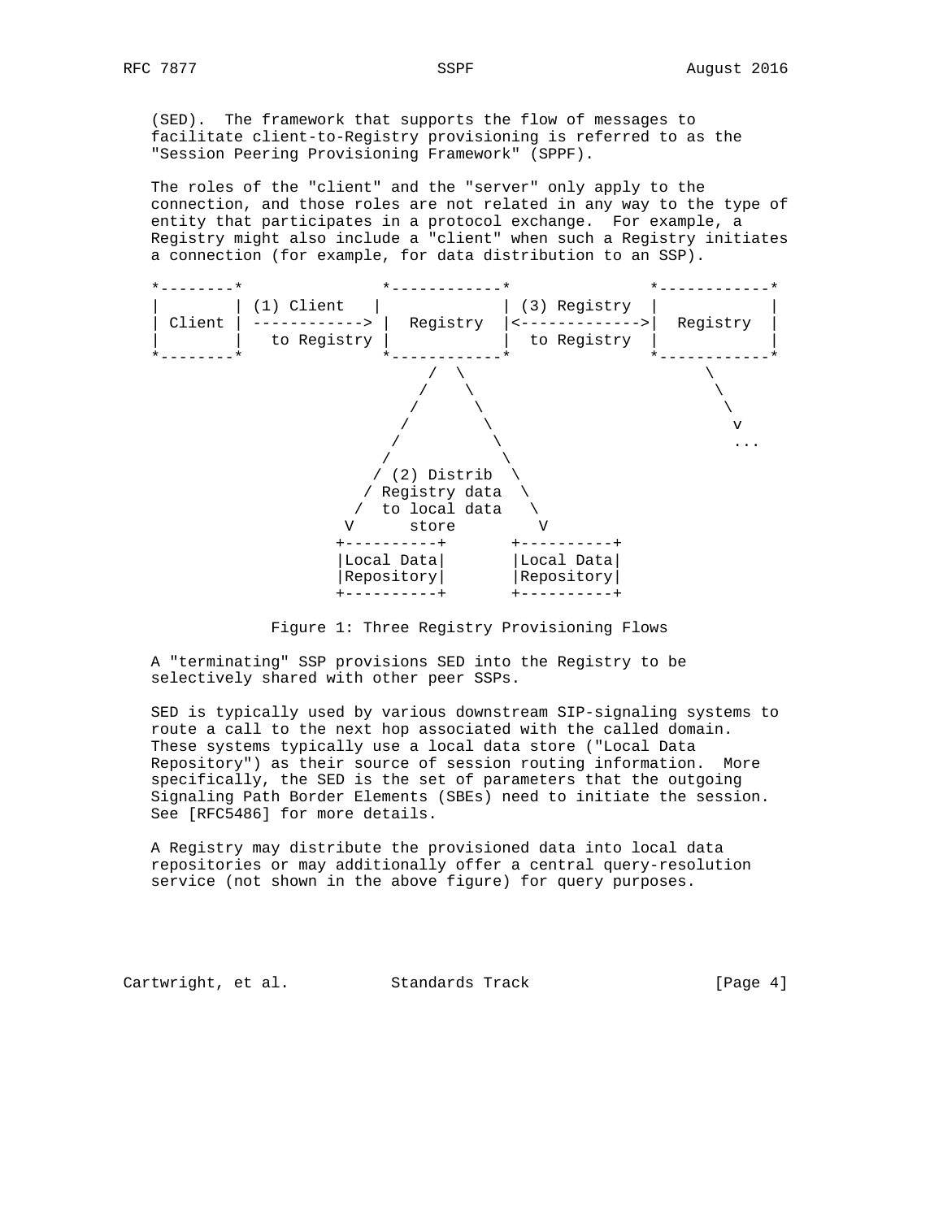(SED). The framework that supports the flow of messages to facilitate client-to-Registry provisioning is referred to as the "Session Peering Provisioning Framework" (SPPF).

The roles of the "client" and the "server" only apply to the connection, and those roles are not related in any way to the type of entity that participates in a protocol exchange. For example, a Registry might also include a "client" when such a Registry initiates a connection (for example, for data distribution to an SSP).

```
*--------*               *------------*               *------------*
|        | (1) Client   |            | (3) Registry  |            |
| Client | ------------> |  Registry  |<------------->|  Registry  |
|        |   to Registry |            |  to Registry  |            |
*--------*               *------------*               *------------*
                             /  \                          \
                            /    \                          \
                           /      \                          \
                          /        \                          v
                         /          \                         ...
                        /            \
                       / (2) Distrib  \
                      / Registry data  \
                     /  to local data   \
                    V      store         V
                   +----------+       +----------+
                   |Local Data|       |Local Data|
                   |Repository|       |Repository|
                   +----------+       +----------+
```

Figure 1: Three Registry Provisioning Flows

A "terminating" SSP provisions SED into the Registry to be selectively shared with other peer SSPs.

SED is typically used by various downstream SIP-signaling systems to route a call to the next hop associated with the called domain. These systems typically use a local data store ("Local Data Repository") as their source of session routing information. More specifically, the SED is the set of parameters that the outgoing Signaling Path Border Elements (SBEs) need to initiate the session. See [RFC5486] for more details.

A Registry may distribute the provisioned data into local data repositories or may additionally offer a central query-resolution service (not shown in the above figure) for query purposes.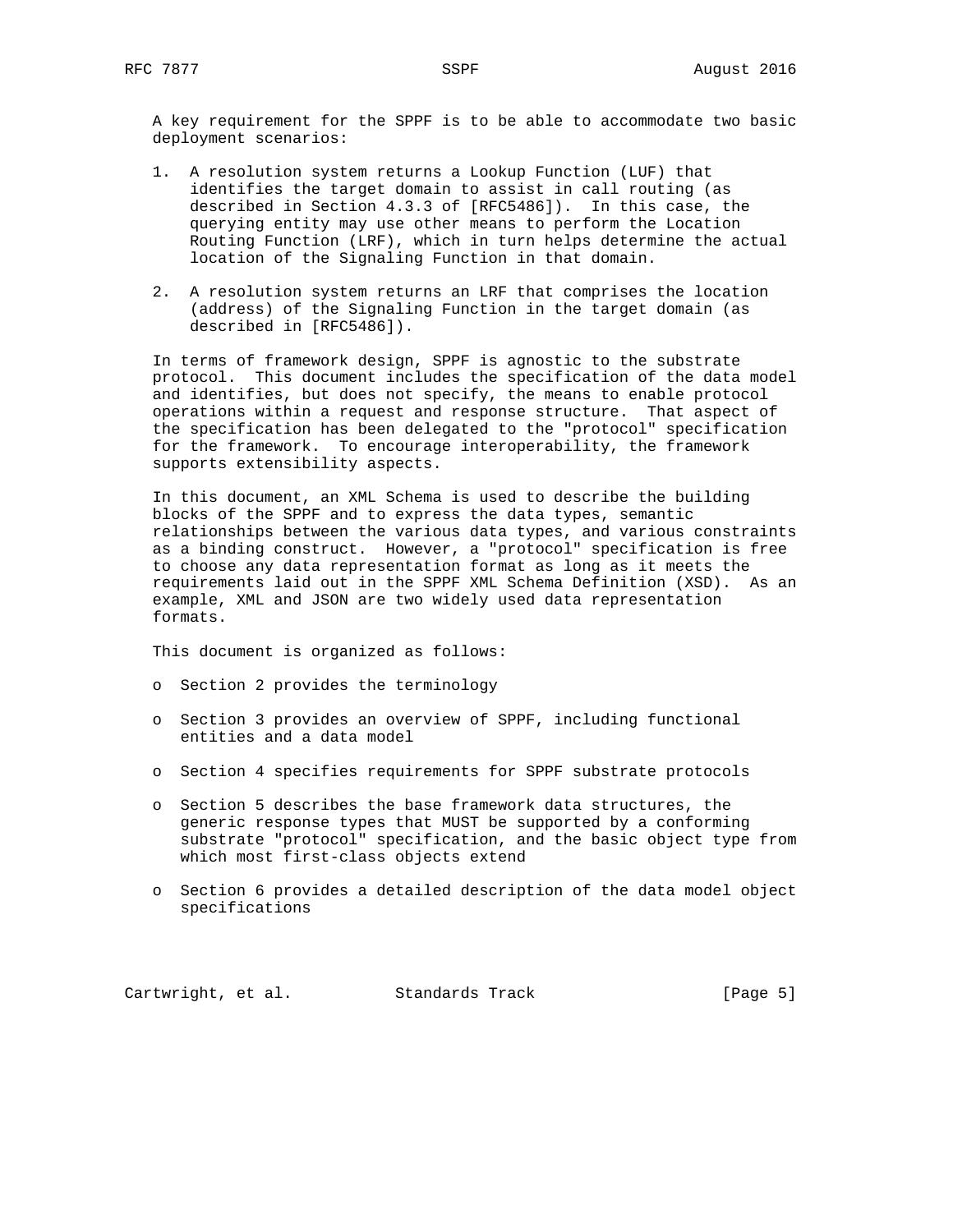A key requirement for the SPPF is to be able to accommodate two basic deployment scenarios:

1. A resolution system returns a Lookup Function (LUF) that identifies the target domain to assist in call routing (as described in Section 4.3.3 of [RFC5486]). In this case, the querying entity may use other means to perform the Location Routing Function (LRF), which in turn helps determine the actual location of the Signaling Function in that domain.

2. A resolution system returns an LRF that comprises the location (address) of the Signaling Function in the target domain (as described in [RFC5486]).

In terms of framework design, SPPF is agnostic to the substrate protocol. This document includes the specification of the data model and identifies, but does not specify, the means to enable protocol operations within a request and response structure. That aspect of the specification has been delegated to the "protocol" specification for the framework. To encourage interoperability, the framework supports extensibility aspects.

In this document, an XML Schema is used to describe the building blocks of the SPPF and to express the data types, semantic relationships between the various data types, and various constraints as a binding construct. However, a "protocol" specification is free to choose any data representation format as long as it meets the requirements laid out in the SPPF XML Schema Definition (XSD). As an example, XML and JSON are two widely used data representation formats.

This document is organized as follows:

- Section 2 provides the terminology

- Section 3 provides an overview of SPPF, including functional entities and a data model

- Section 4 specifies requirements for SPPF substrate protocols

- Section 5 describes the base framework data structures, the generic response types that MUST be supported by a conforming substrate "protocol" specification, and the basic object type from which most first-class objects extend

- Section 6 provides a detailed description of the data model object specifications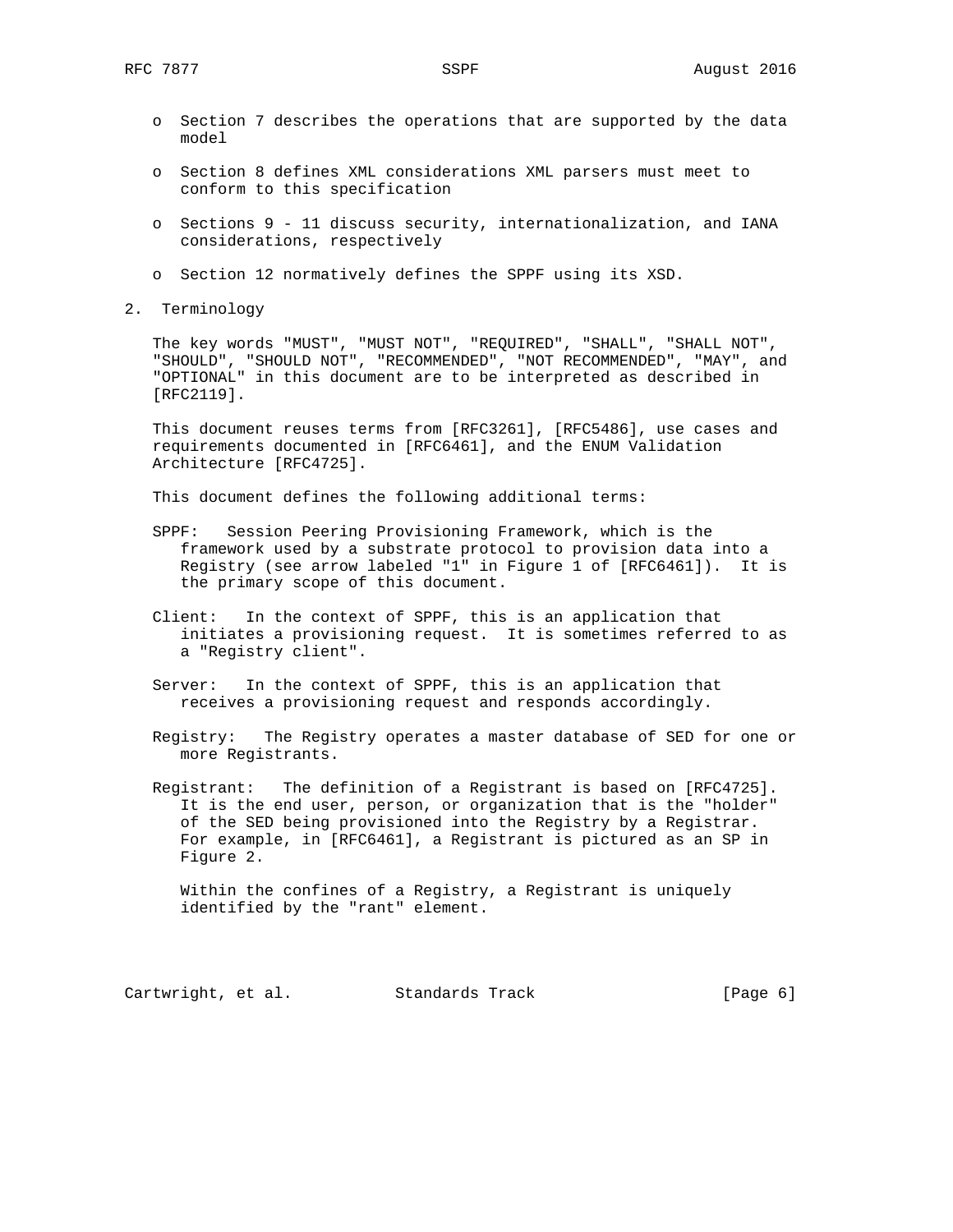- Section 7 describes the operations that are supported by the data model
- Section 8 defines XML considerations XML parsers must meet to conform to this specification
- Sections 9 - 11 discuss security, internationalization, and IANA considerations, respectively
- Section 12 normatively defines the SPPF using its XSD.

## 2. Terminology

The key words "MUST", "MUST NOT", "REQUIRED", "SHALL", "SHALL NOT", "SHOULD", "SHOULD NOT", "RECOMMENDED", "NOT RECOMMENDED", "MAY", and "OPTIONAL" in this document are to be interpreted as described in [RFC2119].

This document reuses terms from [RFC3261], [RFC5486], use cases and requirements documented in [RFC6461], and the ENUM Validation Architecture [RFC4725].

This document defines the following additional terms:

SPPF: Session Peering Provisioning Framework, which is the framework used by a substrate protocol to provision data into a Registry (see arrow labeled "1" in Figure 1 of [RFC6461]). It is the primary scope of this document.

Client: In the context of SPPF, this is an application that initiates a provisioning request. It is sometimes referred to as a "Registry client".

Server: In the context of SPPF, this is an application that receives a provisioning request and responds accordingly.

Registry: The Registry operates a master database of SED for one or more Registrants.

Registrant: The definition of a Registrant is based on [RFC4725]. It is the end user, person, or organization that is the "holder" of the SED being provisioned into the Registry by a Registrar. For example, in [RFC6461], a Registrant is pictured as an SP in Figure 2.

Within the confines of a Registry, a Registrant is uniquely identified by the "rant" element.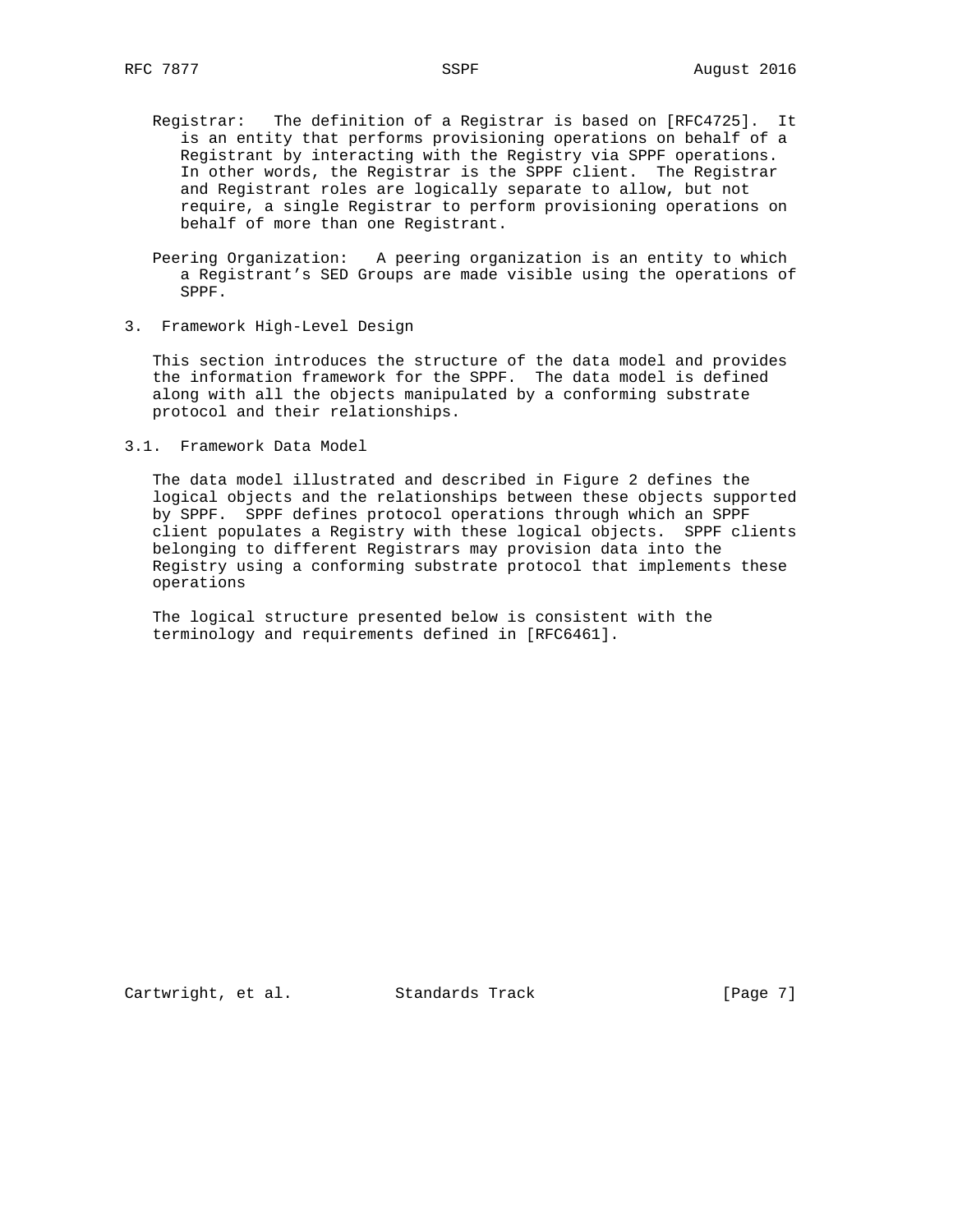Registrar: The definition of a Registrar is based on [RFC4725]. It is an entity that performs provisioning operations on behalf of a Registrant by interacting with the Registry via SPPF operations. In other words, the Registrar is the SPPF client. The Registrar and Registrant roles are logically separate to allow, but not require, a single Registrar to perform provisioning operations on behalf of more than one Registrant.

Peering Organization: A peering organization is an entity to which a Registrant's SED Groups are made visible using the operations of SPPF.

## 3. Framework High-Level Design

This section introduces the structure of the data model and provides the information framework for the SPPF. The data model is defined along with all the objects manipulated by a conforming substrate protocol and their relationships.

### 3.1. Framework Data Model

The data model illustrated and described in Figure 2 defines the logical objects and the relationships between these objects supported by SPPF. SPPF defines protocol operations through which an SPPF client populates a Registry with these logical objects. SPPF clients belonging to different Registrars may provision data into the Registry using a conforming substrate protocol that implements these operations

The logical structure presented below is consistent with the terminology and requirements defined in [RFC6461].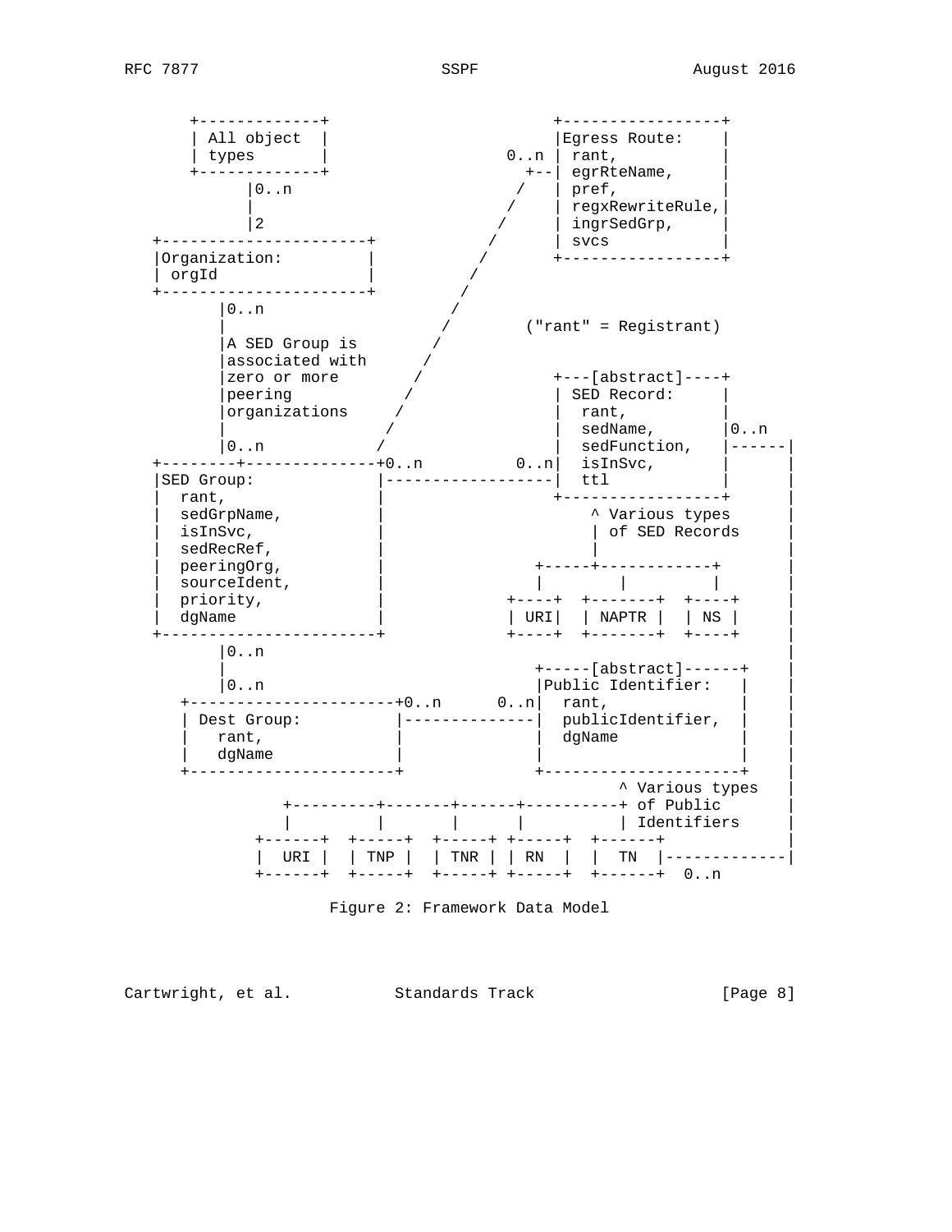```
      +-------------+                    +-----------------+
      | All object  |                    |Egress Route:    |
      | types       |               0..n | rant,           |
      +-------------+                  +--| egrRteName,     |
           |0..n                      /   | pref,           |
           |                         /    | regxRewriteRule,|
           |2                       /     | ingrSedGrp,     |
  +----------------------+         /      | svcs            |
  |Organization:         |        /       +-----------------+
  | orgId                |       /
  +----------------------+      /
        |0..n                  /
        |                     /       ("rant" = Registrant)
        |A SED Group is      /
        |associated with    /
        |zero or more      /             +---[abstract]----+
        |peering          /              | SED Record:     |
        |organizations   /               |  rant,          |
        |               /                |  sedName,       |0..n
        |0..n          /                 |  sedFunction,   |------|
  +--------+--------------+0..n       0..n|  isInSvc,       |      |
  |SED Group:             |------------------|  ttl            |      |
  |  rant,                |                  +-----------------+      |
  |  sedGrpName,          |                      ^ Various types      |
  |  isInSvc,             |                      | of SED Records     |
  |  sedRecRef,           |                      |                    |
  |  peeringOrg,          |                +-----+------------+       |
  |  sourceIdent,         |                |         |          |       |
  |  priority,            |             +----+  +-------+  +----+     |
  |  dgName               |             | URI|  | NAPTR |  | NS |     |
  +-----------------------+             +----+  +-------+  +----+     |
        |0..n                                                         |
        |                              +-----[abstract]------+        |
        |0..n                          |Public Identifier:    |        |
     +----------------------+0..n      0..n|  rant,               |        |
     | Dest Group:          |--------------|  publicIdentifier,   |        |
     |   rant,              |              |  dgName              |        |
     |   dgName             |              |                      |        |
     +----------------------+              +---------------------+        |
                                               ^ Various types   |
             +---------+-------+------+----------+ of Public         |
             |         |       |      |          | Identifiers       |
          +------+  +-----+  +-----+ +-----+  +------+               |
          |  URI |  | TNP |  | TNR | | RN  |  |  TN  |-------------|
          +------+  +-----+  +-----+ +-----+  +------+  0..n
```

Figure 2: Framework Data Model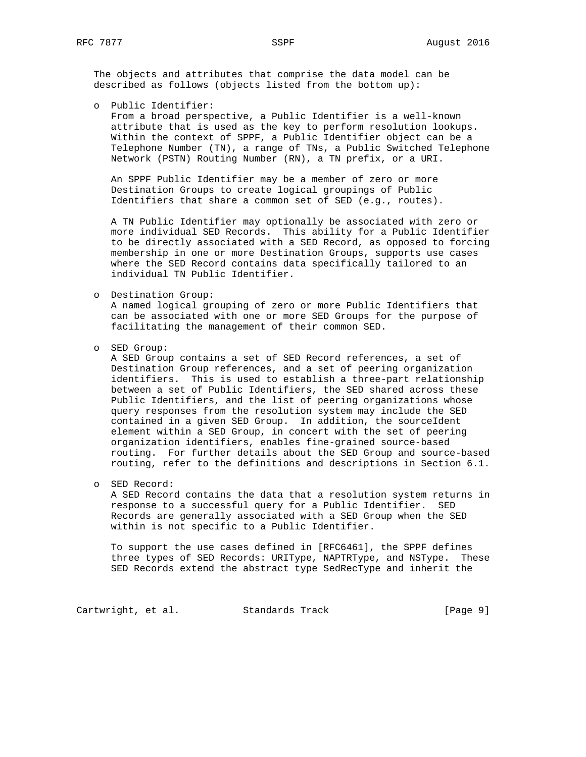The objects and attributes that comprise the data model can be described as follows (objects listed from the bottom up):

- Public Identifier:
  From a broad perspective, a Public Identifier is a well-known attribute that is used as the key to perform resolution lookups. Within the context of SPPF, a Public Identifier object can be a Telephone Number (TN), a range of TNs, a Public Switched Telephone Network (PSTN) Routing Number (RN), a TN prefix, or a URI.

  An SPPF Public Identifier may be a member of zero or more Destination Groups to create logical groupings of Public Identifiers that share a common set of SED (e.g., routes).

  A TN Public Identifier may optionally be associated with zero or more individual SED Records. This ability for a Public Identifier to be directly associated with a SED Record, as opposed to forcing membership in one or more Destination Groups, supports use cases where the SED Record contains data specifically tailored to an individual TN Public Identifier.

- Destination Group:
  A named logical grouping of zero or more Public Identifiers that can be associated with one or more SED Groups for the purpose of facilitating the management of their common SED.

- SED Group:
  A SED Group contains a set of SED Record references, a set of Destination Group references, and a set of peering organization identifiers. This is used to establish a three-part relationship between a set of Public Identifiers, the SED shared across these Public Identifiers, and the list of peering organizations whose query responses from the resolution system may include the SED contained in a given SED Group. In addition, the sourceIdent element within a SED Group, in concert with the set of peering organization identifiers, enables fine-grained source-based routing. For further details about the SED Group and source-based routing, refer to the definitions and descriptions in Section 6.1.

- SED Record:
  A SED Record contains the data that a resolution system returns in response to a successful query for a Public Identifier. SED Records are generally associated with a SED Group when the SED within is not specific to a Public Identifier.

  To support the use cases defined in [RFC6461], the SPPF defines three types of SED Records: URIType, NAPTRType, and NSType. These SED Records extend the abstract type SedRecType and inherit the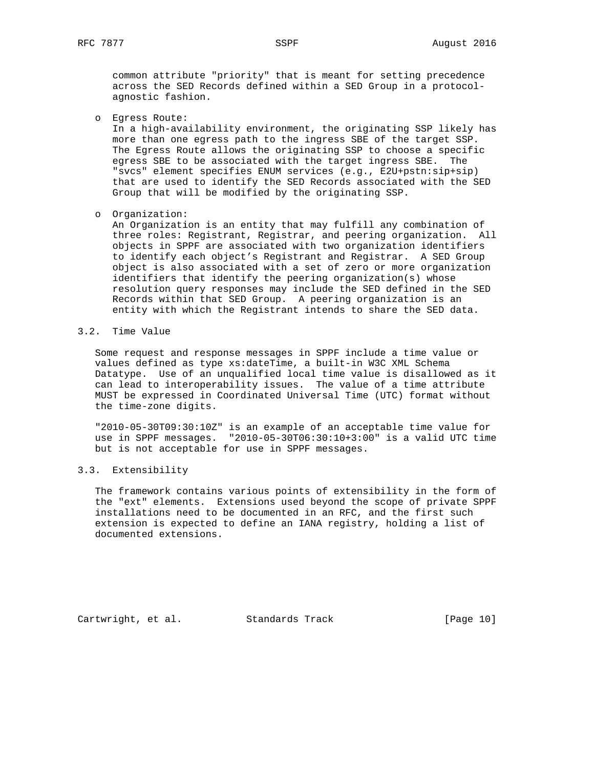common attribute "priority" that is meant for setting precedence across the SED Records defined within a SED Group in a protocol-agnostic fashion.

- Egress Route:
  In a high-availability environment, the originating SSP likely has more than one egress path to the ingress SBE of the target SSP. The Egress Route allows the originating SSP to choose a specific egress SBE to be associated with the target ingress SBE. The "svcs" element specifies ENUM services (e.g., E2U+pstn:sip+sip) that are used to identify the SED Records associated with the SED Group that will be modified by the originating SSP.

- Organization:
  An Organization is an entity that may fulfill any combination of three roles: Registrant, Registrar, and peering organization. All objects in SPPF are associated with two organization identifiers to identify each object's Registrant and Registrar. A SED Group object is also associated with a set of zero or more organization identifiers that identify the peering organization(s) whose resolution query responses may include the SED defined in the SED Records within that SED Group. A peering organization is an entity with which the Registrant intends to share the SED data.

## 3.2. Time Value

Some request and response messages in SPPF include a time value or values defined as type xs:dateTime, a built-in W3C XML Schema Datatype. Use of an unqualified local time value is disallowed as it can lead to interoperability issues. The value of a time attribute MUST be expressed in Coordinated Universal Time (UTC) format without the time-zone digits.

"2010-05-30T09:30:10Z" is an example of an acceptable time value for use in SPPF messages. "2010-05-30T06:30:10+3:00" is a valid UTC time but is not acceptable for use in SPPF messages.

## 3.3. Extensibility

The framework contains various points of extensibility in the form of the "ext" elements. Extensions used beyond the scope of private SPPF installations need to be documented in an RFC, and the first such extension is expected to define an IANA registry, holding a list of documented extensions.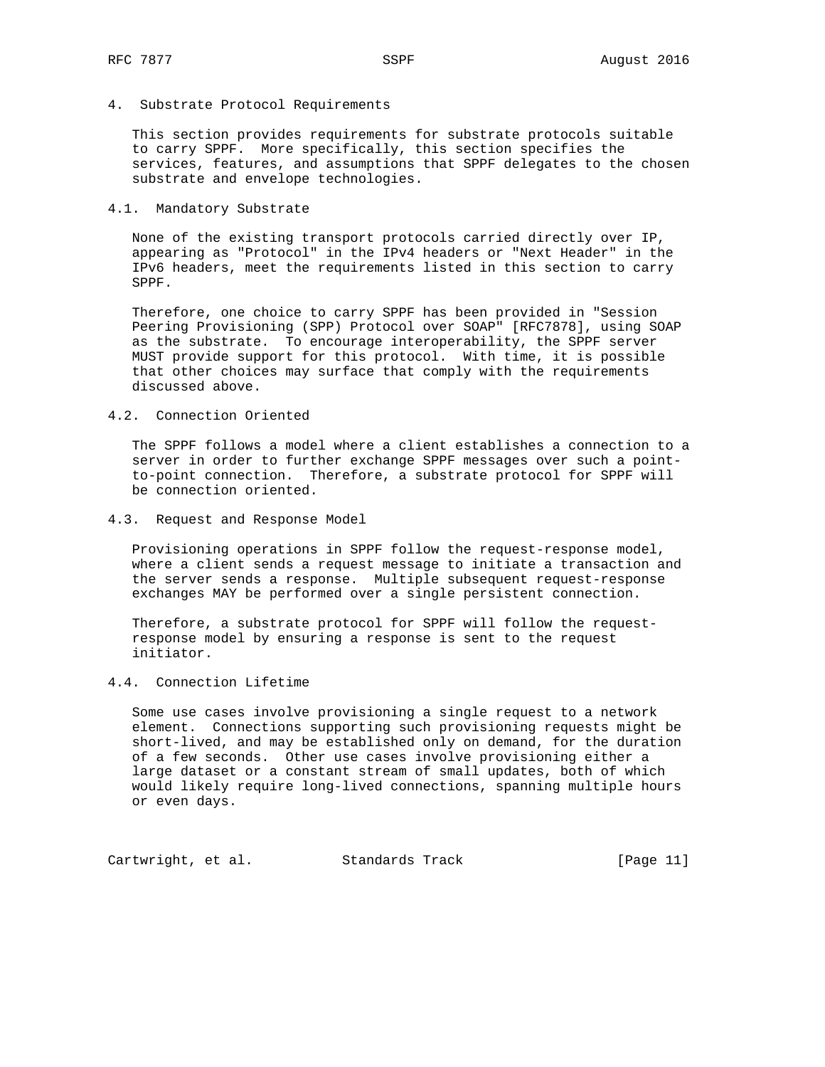## 4. Substrate Protocol Requirements

This section provides requirements for substrate protocols suitable to carry SPPF. More specifically, this section specifies the services, features, and assumptions that SPPF delegates to the chosen substrate and envelope technologies.

### 4.1. Mandatory Substrate

None of the existing transport protocols carried directly over IP, appearing as "Protocol" in the IPv4 headers or "Next Header" in the IPv6 headers, meet the requirements listed in this section to carry SPPF.

Therefore, one choice to carry SPPF has been provided in "Session Peering Provisioning (SPP) Protocol over SOAP" [RFC7878], using SOAP as the substrate. To encourage interoperability, the SPPF server MUST provide support for this protocol. With time, it is possible that other choices may surface that comply with the requirements discussed above.

### 4.2. Connection Oriented

The SPPF follows a model where a client establishes a connection to a server in order to further exchange SPPF messages over such a point-to-point connection. Therefore, a substrate protocol for SPPF will be connection oriented.

### 4.3. Request and Response Model

Provisioning operations in SPPF follow the request-response model, where a client sends a request message to initiate a transaction and the server sends a response. Multiple subsequent request-response exchanges MAY be performed over a single persistent connection.

Therefore, a substrate protocol for SPPF will follow the request-response model by ensuring a response is sent to the request initiator.

### 4.4. Connection Lifetime

Some use cases involve provisioning a single request to a network element. Connections supporting such provisioning requests might be short-lived, and may be established only on demand, for the duration of a few seconds. Other use cases involve provisioning either a large dataset or a constant stream of small updates, both of which would likely require long-lived connections, spanning multiple hours or even days.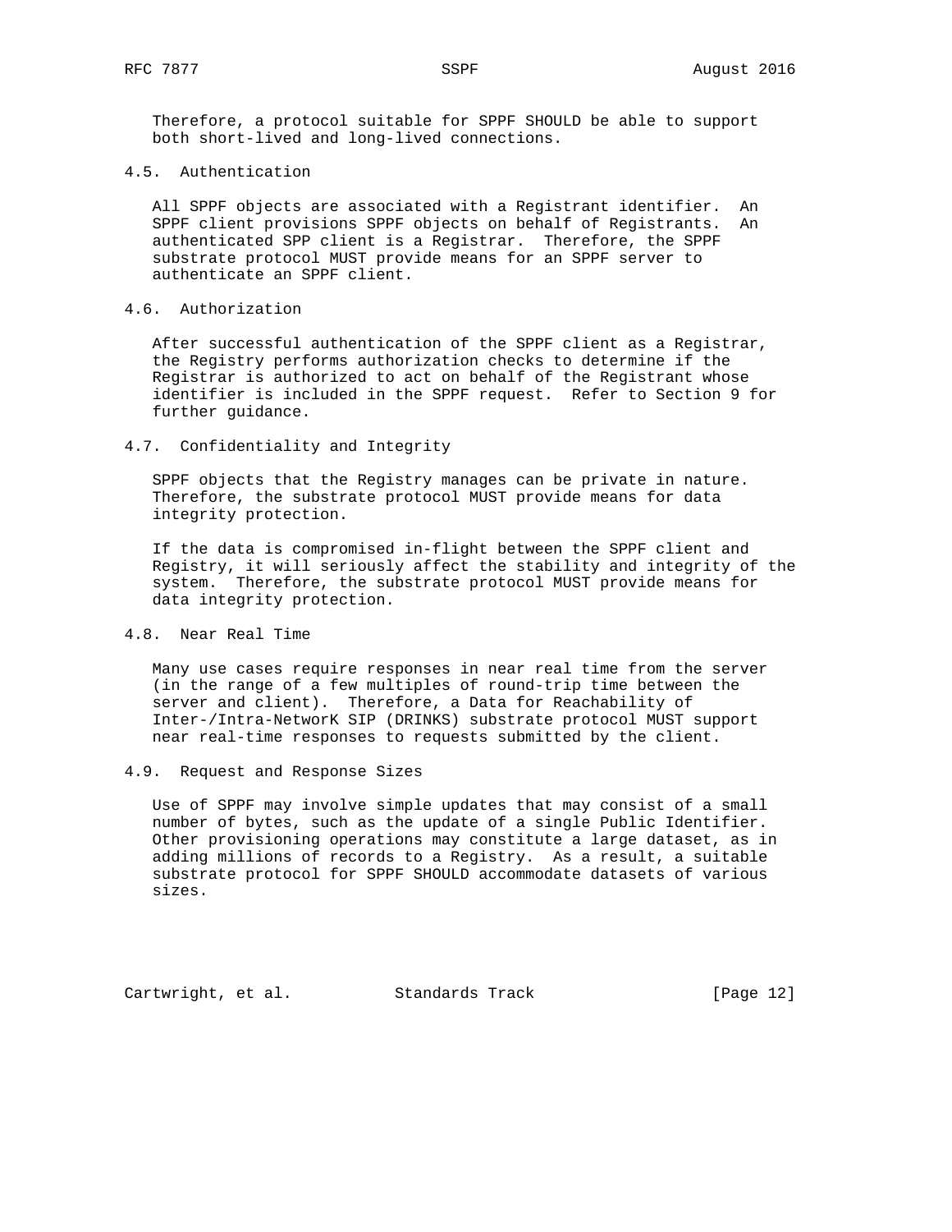Therefore, a protocol suitable for SPPF SHOULD be able to support both short-lived and long-lived connections.

### 4.5. Authentication

All SPPF objects are associated with a Registrant identifier. An SPPF client provisions SPPF objects on behalf of Registrants. An authenticated SPP client is a Registrar. Therefore, the SPPF substrate protocol MUST provide means for an SPPF server to authenticate an SPPF client.

### 4.6. Authorization

After successful authentication of the SPPF client as a Registrar, the Registry performs authorization checks to determine if the Registrar is authorized to act on behalf of the Registrant whose identifier is included in the SPPF request. Refer to Section 9 for further guidance.

### 4.7. Confidentiality and Integrity

SPPF objects that the Registry manages can be private in nature. Therefore, the substrate protocol MUST provide means for data integrity protection.

If the data is compromised in-flight between the SPPF client and Registry, it will seriously affect the stability and integrity of the system. Therefore, the substrate protocol MUST provide means for data integrity protection.

### 4.8. Near Real Time

Many use cases require responses in near real time from the server (in the range of a few multiples of round-trip time between the server and client). Therefore, a Data for Reachability of Inter-/Intra-NetworK SIP (DRINKS) substrate protocol MUST support near real-time responses to requests submitted by the client.

### 4.9. Request and Response Sizes

Use of SPPF may involve simple updates that may consist of a small number of bytes, such as the update of a single Public Identifier. Other provisioning operations may constitute a large dataset, as in adding millions of records to a Registry. As a result, a suitable substrate protocol for SPPF SHOULD accommodate datasets of various sizes.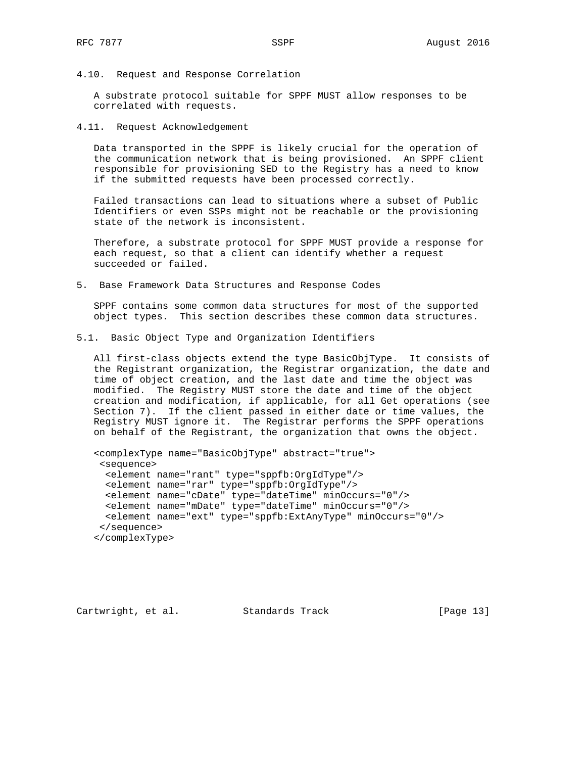### 4.10. Request and Response Correlation

A substrate protocol suitable for SPPF MUST allow responses to be correlated with requests.

### 4.11. Request Acknowledgement

Data transported in the SPPF is likely crucial for the operation of the communication network that is being provisioned. An SPPF client responsible for provisioning SED to the Registry has a need to know if the submitted requests have been processed correctly.

Failed transactions can lead to situations where a subset of Public Identifiers or even SSPs might not be reachable or the provisioning state of the network is inconsistent.

Therefore, a substrate protocol for SPPF MUST provide a response for each request, so that a client can identify whether a request succeeded or failed.

## 5. Base Framework Data Structures and Response Codes

SPPF contains some common data structures for most of the supported object types. This section describes these common data structures.

### 5.1. Basic Object Type and Organization Identifiers

All first-class objects extend the type BasicObjType. It consists of the Registrant organization, the Registrar organization, the date and time of object creation, and the last date and time the object was modified. The Registry MUST store the date and time of the object creation and modification, if applicable, for all Get operations (see Section 7). If the client passed in either date or time values, the Registry MUST ignore it. The Registrar performs the SPPF operations on behalf of the Registrant, the organization that owns the object.

```
<complexType name="BasicObjType" abstract="true">
 <sequence>
  <element name="rant" type="sppfb:OrgIdType"/>
  <element name="rar" type="sppfb:OrgIdType"/>
  <element name="cDate" type="dateTime" minOccurs="0"/>
  <element name="mDate" type="dateTime" minOccurs="0"/>
  <element name="ext" type="sppfb:ExtAnyType" minOccurs="0"/>
 </sequence>
</complexType>
```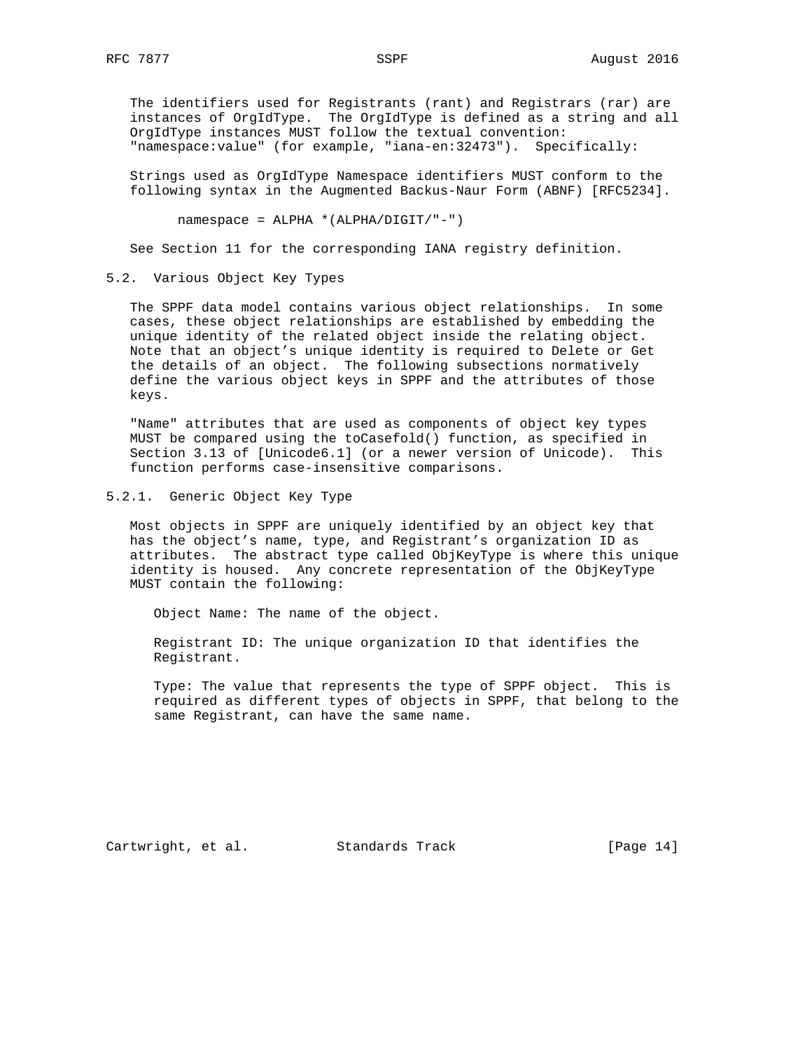The identifiers used for Registrants (rant) and Registrars (rar) are instances of OrgIdType. The OrgIdType is defined as a string and all OrgIdType instances MUST follow the textual convention: "namespace:value" (for example, "iana-en:32473"). Specifically:

Strings used as OrgIdType Namespace identifiers MUST conform to the following syntax in the Augmented Backus-Naur Form (ABNF) [RFC5234].

```
namespace = ALPHA *(ALPHA/DIGIT/"-")
```

See Section 11 for the corresponding IANA registry definition.

### 5.2. Various Object Key Types

The SPPF data model contains various object relationships. In some cases, these object relationships are established by embedding the unique identity of the related object inside the relating object. Note that an object's unique identity is required to Delete or Get the details of an object. The following subsections normatively define the various object keys in SPPF and the attributes of those keys.

"Name" attributes that are used as components of object key types MUST be compared using the toCasefold() function, as specified in Section 3.13 of [Unicode6.1] (or a newer version of Unicode). This function performs case-insensitive comparisons.

#### 5.2.1. Generic Object Key Type

Most objects in SPPF are uniquely identified by an object key that has the object's name, type, and Registrant's organization ID as attributes. The abstract type called ObjKeyType is where this unique identity is housed. Any concrete representation of the ObjKeyType MUST contain the following:

Object Name: The name of the object.

Registrant ID: The unique organization ID that identifies the Registrant.

Type: The value that represents the type of SPPF object. This is required as different types of objects in SPPF, that belong to the same Registrant, can have the same name.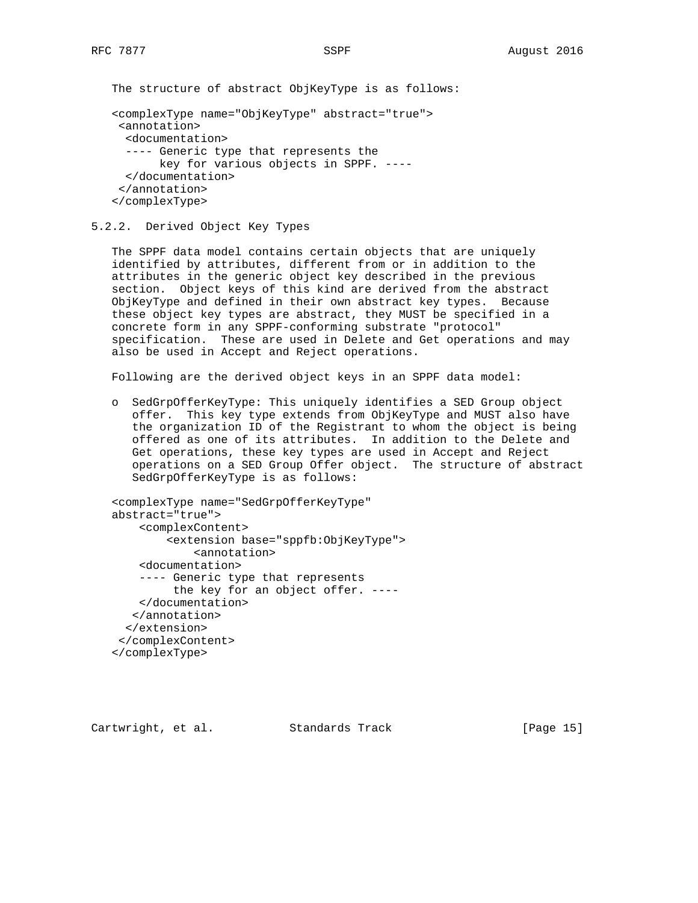The structure of abstract ObjKeyType is as follows:

```
<complexType name="ObjKeyType" abstract="true">
 <annotation>
  <documentation>
  ---- Generic type that represents the
       key for various objects in SPPF. ----
  </documentation>
 </annotation>
</complexType>
```

### 5.2.2. Derived Object Key Types

The SPPF data model contains certain objects that are uniquely identified by attributes, different from or in addition to the attributes in the generic object key described in the previous section. Object keys of this kind are derived from the abstract ObjKeyType and defined in their own abstract key types. Because these object key types are abstract, they MUST be specified in a concrete form in any SPPF-conforming substrate "protocol" specification. These are used in Delete and Get operations and may also be used in Accept and Reject operations.

Following are the derived object keys in an SPPF data model:

- SedGrpOfferKeyType: This uniquely identifies a SED Group object offer. This key type extends from ObjKeyType and MUST also have the organization ID of the Registrant to whom the object is being offered as one of its attributes. In addition to the Delete and Get operations, these key types are used in Accept and Reject operations on a SED Group Offer object. The structure of abstract SedGrpOfferKeyType is as follows:

```
<complexType name="SedGrpOfferKeyType"
abstract="true">
    <complexContent>
        <extension base="sppfb:ObjKeyType">
            <annotation>
    <documentation>
    ---- Generic type that represents
         the key for an object offer. ----
    </documentation>
   </annotation>
  </extension>
 </complexContent>
</complexType>
```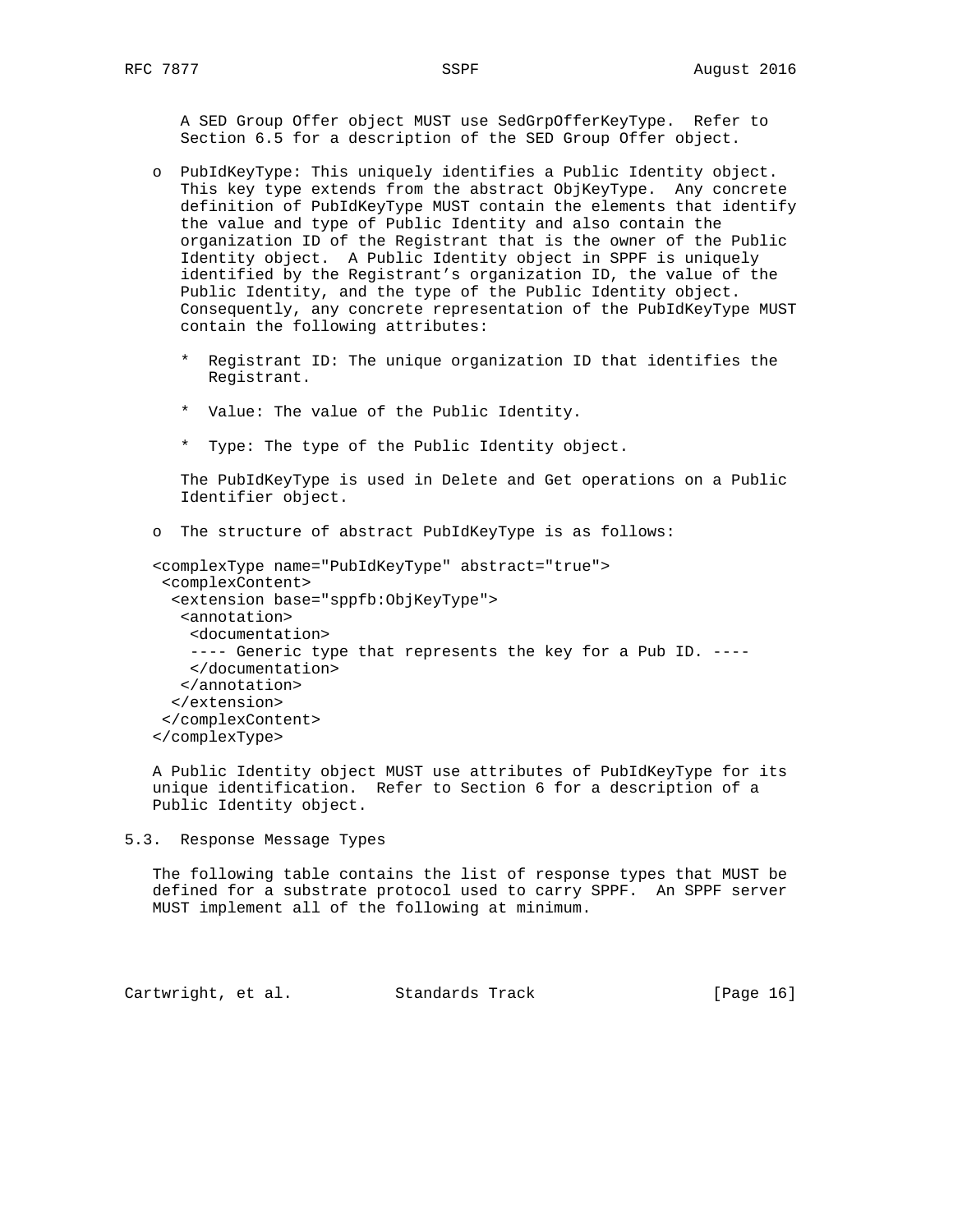A SED Group Offer object MUST use SedGrpOfferKeyType. Refer to Section 6.5 for a description of the SED Group Offer object.

- PubIdKeyType: This uniquely identifies a Public Identity object. This key type extends from the abstract ObjKeyType. Any concrete definition of PubIdKeyType MUST contain the elements that identify the value and type of Public Identity and also contain the organization ID of the Registrant that is the owner of the Public Identity object. A Public Identity object in SPPF is uniquely identified by the Registrant's organization ID, the value of the Public Identity, and the type of the Public Identity object. Consequently, any concrete representation of the PubIdKeyType MUST contain the following attributes:

  * Registrant ID: The unique organization ID that identifies the Registrant.

  * Value: The value of the Public Identity.

  * Type: The type of the Public Identity object.

  The PubIdKeyType is used in Delete and Get operations on a Public Identifier object.

- The structure of abstract PubIdKeyType is as follows:

```
<complexType name="PubIdKeyType" abstract="true">
 <complexContent>
  <extension base="sppfb:ObjKeyType">
   <annotation>
    <documentation>
    ---- Generic type that represents the key for a Pub ID. ----
    </documentation>
   </annotation>
  </extension>
 </complexContent>
</complexType>
```

A Public Identity object MUST use attributes of PubIdKeyType for its unique identification. Refer to Section 6 for a description of a Public Identity object.

## 5.3. Response Message Types

The following table contains the list of response types that MUST be defined for a substrate protocol used to carry SPPF. An SPPF server MUST implement all of the following at minimum.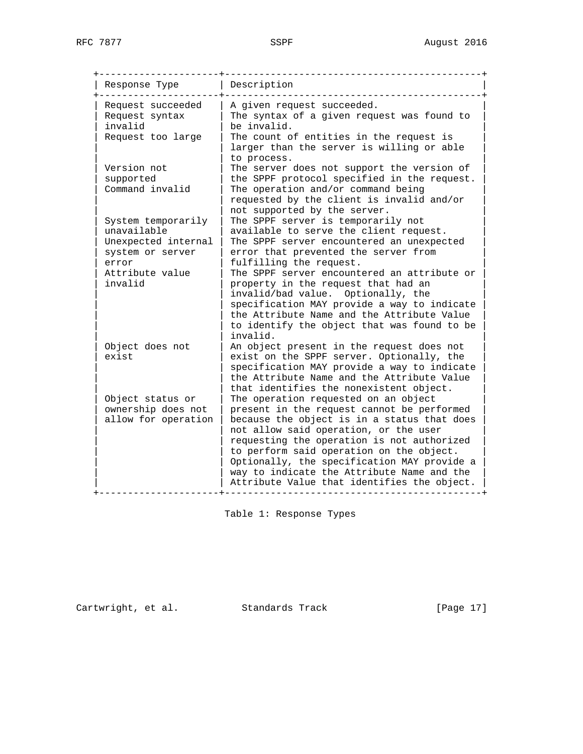| Response Type | Description |
|---|---|
| Request succeeded | A given request succeeded. |
| Request syntax invalid | The syntax of a given request was found to be invalid. |
| Request too large | The count of entities in the request is larger than the server is willing or able to process. |
| Version not supported | The server does not support the version of the SPPF protocol specified in the request. |
| Command invalid | The operation and/or command being requested by the client is invalid and/or not supported by the server. |
| System temporarily unavailable | The SPPF server is temporarily not available to serve the client request. |
| Unexpected internal system or server error | The SPPF server encountered an unexpected error that prevented the server from fulfilling the request. |
| Attribute value invalid | The SPPF server encountered an attribute or property in the request that had an invalid/bad value. Optionally, the specification MAY provide a way to indicate the Attribute Name and the Attribute Value to identify the object that was found to be invalid. |
| Object does not exist | An object present in the request does not exist on the SPPF server. Optionally, the specification MAY provide a way to indicate the Attribute Name and the Attribute Value that identifies the nonexistent object. |
| Object status or ownership does not allow for operation | The operation requested on an object present in the request cannot be performed because the object is in a status that does not allow said operation, or the user requesting the operation is not authorized to perform said operation on the object. Optionally, the specification MAY provide a way to indicate the Attribute Name and the Attribute Value that identifies the object. |

Table 1: Response Types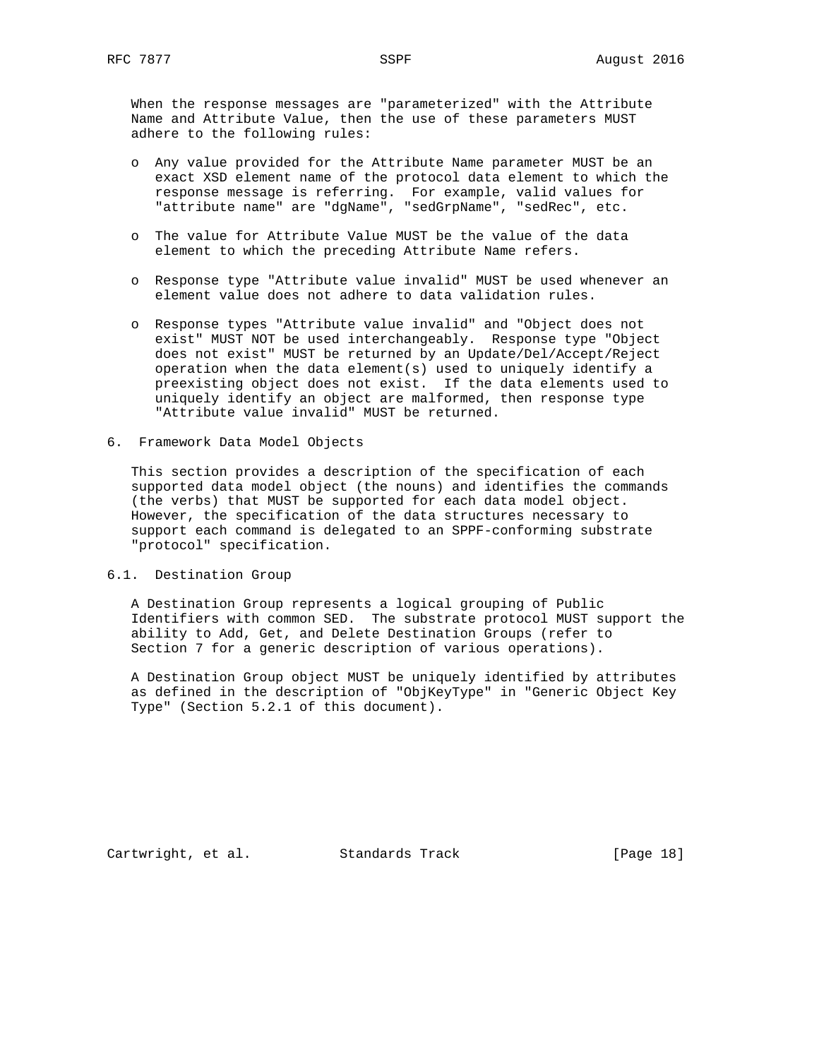When the response messages are "parameterized" with the Attribute Name and Attribute Value, then the use of these parameters MUST adhere to the following rules:

- Any value provided for the Attribute Name parameter MUST be an exact XSD element name of the protocol data element to which the response message is referring. For example, valid values for "attribute name" are "dgName", "sedGrpName", "sedRec", etc.
- The value for Attribute Value MUST be the value of the data element to which the preceding Attribute Name refers.
- Response type "Attribute value invalid" MUST be used whenever an element value does not adhere to data validation rules.
- Response types "Attribute value invalid" and "Object does not exist" MUST NOT be used interchangeably. Response type "Object does not exist" MUST be returned by an Update/Del/Accept/Reject operation when the data element(s) used to uniquely identify a preexisting object does not exist. If the data elements used to uniquely identify an object are malformed, then response type "Attribute value invalid" MUST be returned.

## 6. Framework Data Model Objects

This section provides a description of the specification of each supported data model object (the nouns) and identifies the commands (the verbs) that MUST be supported for each data model object. However, the specification of the data structures necessary to support each command is delegated to an SPPF-conforming substrate "protocol" specification.

### 6.1. Destination Group

A Destination Group represents a logical grouping of Public Identifiers with common SED. The substrate protocol MUST support the ability to Add, Get, and Delete Destination Groups (refer to Section 7 for a generic description of various operations).

A Destination Group object MUST be uniquely identified by attributes as defined in the description of "ObjKeyType" in "Generic Object Key Type" (Section 5.2.1 of this document).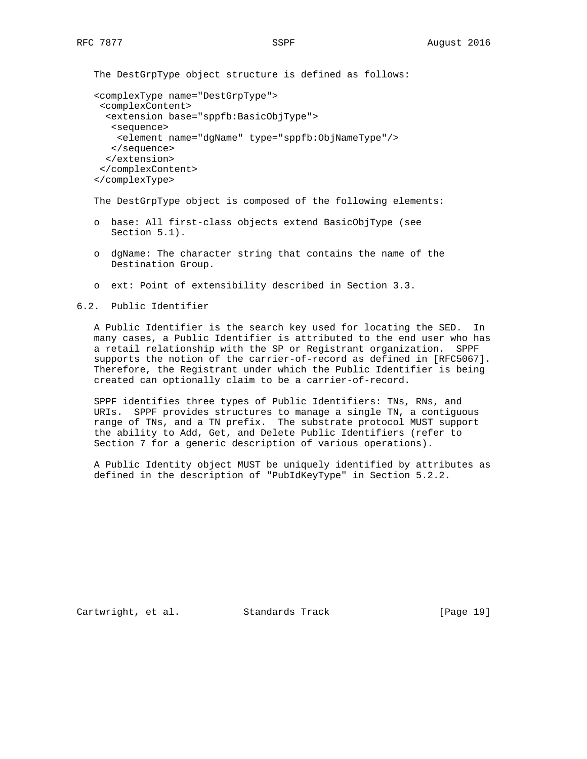The DestGrpType object structure is defined as follows:

```
<complexType name="DestGrpType">
 <complexContent>
  <extension base="sppfb:BasicObjType">
   <sequence>
    <element name="dgName" type="sppfb:ObjNameType"/>
   </sequence>
  </extension>
 </complexContent>
</complexType>
```

The DestGrpType object is composed of the following elements:

- base: All first-class objects extend BasicObjType (see Section 5.1).
- dgName: The character string that contains the name of the Destination Group.
- ext: Point of extensibility described in Section 3.3.

## 6.2. Public Identifier

A Public Identifier is the search key used for locating the SED. In many cases, a Public Identifier is attributed to the end user who has a retail relationship with the SP or Registrant organization. SPPF supports the notion of the carrier-of-record as defined in [RFC5067]. Therefore, the Registrant under which the Public Identifier is being created can optionally claim to be a carrier-of-record.

SPPF identifies three types of Public Identifiers: TNs, RNs, and URIs. SPPF provides structures to manage a single TN, a contiguous range of TNs, and a TN prefix. The substrate protocol MUST support the ability to Add, Get, and Delete Public Identifiers (refer to Section 7 for a generic description of various operations).

A Public Identity object MUST be uniquely identified by attributes as defined in the description of "PubIdKeyType" in Section 5.2.2.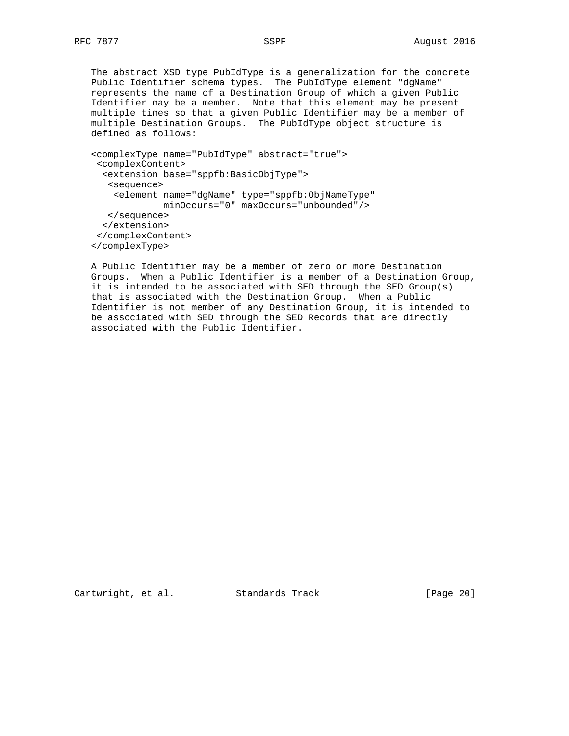The abstract XSD type PubIdType is a generalization for the concrete Public Identifier schema types. The PubIdType element "dgName" represents the name of a Destination Group of which a given Public Identifier may be a member. Note that this element may be present multiple times so that a given Public Identifier may be a member of multiple Destination Groups. The PubIdType object structure is defined as follows:

```
<complexType name="PubIdType" abstract="true">
 <complexContent>
  <extension base="sppfb:BasicObjType">
   <sequence>
    <element name="dgName" type="sppfb:ObjNameType"
             minOccurs="0" maxOccurs="unbounded"/>
   </sequence>
  </extension>
 </complexContent>
</complexType>
```

A Public Identifier may be a member of zero or more Destination Groups. When a Public Identifier is a member of a Destination Group, it is intended to be associated with SED through the SED Group(s) that is associated with the Destination Group. When a Public Identifier is not member of any Destination Group, it is intended to be associated with SED through the SED Records that are directly associated with the Public Identifier.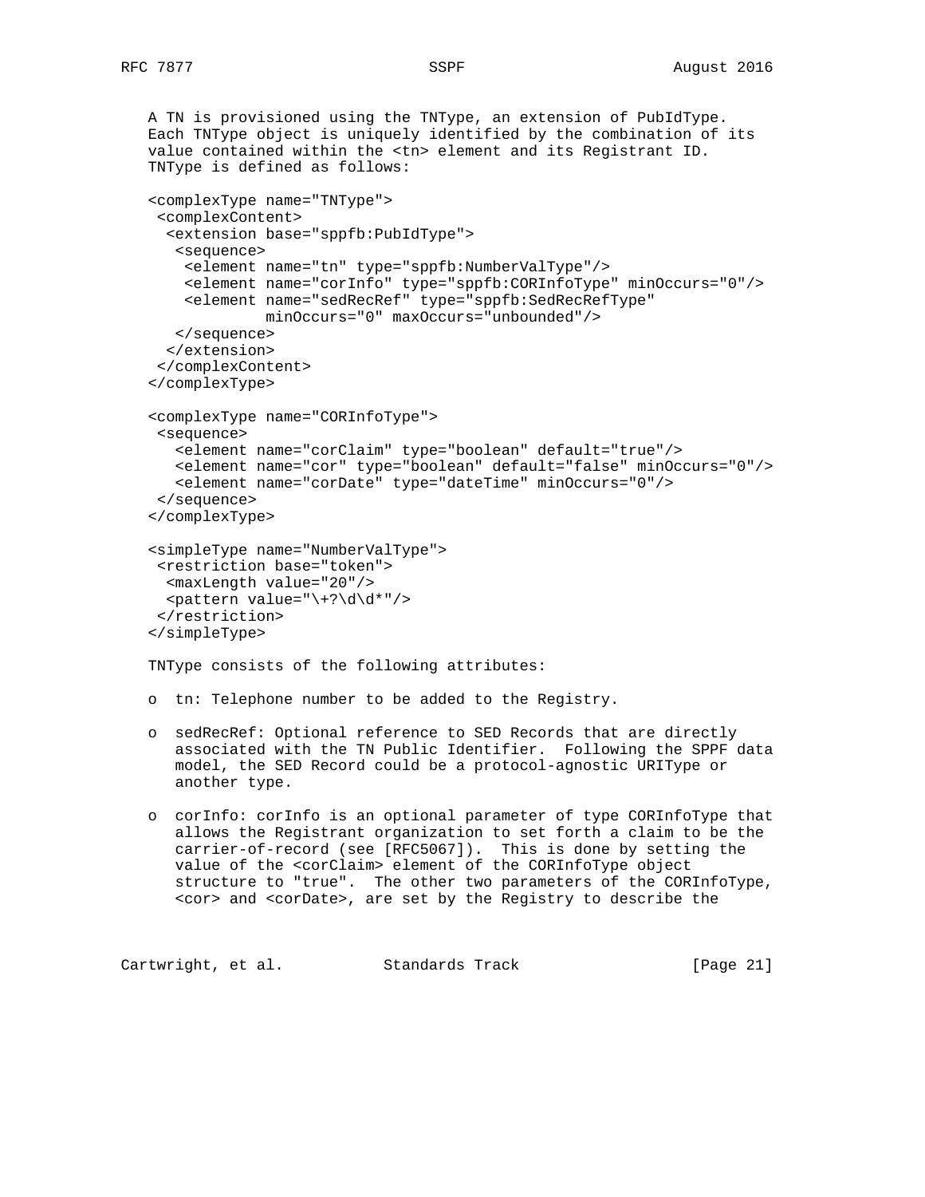A TN is provisioned using the TNType, an extension of PubIdType. Each TNType object is uniquely identified by the combination of its value contained within the <tn> element and its Registrant ID. TNType is defined as follows:

```
<complexType name="TNType">
 <complexContent>
  <extension base="sppfb:PubIdType">
   <sequence>
    <element name="tn" type="sppfb:NumberValType"/>
    <element name="corInfo" type="sppfb:CORInfoType" minOccurs="0"/>
    <element name="sedRecRef" type="sppfb:SedRecRefType"
             minOccurs="0" maxOccurs="unbounded"/>
   </sequence>
  </extension>
 </complexContent>
</complexType>

<complexType name="CORInfoType">
 <sequence>
   <element name="corClaim" type="boolean" default="true"/>
   <element name="cor" type="boolean" default="false" minOccurs="0"/>
   <element name="corDate" type="dateTime" minOccurs="0"/>
 </sequence>
</complexType>

<simpleType name="NumberValType">
 <restriction base="token">
  <maxLength value="20"/>
  <pattern value="\+?\d\d*"/>
 </restriction>
</simpleType>
```

TNType consists of the following attributes:

- tn: Telephone number to be added to the Registry.

- sedRecRef: Optional reference to SED Records that are directly associated with the TN Public Identifier. Following the SPPF data model, the SED Record could be a protocol-agnostic URIType or another type.

- corInfo: corInfo is an optional parameter of type CORInfoType that allows the Registrant organization to set forth a claim to be the carrier-of-record (see [RFC5067]). This is done by setting the value of the <corClaim> element of the CORInfoType object structure to "true". The other two parameters of the CORInfoType, <cor> and <corDate>, are set by the Registry to describe the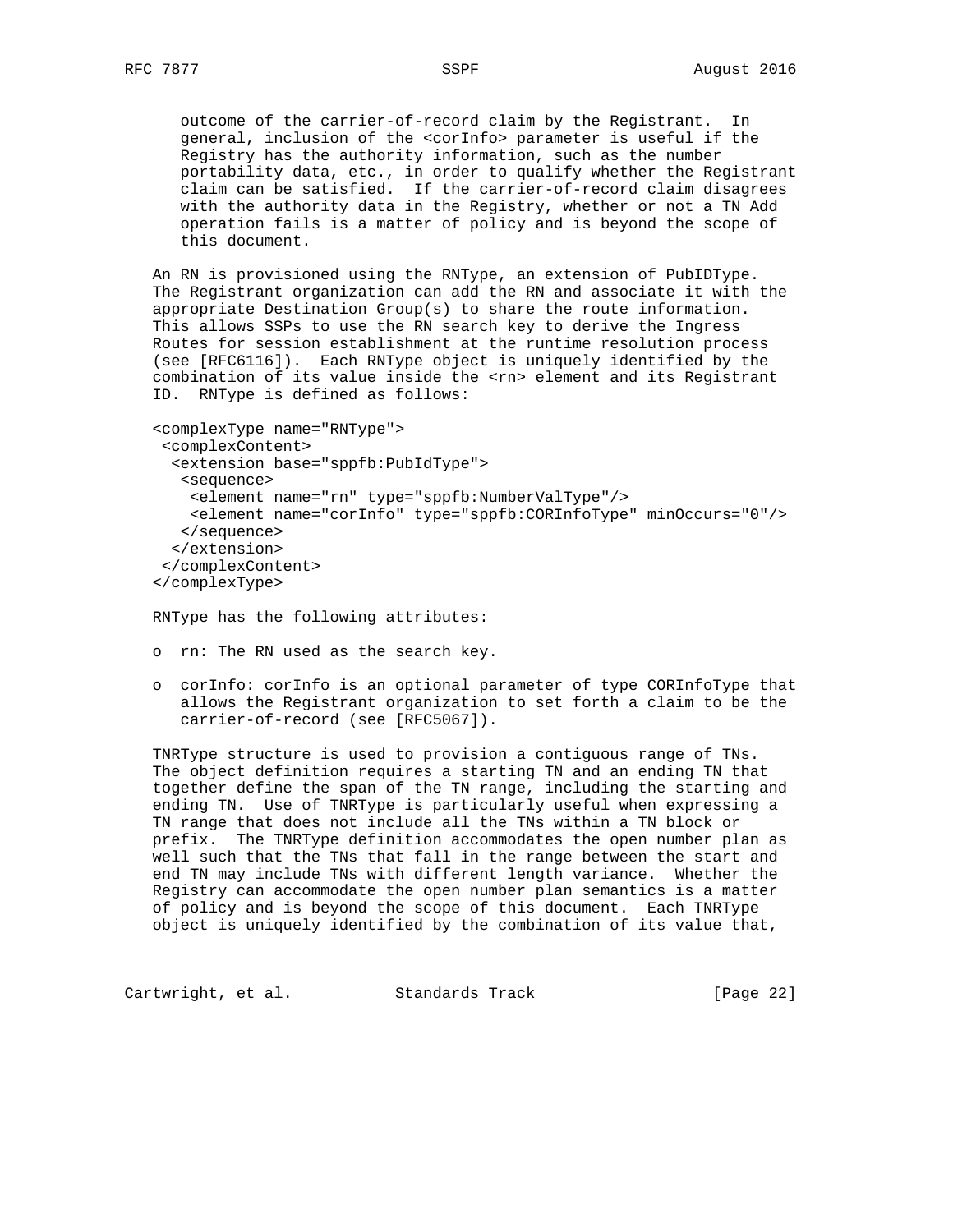outcome of the carrier-of-record claim by the Registrant. In general, inclusion of the <corInfo> parameter is useful if the Registry has the authority information, such as the number portability data, etc., in order to qualify whether the Registrant claim can be satisfied. If the carrier-of-record claim disagrees with the authority data in the Registry, whether or not a TN Add operation fails is a matter of policy and is beyond the scope of this document.

An RN is provisioned using the RNType, an extension of PubIDType. The Registrant organization can add the RN and associate it with the appropriate Destination Group(s) to share the route information. This allows SSPs to use the RN search key to derive the Ingress Routes for session establishment at the runtime resolution process (see [RFC6116]). Each RNType object is uniquely identified by the combination of its value inside the <rn> element and its Registrant ID. RNType is defined as follows:

```
<complexType name="RNType">
 <complexContent>
  <extension base="sppfb:PubIdType">
   <sequence>
    <element name="rn" type="sppfb:NumberValType"/>
    <element name="corInfo" type="sppfb:CORInfoType" minOccurs="0"/>
   </sequence>
  </extension>
 </complexContent>
</complexType>
```

RNType has the following attributes:

- rn: The RN used as the search key.
- corInfo: corInfo is an optional parameter of type CORInfoType that allows the Registrant organization to set forth a claim to be the carrier-of-record (see [RFC5067]).

TNRType structure is used to provision a contiguous range of TNs. The object definition requires a starting TN and an ending TN that together define the span of the TN range, including the starting and ending TN. Use of TNRType is particularly useful when expressing a TN range that does not include all the TNs within a TN block or prefix. The TNRType definition accommodates the open number plan as well such that the TNs that fall in the range between the start and end TN may include TNs with different length variance. Whether the Registry can accommodate the open number plan semantics is a matter of policy and is beyond the scope of this document. Each TNRType object is uniquely identified by the combination of its value that,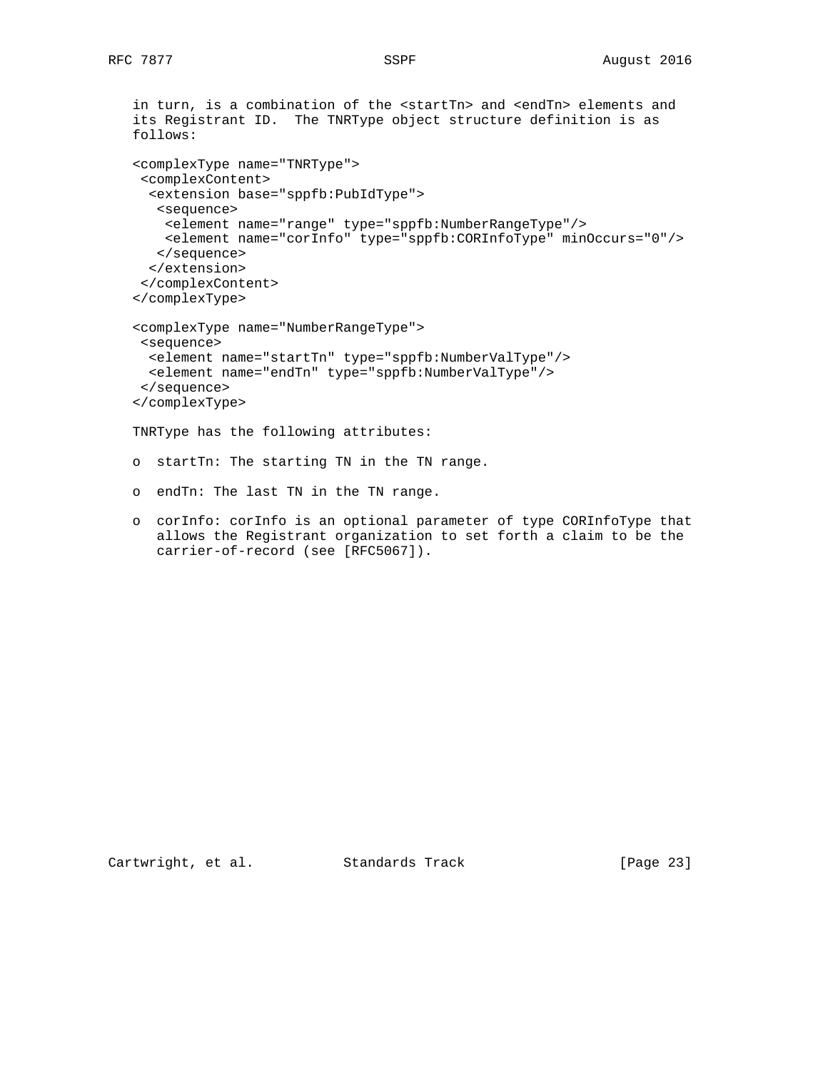in turn, is a combination of the <startTn> and <endTn> elements and its Registrant ID. The TNRType object structure definition is as follows:

```
<complexType name="TNRType">
 <complexContent>
  <extension base="sppfb:PubIdType">
   <sequence>
    <element name="range" type="sppfb:NumberRangeType"/>
    <element name="corInfo" type="sppfb:CORInfoType" minOccurs="0"/>
   </sequence>
  </extension>
 </complexContent>
</complexType>

<complexType name="NumberRangeType">
 <sequence>
  <element name="startTn" type="sppfb:NumberValType"/>
  <element name="endTn" type="sppfb:NumberValType"/>
 </sequence>
</complexType>
```

TNRType has the following attributes:

- startTn: The starting TN in the TN range.
- endTn: The last TN in the TN range.
- corInfo: corInfo is an optional parameter of type CORInfoType that allows the Registrant organization to set forth a claim to be the carrier-of-record (see [RFC5067]).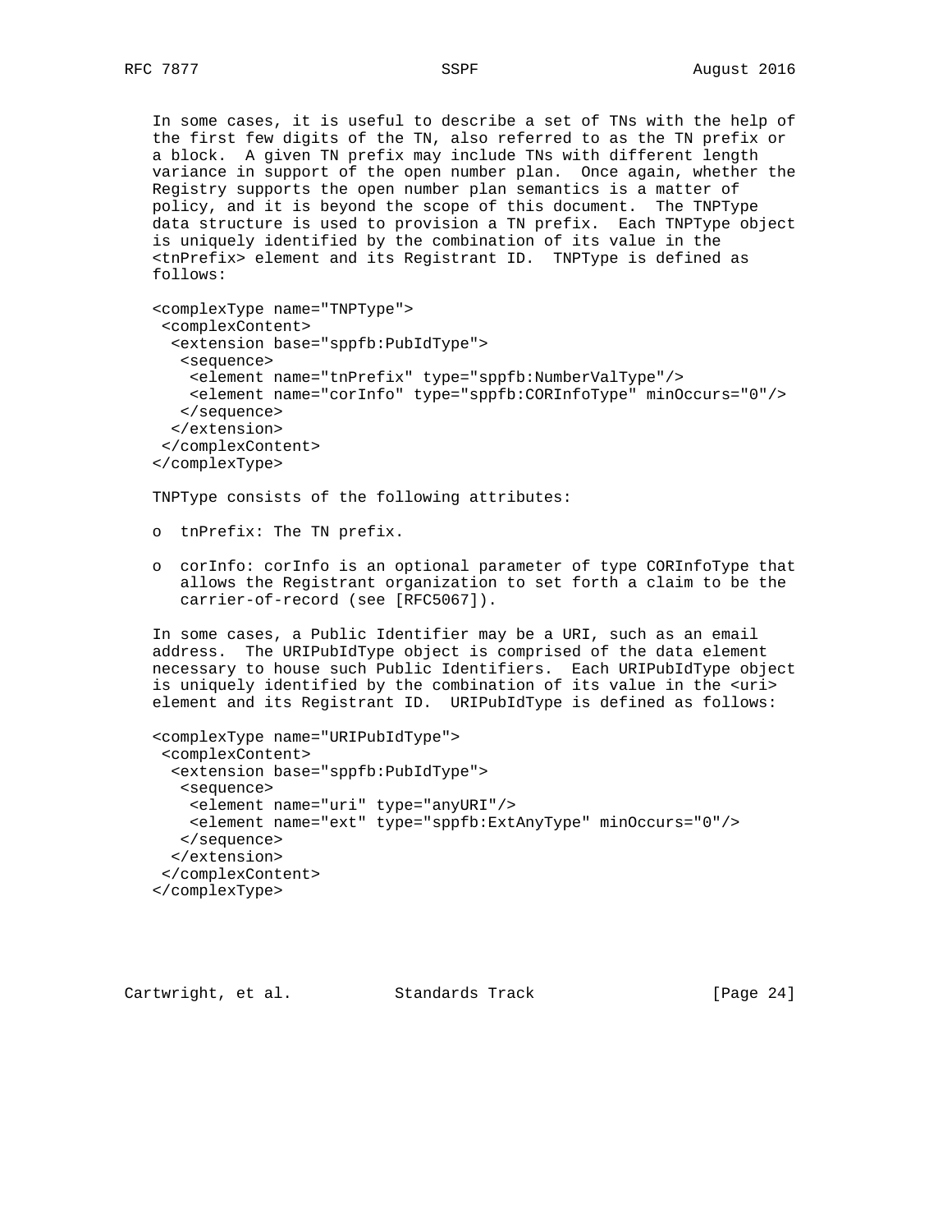In some cases, it is useful to describe a set of TNs with the help of the first few digits of the TN, also referred to as the TN prefix or a block. A given TN prefix may include TNs with different length variance in support of the open number plan. Once again, whether the Registry supports the open number plan semantics is a matter of policy, and it is beyond the scope of this document. The TNPType data structure is used to provision a TN prefix. Each TNPType object is uniquely identified by the combination of its value in the <tnPrefix> element and its Registrant ID. TNPType is defined as follows:

```
<complexType name="TNPType">
 <complexContent>
  <extension base="sppfb:PubIdType">
   <sequence>
    <element name="tnPrefix" type="sppfb:NumberValType"/>
    <element name="corInfo" type="sppfb:CORInfoType" minOccurs="0"/>
   </sequence>
  </extension>
 </complexContent>
</complexType>
```

TNPType consists of the following attributes:

- tnPrefix: The TN prefix.
- corInfo: corInfo is an optional parameter of type CORInfoType that allows the Registrant organization to set forth a claim to be the carrier-of-record (see [RFC5067]).

In some cases, a Public Identifier may be a URI, such as an email address. The URIPubIdType object is comprised of the data element necessary to house such Public Identifiers. Each URIPubIdType object is uniquely identified by the combination of its value in the <uri> element and its Registrant ID. URIPubIdType is defined as follows:

```
<complexType name="URIPubIdType">
 <complexContent>
  <extension base="sppfb:PubIdType">
   <sequence>
    <element name="uri" type="anyURI"/>
    <element name="ext" type="sppfb:ExtAnyType" minOccurs="0"/>
   </sequence>
  </extension>
 </complexContent>
</complexType>
```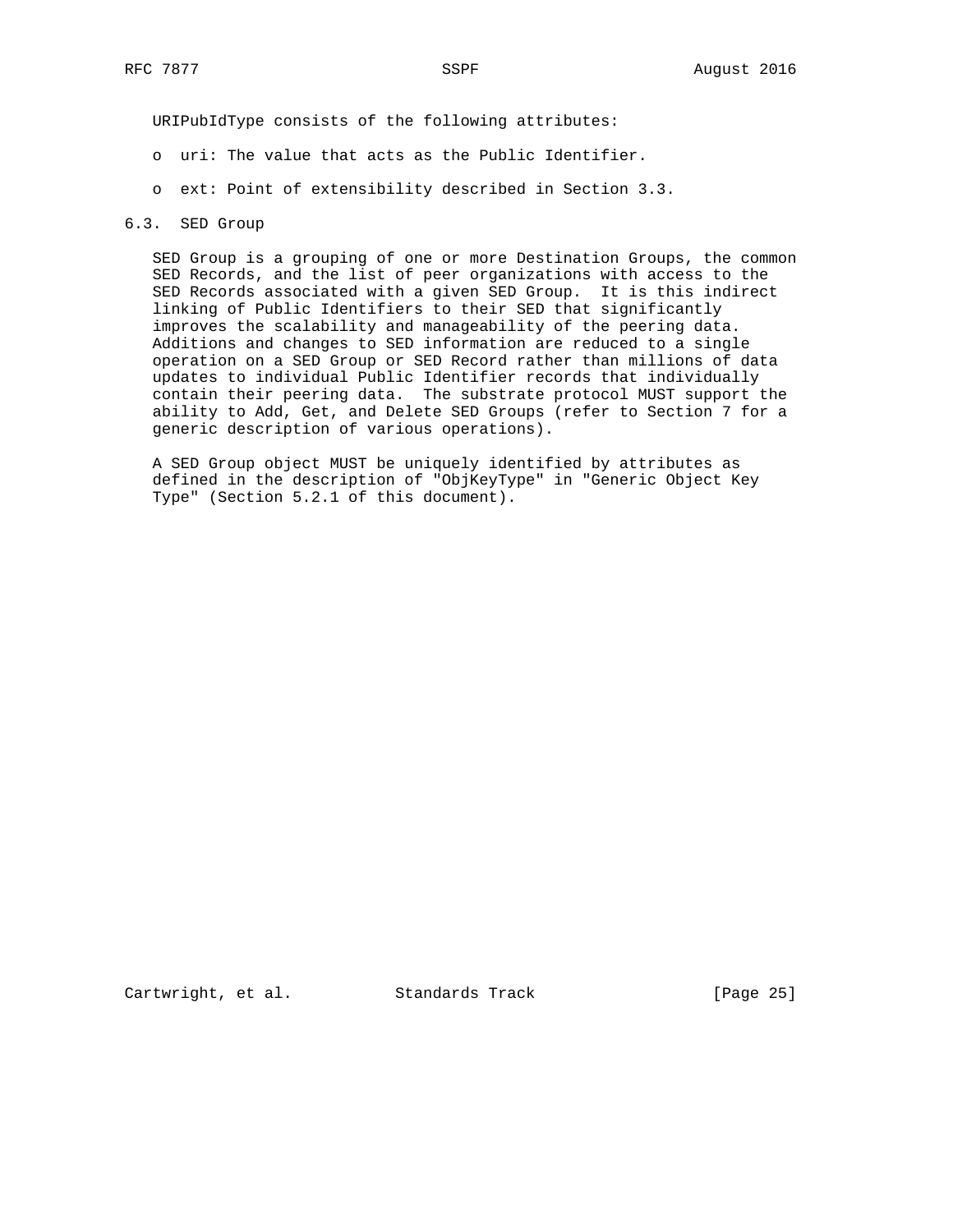URIPubIdType consists of the following attributes:

- uri: The value that acts as the Public Identifier.
- ext: Point of extensibility described in Section 3.3.

### 6.3. SED Group

SED Group is a grouping of one or more Destination Groups, the common SED Records, and the list of peer organizations with access to the SED Records associated with a given SED Group. It is this indirect linking of Public Identifiers to their SED that significantly improves the scalability and manageability of the peering data. Additions and changes to SED information are reduced to a single operation on a SED Group or SED Record rather than millions of data updates to individual Public Identifier records that individually contain their peering data. The substrate protocol MUST support the ability to Add, Get, and Delete SED Groups (refer to Section 7 for a generic description of various operations).

A SED Group object MUST be uniquely identified by attributes as defined in the description of "ObjKeyType" in "Generic Object Key Type" (Section 5.2.1 of this document).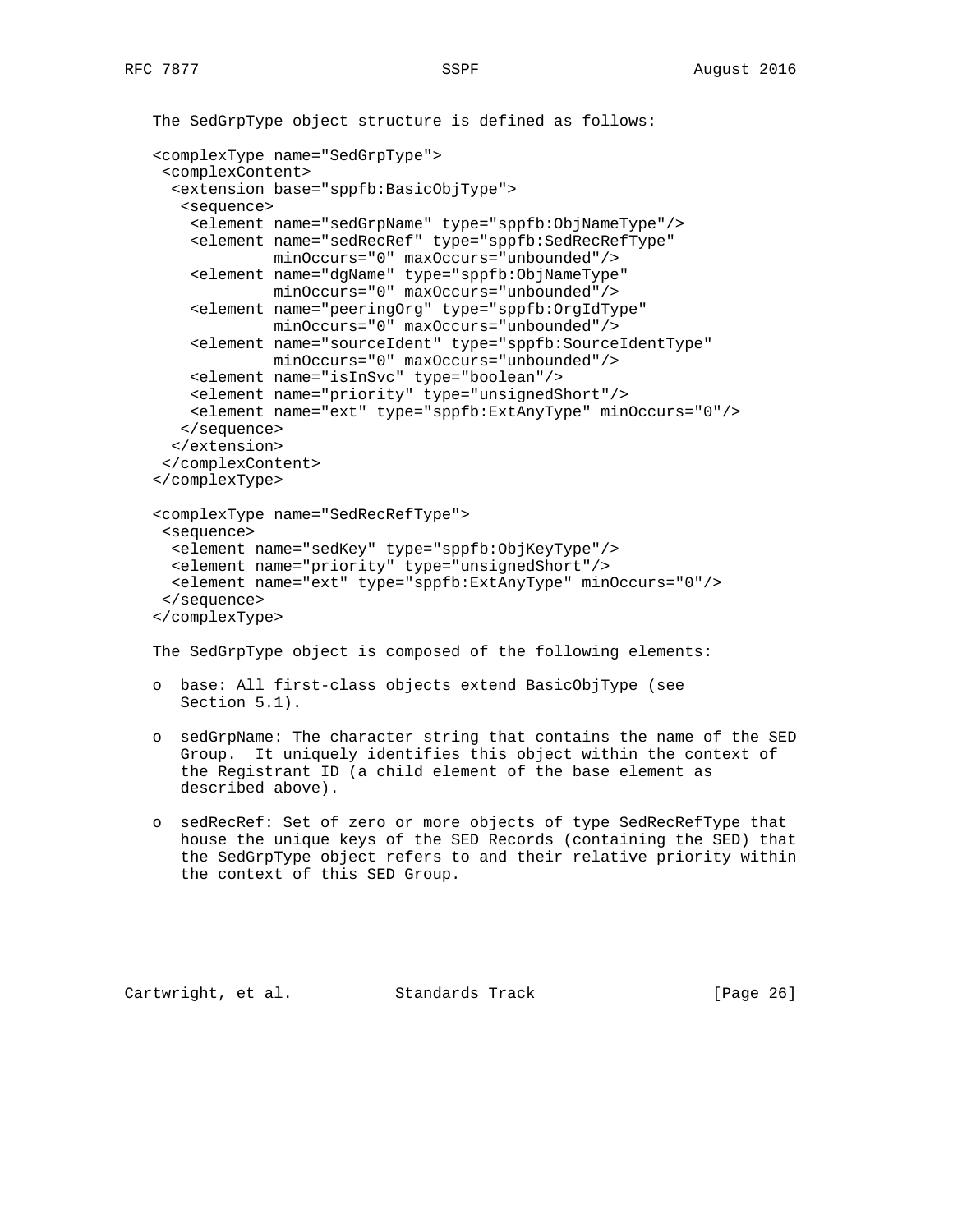The SedGrpType object structure is defined as follows:

```
<complexType name="SedGrpType">
 <complexContent>
  <extension base="sppfb:BasicObjType">
   <sequence>
    <element name="sedGrpName" type="sppfb:ObjNameType"/>
    <element name="sedRecRef" type="sppfb:SedRecRefType"
             minOccurs="0" maxOccurs="unbounded"/>
    <element name="dgName" type="sppfb:ObjNameType"
             minOccurs="0" maxOccurs="unbounded"/>
    <element name="peeringOrg" type="sppfb:OrgIdType"
             minOccurs="0" maxOccurs="unbounded"/>
    <element name="sourceIdent" type="sppfb:SourceIdentType"
             minOccurs="0" maxOccurs="unbounded"/>
    <element name="isInSvc" type="boolean"/>
    <element name="priority" type="unsignedShort"/>
    <element name="ext" type="sppfb:ExtAnyType" minOccurs="0"/>
   </sequence>
  </extension>
 </complexContent>
</complexType>

<complexType name="SedRecRefType">
 <sequence>
  <element name="sedKey" type="sppfb:ObjKeyType"/>
  <element name="priority" type="unsignedShort"/>
  <element name="ext" type="sppfb:ExtAnyType" minOccurs="0"/>
 </sequence>
</complexType>
```

The SedGrpType object is composed of the following elements:

- base: All first-class objects extend BasicObjType (see Section 5.1).

- sedGrpName: The character string that contains the name of the SED Group. It uniquely identifies this object within the context of the Registrant ID (a child element of the base element as described above).

- sedRecRef: Set of zero or more objects of type SedRecRefType that house the unique keys of the SED Records (containing the SED) that the SedGrpType object refers to and their relative priority within the context of this SED Group.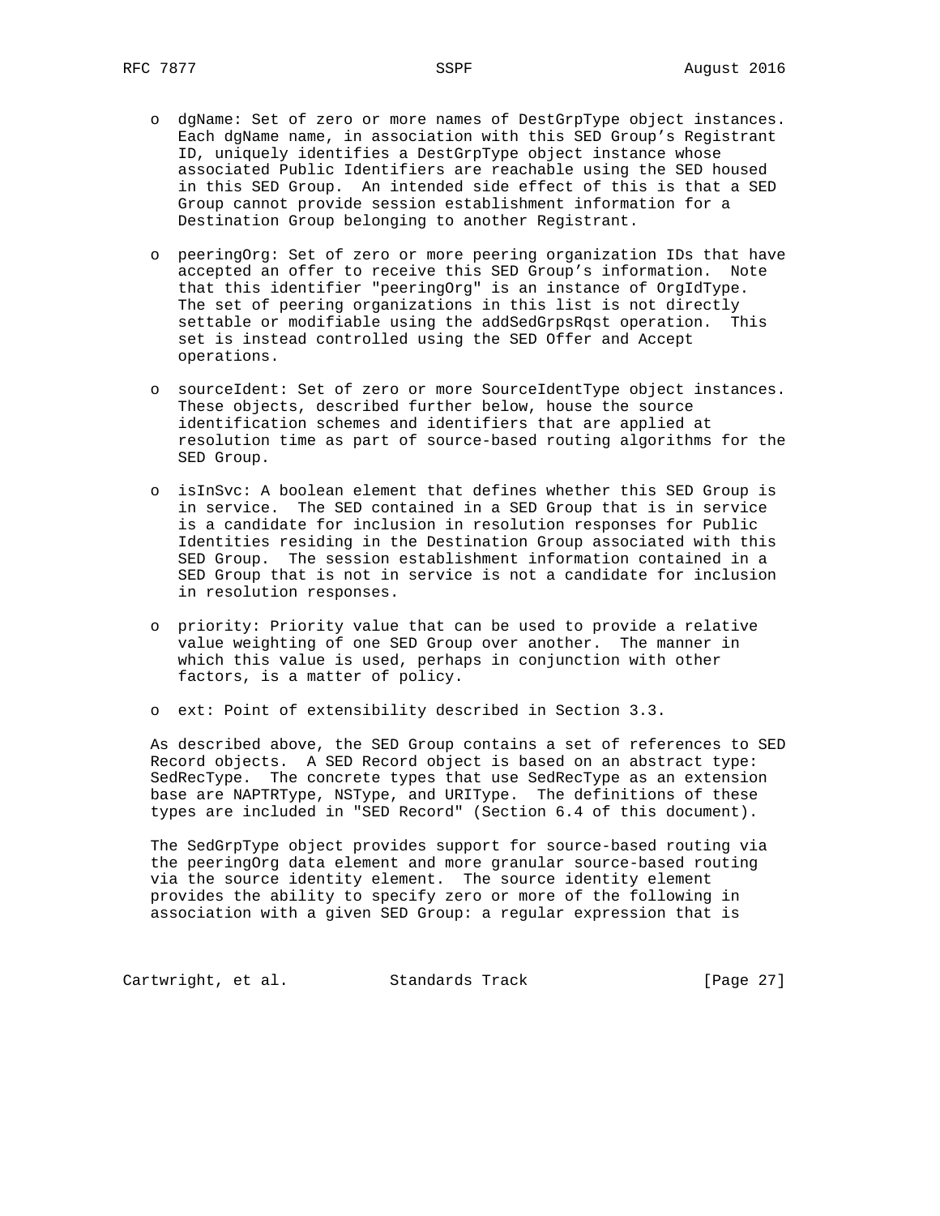- dgName: Set of zero or more names of DestGrpType object instances. Each dgName name, in association with this SED Group's Registrant ID, uniquely identifies a DestGrpType object instance whose associated Public Identifiers are reachable using the SED housed in this SED Group. An intended side effect of this is that a SED Group cannot provide session establishment information for a Destination Group belonging to another Registrant.

- peeringOrg: Set of zero or more peering organization IDs that have accepted an offer to receive this SED Group's information. Note that this identifier "peeringOrg" is an instance of OrgIdType. The set of peering organizations in this list is not directly settable or modifiable using the addSedGrpsRqst operation. This set is instead controlled using the SED Offer and Accept operations.

- sourceIdent: Set of zero or more SourceIdentType object instances. These objects, described further below, house the source identification schemes and identifiers that are applied at resolution time as part of source-based routing algorithms for the SED Group.

- isInSvc: A boolean element that defines whether this SED Group is in service. The SED contained in a SED Group that is in service is a candidate for inclusion in resolution responses for Public Identities residing in the Destination Group associated with this SED Group. The session establishment information contained in a SED Group that is not in service is not a candidate for inclusion in resolution responses.

- priority: Priority value that can be used to provide a relative value weighting of one SED Group over another. The manner in which this value is used, perhaps in conjunction with other factors, is a matter of policy.

- ext: Point of extensibility described in Section 3.3.

As described above, the SED Group contains a set of references to SED Record objects. A SED Record object is based on an abstract type: SedRecType. The concrete types that use SedRecType as an extension base are NAPTRType, NSType, and URIType. The definitions of these types are included in "SED Record" (Section 6.4 of this document).

The SedGrpType object provides support for source-based routing via the peeringOrg data element and more granular source-based routing via the source identity element. The source identity element provides the ability to specify zero or more of the following in association with a given SED Group: a regular expression that is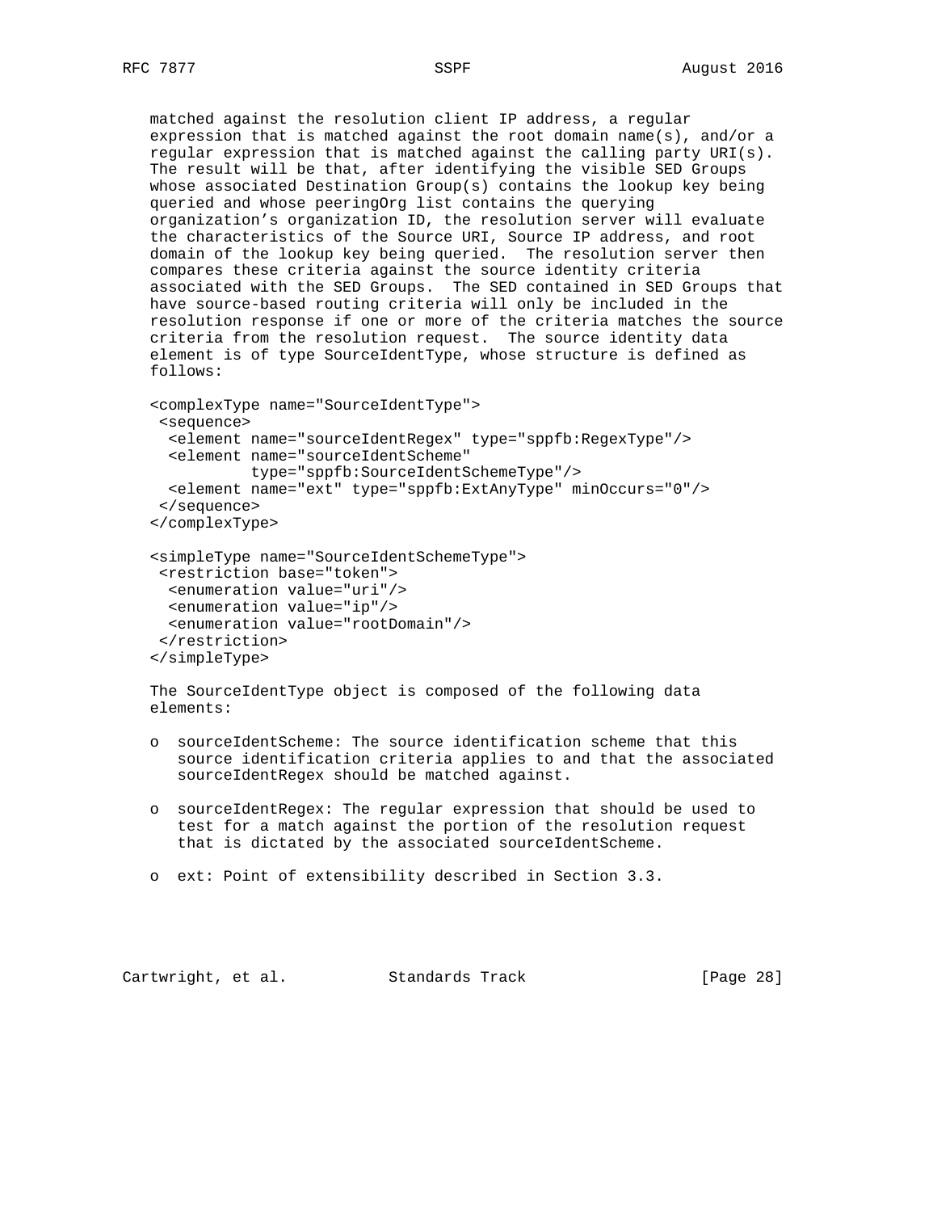matched against the resolution client IP address, a regular expression that is matched against the root domain name(s), and/or a regular expression that is matched against the calling party URI(s). The result will be that, after identifying the visible SED Groups whose associated Destination Group(s) contains the lookup key being queried and whose peeringOrg list contains the querying organization's organization ID, the resolution server will evaluate the characteristics of the Source URI, Source IP address, and root domain of the lookup key being queried. The resolution server then compares these criteria against the source identity criteria associated with the SED Groups. The SED contained in SED Groups that have source-based routing criteria will only be included in the resolution response if one or more of the criteria matches the source criteria from the resolution request. The source identity data element is of type SourceIdentType, whose structure is defined as follows:

```
<complexType name="SourceIdentType">
 <sequence>
  <element name="sourceIdentRegex" type="sppfb:RegexType"/>
  <element name="sourceIdentScheme"
           type="sppfb:SourceIdentSchemeType"/>
  <element name="ext" type="sppfb:ExtAnyType" minOccurs="0"/>
 </sequence>
</complexType>

<simpleType name="SourceIdentSchemeType">
 <restriction base="token">
  <enumeration value="uri"/>
  <enumeration value="ip"/>
  <enumeration value="rootDomain"/>
 </restriction>
</simpleType>
```

The SourceIdentType object is composed of the following data elements:

- sourceIdentScheme: The source identification scheme that this source identification criteria applies to and that the associated sourceIdentRegex should be matched against.

- sourceIdentRegex: The regular expression that should be used to test for a match against the portion of the resolution request that is dictated by the associated sourceIdentScheme.

- ext: Point of extensibility described in Section 3.3.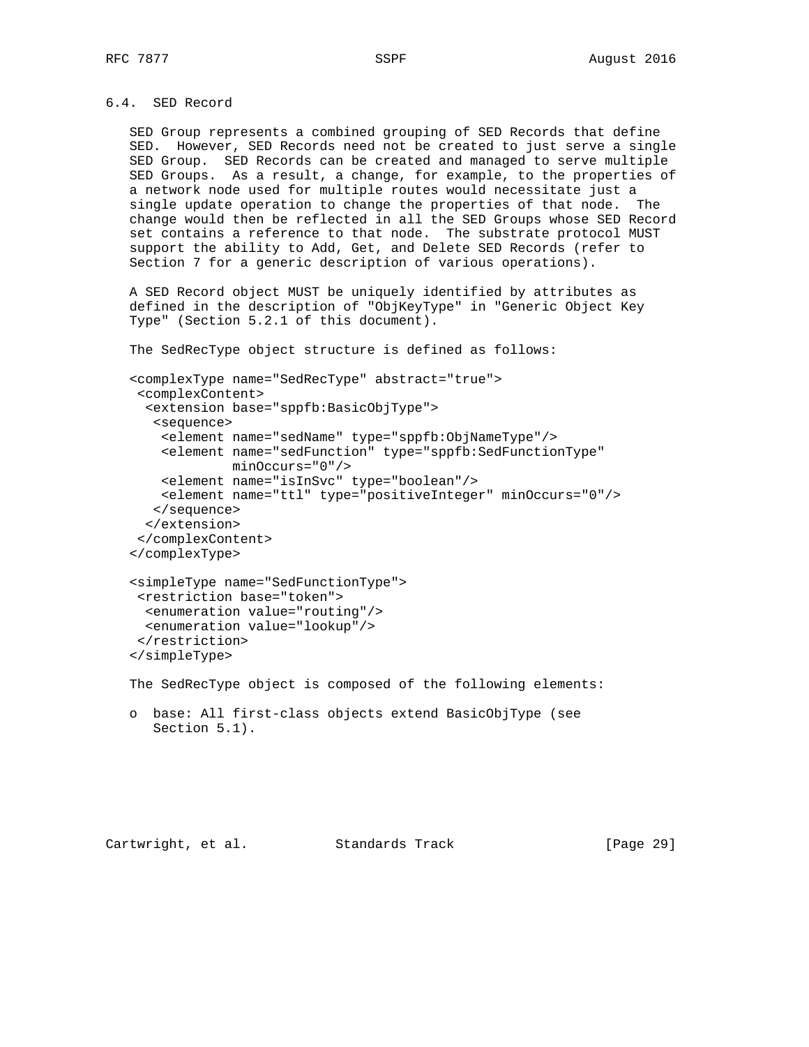### 6.4. SED Record

SED Group represents a combined grouping of SED Records that define SED. However, SED Records need not be created to just serve a single SED Group. SED Records can be created and managed to serve multiple SED Groups. As a result, a change, for example, to the properties of a network node used for multiple routes would necessitate just a single update operation to change the properties of that node. The change would then be reflected in all the SED Groups whose SED Record set contains a reference to that node. The substrate protocol MUST support the ability to Add, Get, and Delete SED Records (refer to Section 7 for a generic description of various operations).

A SED Record object MUST be uniquely identified by attributes as defined in the description of "ObjKeyType" in "Generic Object Key Type" (Section 5.2.1 of this document).

The SedRecType object structure is defined as follows:

```
<complexType name="SedRecType" abstract="true">
 <complexContent>
  <extension base="sppfb:BasicObjType">
   <sequence>
    <element name="sedName" type="sppfb:ObjNameType"/>
    <element name="sedFunction" type="sppfb:SedFunctionType"
             minOccurs="0"/>
    <element name="isInSvc" type="boolean"/>
    <element name="ttl" type="positiveInteger" minOccurs="0"/>
   </sequence>
  </extension>
 </complexContent>
</complexType>

<simpleType name="SedFunctionType">
 <restriction base="token">
  <enumeration value="routing"/>
  <enumeration value="lookup"/>
 </restriction>
</simpleType>
```

The SedRecType object is composed of the following elements:

- base: All first-class objects extend BasicObjType (see Section 5.1).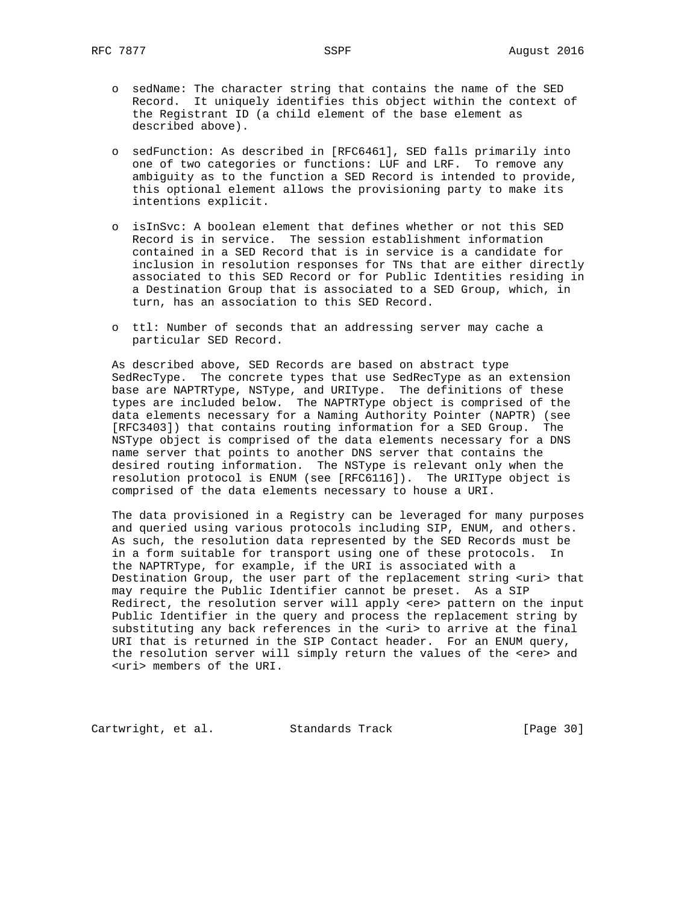- sedName: The character string that contains the name of the SED Record. It uniquely identifies this object within the context of the Registrant ID (a child element of the base element as described above).

- sedFunction: As described in [RFC6461], SED falls primarily into one of two categories or functions: LUF and LRF. To remove any ambiguity as to the function a SED Record is intended to provide, this optional element allows the provisioning party to make its intentions explicit.

- isInSvc: A boolean element that defines whether or not this SED Record is in service. The session establishment information contained in a SED Record that is in service is a candidate for inclusion in resolution responses for TNs that are either directly associated to this SED Record or for Public Identities residing in a Destination Group that is associated to a SED Group, which, in turn, has an association to this SED Record.

- ttl: Number of seconds that an addressing server may cache a particular SED Record.

As described above, SED Records are based on abstract type SedRecType. The concrete types that use SedRecType as an extension base are NAPTRType, NSType, and URIType. The definitions of these types are included below. The NAPTRType object is comprised of the data elements necessary for a Naming Authority Pointer (NAPTR) (see [RFC3403]) that contains routing information for a SED Group. The NSType object is comprised of the data elements necessary for a DNS name server that points to another DNS server that contains the desired routing information. The NSType is relevant only when the resolution protocol is ENUM (see [RFC6116]). The URIType object is comprised of the data elements necessary to house a URI.

The data provisioned in a Registry can be leveraged for many purposes and queried using various protocols including SIP, ENUM, and others. As such, the resolution data represented by the SED Records must be in a form suitable for transport using one of these protocols. In the NAPTRType, for example, if the URI is associated with a Destination Group, the user part of the replacement string <uri> that may require the Public Identifier cannot be preset. As a SIP Redirect, the resolution server will apply <ere> pattern on the input Public Identifier in the query and process the replacement string by substituting any back references in the <uri> to arrive at the final URI that is returned in the SIP Contact header. For an ENUM query, the resolution server will simply return the values of the <ere> and <uri> members of the URI.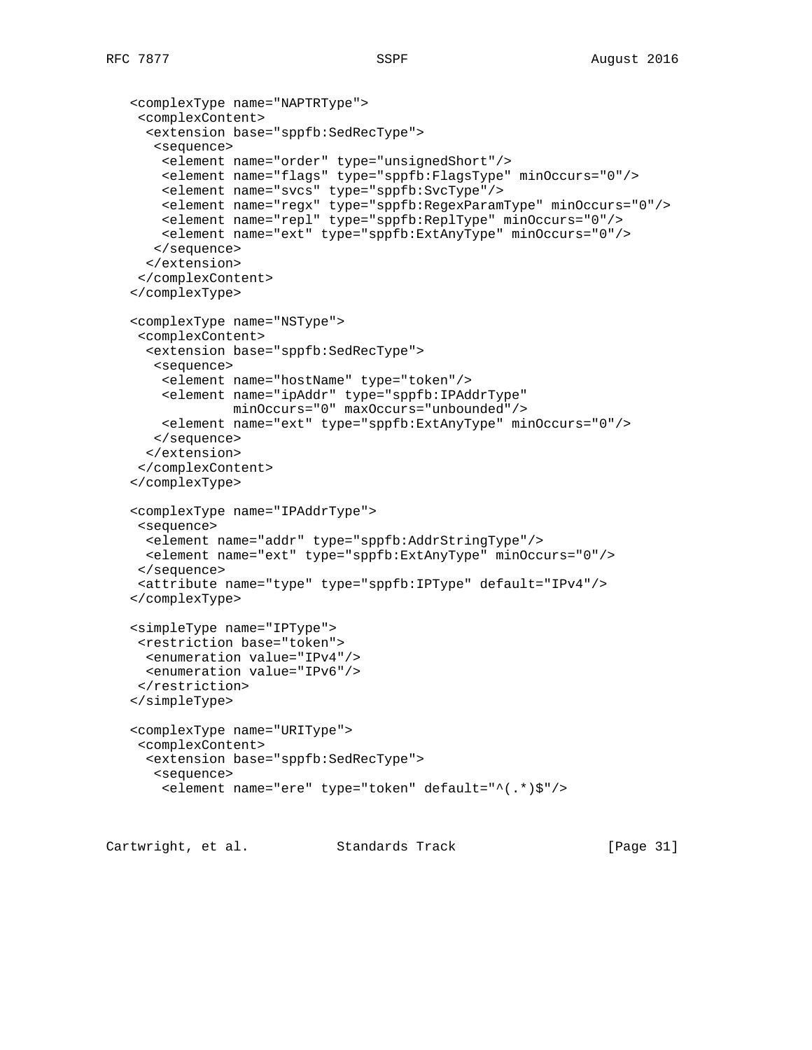```
   <complexType name="NAPTRType">
    <complexContent>
     <extension base="sppfb:SedRecType">
      <sequence>
       <element name="order" type="unsignedShort"/>
       <element name="flags" type="sppfb:FlagsType" minOccurs="0"/>
       <element name="svcs" type="sppfb:SvcType"/>
       <element name="regx" type="sppfb:RegexParamType" minOccurs="0"/>
       <element name="repl" type="sppfb:ReplType" minOccurs="0"/>
       <element name="ext" type="sppfb:ExtAnyType" minOccurs="0"/>
      </sequence>
     </extension>
    </complexContent>
   </complexType>

   <complexType name="NSType">
    <complexContent>
     <extension base="sppfb:SedRecType">
      <sequence>
       <element name="hostName" type="token"/>
       <element name="ipAddr" type="sppfb:IPAddrType"
                minOccurs="0" maxOccurs="unbounded"/>
       <element name="ext" type="sppfb:ExtAnyType" minOccurs="0"/>
      </sequence>
     </extension>
    </complexContent>
   </complexType>

   <complexType name="IPAddrType">
    <sequence>
     <element name="addr" type="sppfb:AddrStringType"/>
     <element name="ext" type="sppfb:ExtAnyType" minOccurs="0"/>
    </sequence>
    <attribute name="type" type="sppfb:IPType" default="IPv4"/>
   </complexType>

   <simpleType name="IPType">
    <restriction base="token">
     <enumeration value="IPv4"/>
     <enumeration value="IPv6"/>
    </restriction>
   </simpleType>

   <complexType name="URIType">
    <complexContent>
     <extension base="sppfb:SedRecType">
      <sequence>
       <element name="ere" type="token" default="^(.*)$"/>
```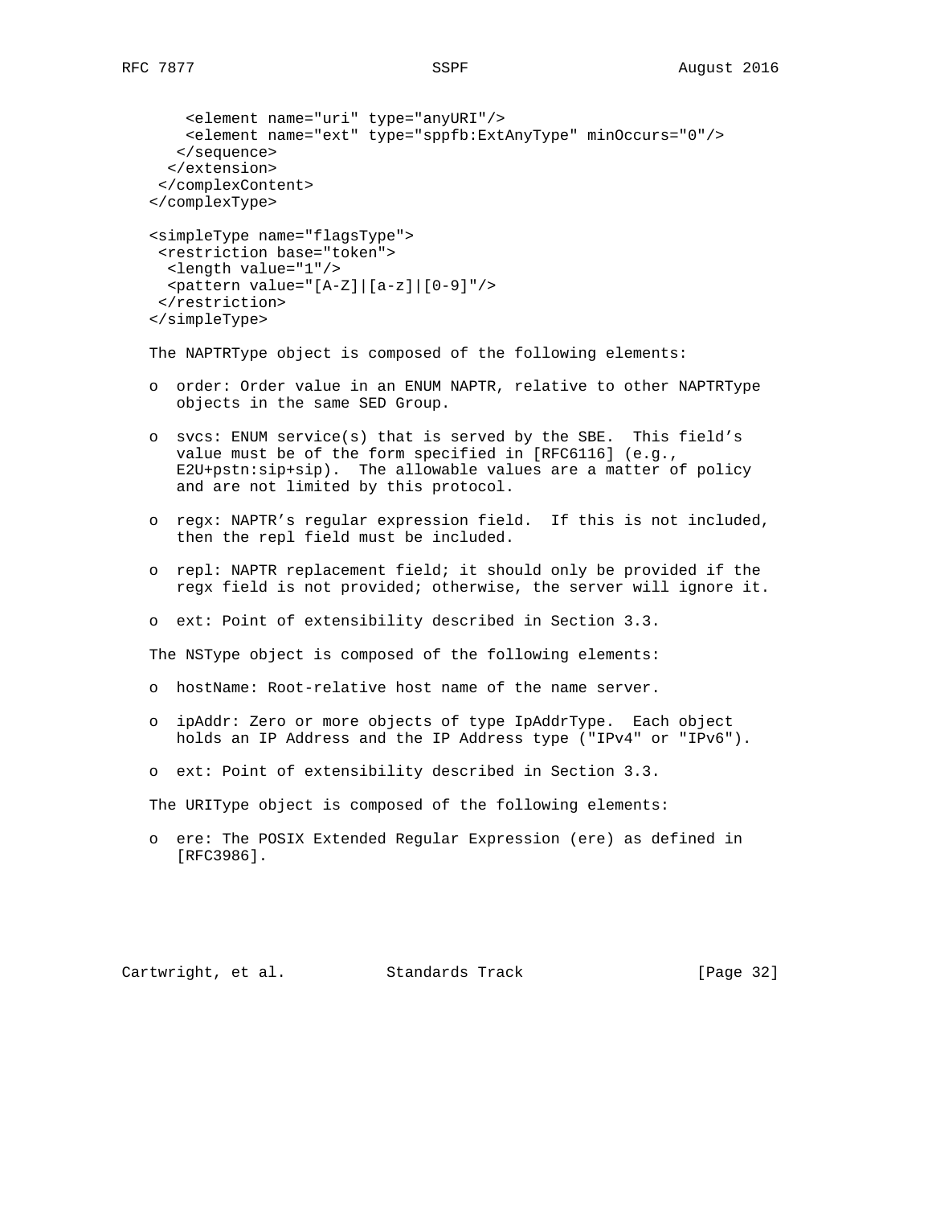```
      <element name="uri" type="anyURI"/>
      <element name="ext" type="sppfb:ExtAnyType" minOccurs="0"/>
     </sequence>
    </extension>
   </complexContent>
  </complexType>

  <simpleType name="flagsType">
   <restriction base="token">
    <length value="1"/>
    <pattern value="[A-Z]|[a-z]|[0-9]"/>
   </restriction>
  </simpleType>
```

The NAPTRType object is composed of the following elements:

- order: Order value in an ENUM NAPTR, relative to other NAPTRType objects in the same SED Group.
- svcs: ENUM service(s) that is served by the SBE. This field's value must be of the form specified in [RFC6116] (e.g., E2U+pstn:sip+sip). The allowable values are a matter of policy and are not limited by this protocol.
- regx: NAPTR's regular expression field. If this is not included, then the repl field must be included.
- repl: NAPTR replacement field; it should only be provided if the regx field is not provided; otherwise, the server will ignore it.
- ext: Point of extensibility described in Section 3.3.

The NSType object is composed of the following elements:

- hostName: Root-relative host name of the name server.
- ipAddr: Zero or more objects of type IpAddrType. Each object holds an IP Address and the IP Address type ("IPv4" or "IPv6").
- ext: Point of extensibility described in Section 3.3.

The URIType object is composed of the following elements:

- ere: The POSIX Extended Regular Expression (ere) as defined in [RFC3986].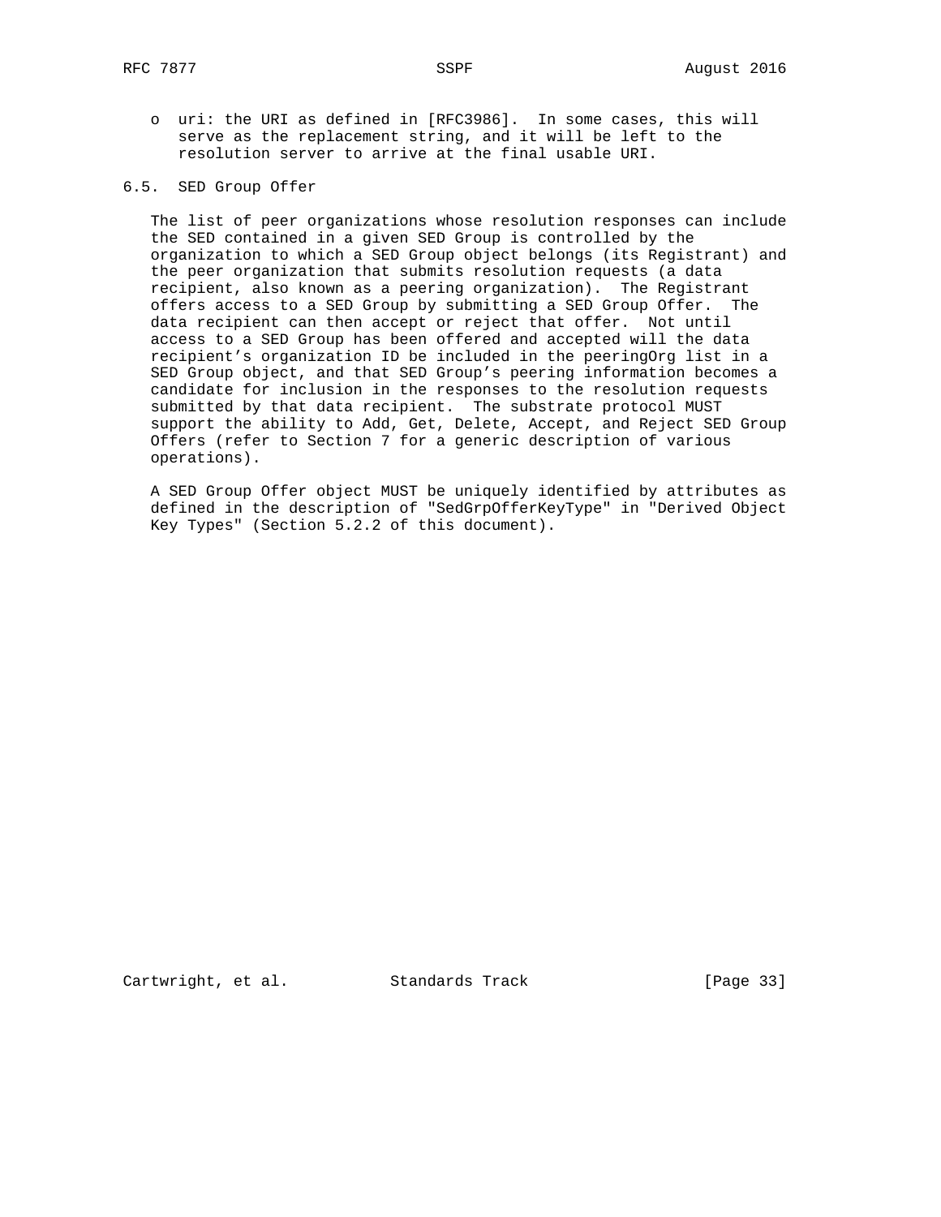- uri: the URI as defined in [RFC3986]. In some cases, this will serve as the replacement string, and it will be left to the resolution server to arrive at the final usable URI.

### 6.5. SED Group Offer

The list of peer organizations whose resolution responses can include the SED contained in a given SED Group is controlled by the organization to which a SED Group object belongs (its Registrant) and the peer organization that submits resolution requests (a data recipient, also known as a peering organization). The Registrant offers access to a SED Group by submitting a SED Group Offer. The data recipient can then accept or reject that offer. Not until access to a SED Group has been offered and accepted will the data recipient's organization ID be included in the peeringOrg list in a SED Group object, and that SED Group's peering information becomes a candidate for inclusion in the responses to the resolution requests submitted by that data recipient. The substrate protocol MUST support the ability to Add, Get, Delete, Accept, and Reject SED Group Offers (refer to Section 7 for a generic description of various operations).

A SED Group Offer object MUST be uniquely identified by attributes as defined in the description of "SedGrpOfferKeyType" in "Derived Object Key Types" (Section 5.2.2 of this document).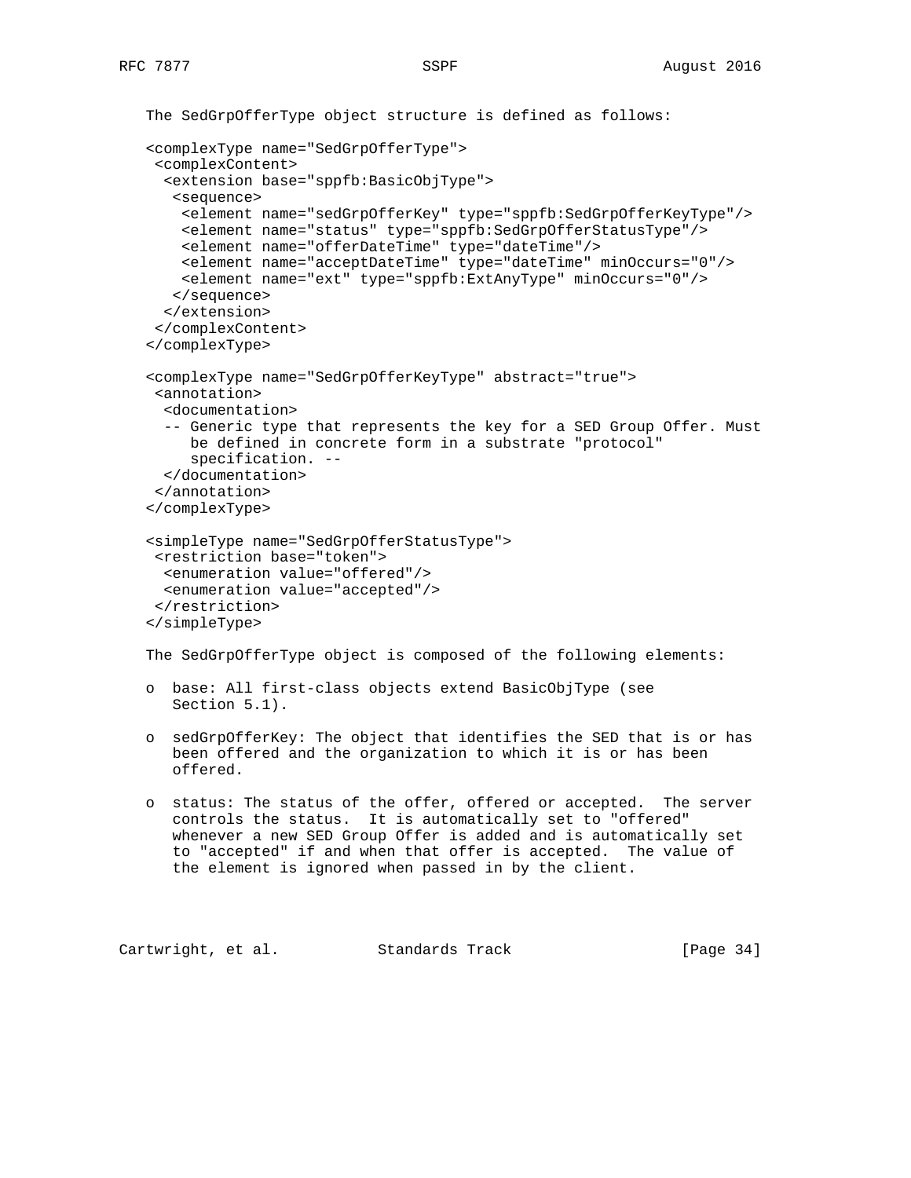The SedGrpOfferType object structure is defined as follows:

```
<complexType name="SedGrpOfferType">
 <complexContent>
  <extension base="sppfb:BasicObjType">
   <sequence>
    <element name="sedGrpOfferKey" type="sppfb:SedGrpOfferKeyType"/>
    <element name="status" type="sppfb:SedGrpOfferStatusType"/>
    <element name="offerDateTime" type="dateTime"/>
    <element name="acceptDateTime" type="dateTime" minOccurs="0"/>
    <element name="ext" type="sppfb:ExtAnyType" minOccurs="0"/>
   </sequence>
  </extension>
 </complexContent>
</complexType>

<complexType name="SedGrpOfferKeyType" abstract="true">
 <annotation>
  <documentation>
  -- Generic type that represents the key for a SED Group Offer. Must
     be defined in concrete form in a substrate "protocol"
     specification. --
  </documentation>
 </annotation>
</complexType>

<simpleType name="SedGrpOfferStatusType">
 <restriction base="token">
  <enumeration value="offered"/>
  <enumeration value="accepted"/>
 </restriction>
</simpleType>
```

The SedGrpOfferType object is composed of the following elements:

- base: All first-class objects extend BasicObjType (see Section 5.1).

- sedGrpOfferKey: The object that identifies the SED that is or has been offered and the organization to which it is or has been offered.

- status: The status of the offer, offered or accepted. The server controls the status. It is automatically set to "offered" whenever a new SED Group Offer is added and is automatically set to "accepted" if and when that offer is accepted. The value of the element is ignored when passed in by the client.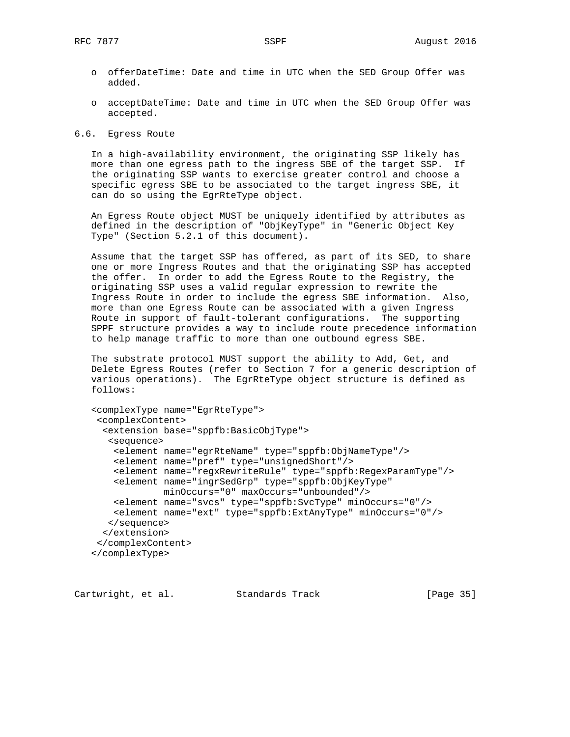- offerDateTime: Date and time in UTC when the SED Group Offer was added.

- acceptDateTime: Date and time in UTC when the SED Group Offer was accepted.

## 6.6. Egress Route

In a high-availability environment, the originating SSP likely has more than one egress path to the ingress SBE of the target SSP. If the originating SSP wants to exercise greater control and choose a specific egress SBE to be associated to the target ingress SBE, it can do so using the EgrRteType object.

An Egress Route object MUST be uniquely identified by attributes as defined in the description of "ObjKeyType" in "Generic Object Key Type" (Section 5.2.1 of this document).

Assume that the target SSP has offered, as part of its SED, to share one or more Ingress Routes and that the originating SSP has accepted the offer. In order to add the Egress Route to the Registry, the originating SSP uses a valid regular expression to rewrite the Ingress Route in order to include the egress SBE information. Also, more than one Egress Route can be associated with a given Ingress Route in support of fault-tolerant configurations. The supporting SPPF structure provides a way to include route precedence information to help manage traffic to more than one outbound egress SBE.

The substrate protocol MUST support the ability to Add, Get, and Delete Egress Routes (refer to Section 7 for a generic description of various operations). The EgrRteType object structure is defined as follows:

```
<complexType name="EgrRteType">
 <complexContent>
  <extension base="sppfb:BasicObjType">
   <sequence>
    <element name="egrRteName" type="sppfb:ObjNameType"/>
    <element name="pref" type="unsignedShort"/>
    <element name="regxRewriteRule" type="sppfb:RegexParamType"/>
    <element name="ingrSedGrp" type="sppfb:ObjKeyType"
             minOccurs="0" maxOccurs="unbounded"/>
    <element name="svcs" type="sppfb:SvcType" minOccurs="0"/>
    <element name="ext" type="sppfb:ExtAnyType" minOccurs="0"/>
   </sequence>
  </extension>
 </complexContent>
</complexType>
```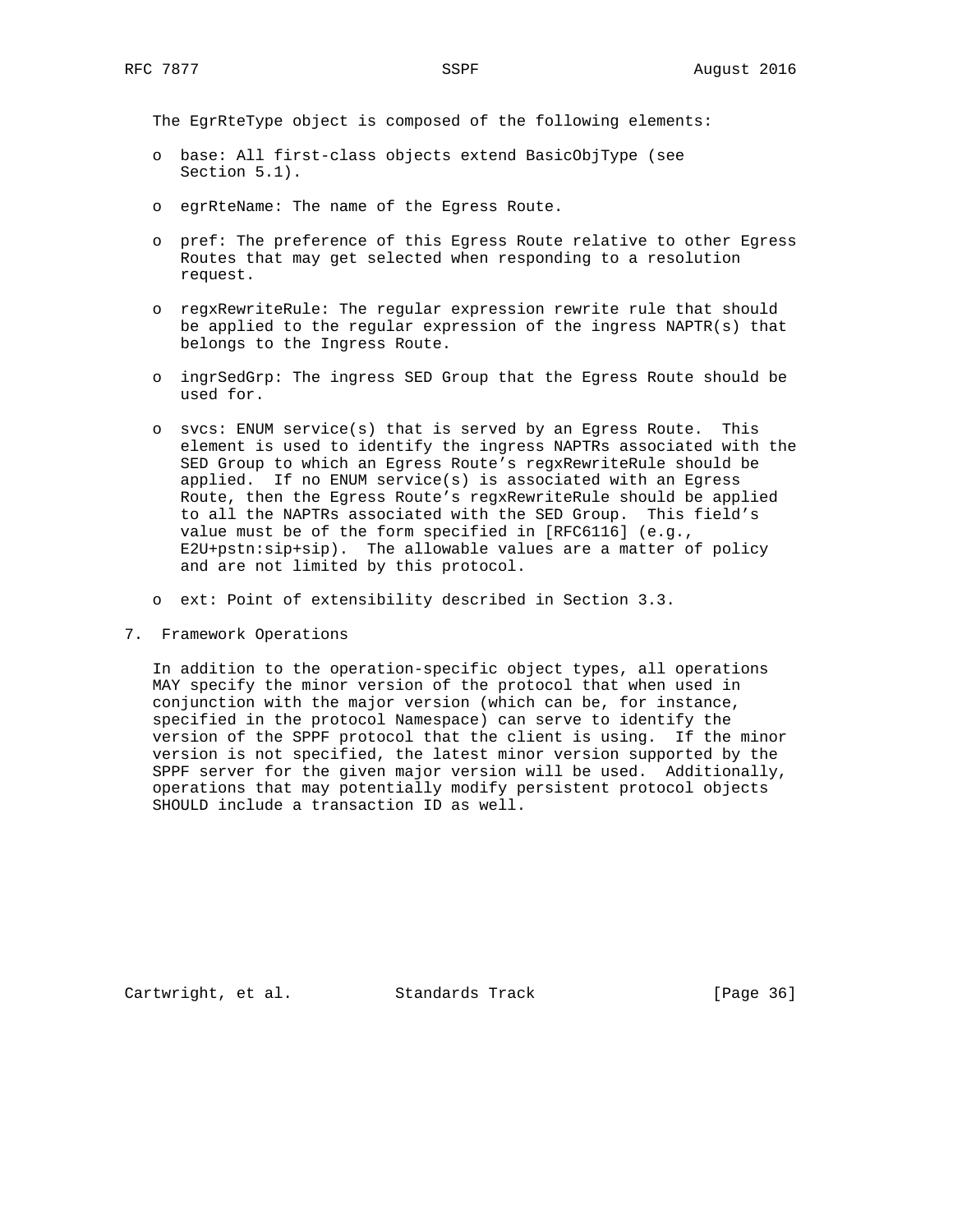The EgrRteType object is composed of the following elements:

- base: All first-class objects extend BasicObjType (see Section 5.1).
- egrRteName: The name of the Egress Route.
- pref: The preference of this Egress Route relative to other Egress Routes that may get selected when responding to a resolution request.
- regxRewriteRule: The regular expression rewrite rule that should be applied to the regular expression of the ingress NAPTR(s) that belongs to the Ingress Route.
- ingrSedGrp: The ingress SED Group that the Egress Route should be used for.
- svcs: ENUM service(s) that is served by an Egress Route. This element is used to identify the ingress NAPTRs associated with the SED Group to which an Egress Route's regxRewriteRule should be applied. If no ENUM service(s) is associated with an Egress Route, then the Egress Route's regxRewriteRule should be applied to all the NAPTRs associated with the SED Group. This field's value must be of the form specified in [RFC6116] (e.g., E2U+pstn:sip+sip). The allowable values are a matter of policy and are not limited by this protocol.
- ext: Point of extensibility described in Section 3.3.

## 7. Framework Operations

In addition to the operation-specific object types, all operations MAY specify the minor version of the protocol that when used in conjunction with the major version (which can be, for instance, specified in the protocol Namespace) can serve to identify the version of the SPPF protocol that the client is using. If the minor version is not specified, the latest minor version supported by the SPPF server for the given major version will be used. Additionally, operations that may potentially modify persistent protocol objects SHOULD include a transaction ID as well.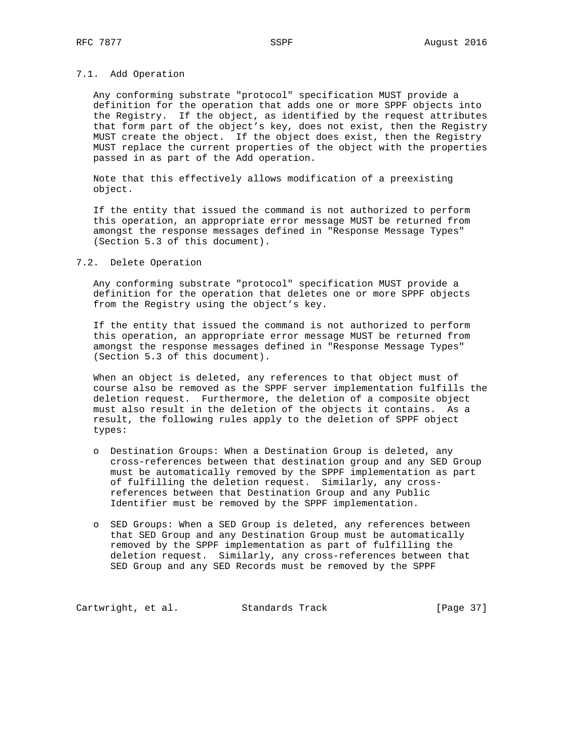### 7.1. Add Operation

Any conforming substrate "protocol" specification MUST provide a definition for the operation that adds one or more SPPF objects into the Registry. If the object, as identified by the request attributes that form part of the object's key, does not exist, then the Registry MUST create the object. If the object does exist, then the Registry MUST replace the current properties of the object with the properties passed in as part of the Add operation.

Note that this effectively allows modification of a preexisting object.

If the entity that issued the command is not authorized to perform this operation, an appropriate error message MUST be returned from amongst the response messages defined in "Response Message Types" (Section 5.3 of this document).

### 7.2. Delete Operation

Any conforming substrate "protocol" specification MUST provide a definition for the operation that deletes one or more SPPF objects from the Registry using the object's key.

If the entity that issued the command is not authorized to perform this operation, an appropriate error message MUST be returned from amongst the response messages defined in "Response Message Types" (Section 5.3 of this document).

When an object is deleted, any references to that object must of course also be removed as the SPPF server implementation fulfills the deletion request. Furthermore, the deletion of a composite object must also result in the deletion of the objects it contains. As a result, the following rules apply to the deletion of SPPF object types:

- Destination Groups: When a Destination Group is deleted, any cross-references between that destination group and any SED Group must be automatically removed by the SPPF implementation as part of fulfilling the deletion request. Similarly, any cross-references between that Destination Group and any Public Identifier must be removed by the SPPF implementation.

- SED Groups: When a SED Group is deleted, any references between that SED Group and any Destination Group must be automatically removed by the SPPF implementation as part of fulfilling the deletion request. Similarly, any cross-references between that SED Group and any SED Records must be removed by the SPPF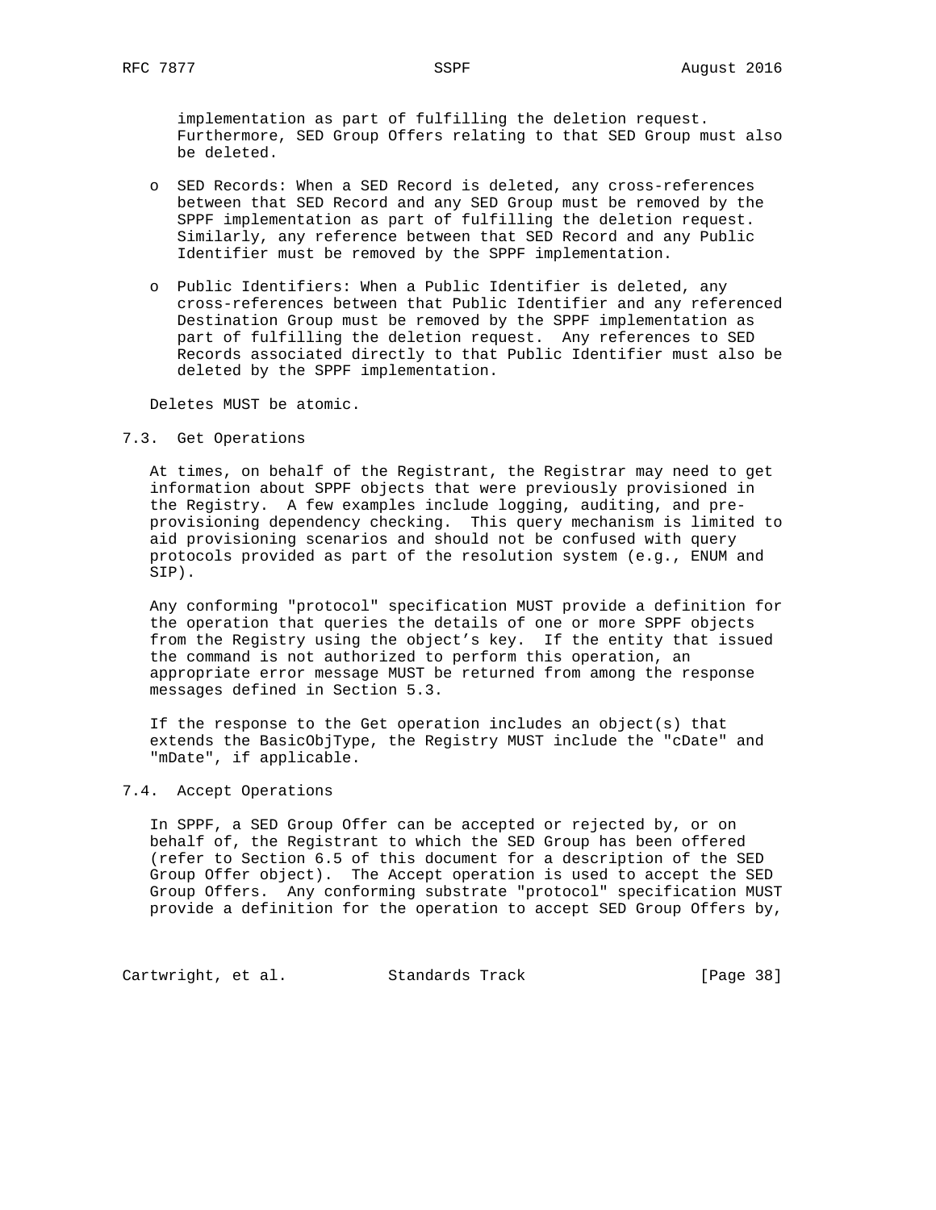implementation as part of fulfilling the deletion request. Furthermore, SED Group Offers relating to that SED Group must also be deleted.

- SED Records: When a SED Record is deleted, any cross-references between that SED Record and any SED Group must be removed by the SPPF implementation as part of fulfilling the deletion request. Similarly, any reference between that SED Record and any Public Identifier must be removed by the SPPF implementation.

- Public Identifiers: When a Public Identifier is deleted, any cross-references between that Public Identifier and any referenced Destination Group must be removed by the SPPF implementation as part of fulfilling the deletion request. Any references to SED Records associated directly to that Public Identifier must also be deleted by the SPPF implementation.

Deletes MUST be atomic.

### 7.3. Get Operations

At times, on behalf of the Registrant, the Registrar may need to get information about SPPF objects that were previously provisioned in the Registry. A few examples include logging, auditing, and pre-provisioning dependency checking. This query mechanism is limited to aid provisioning scenarios and should not be confused with query protocols provided as part of the resolution system (e.g., ENUM and SIP).

Any conforming "protocol" specification MUST provide a definition for the operation that queries the details of one or more SPPF objects from the Registry using the object's key. If the entity that issued the command is not authorized to perform this operation, an appropriate error message MUST be returned from among the response messages defined in Section 5.3.

If the response to the Get operation includes an object(s) that extends the BasicObjType, the Registry MUST include the "cDate" and "mDate", if applicable.

### 7.4. Accept Operations

In SPPF, a SED Group Offer can be accepted or rejected by, or on behalf of, the Registrant to which the SED Group has been offered (refer to Section 6.5 of this document for a description of the SED Group Offer object). The Accept operation is used to accept the SED Group Offers. Any conforming substrate "protocol" specification MUST provide a definition for the operation to accept SED Group Offers by,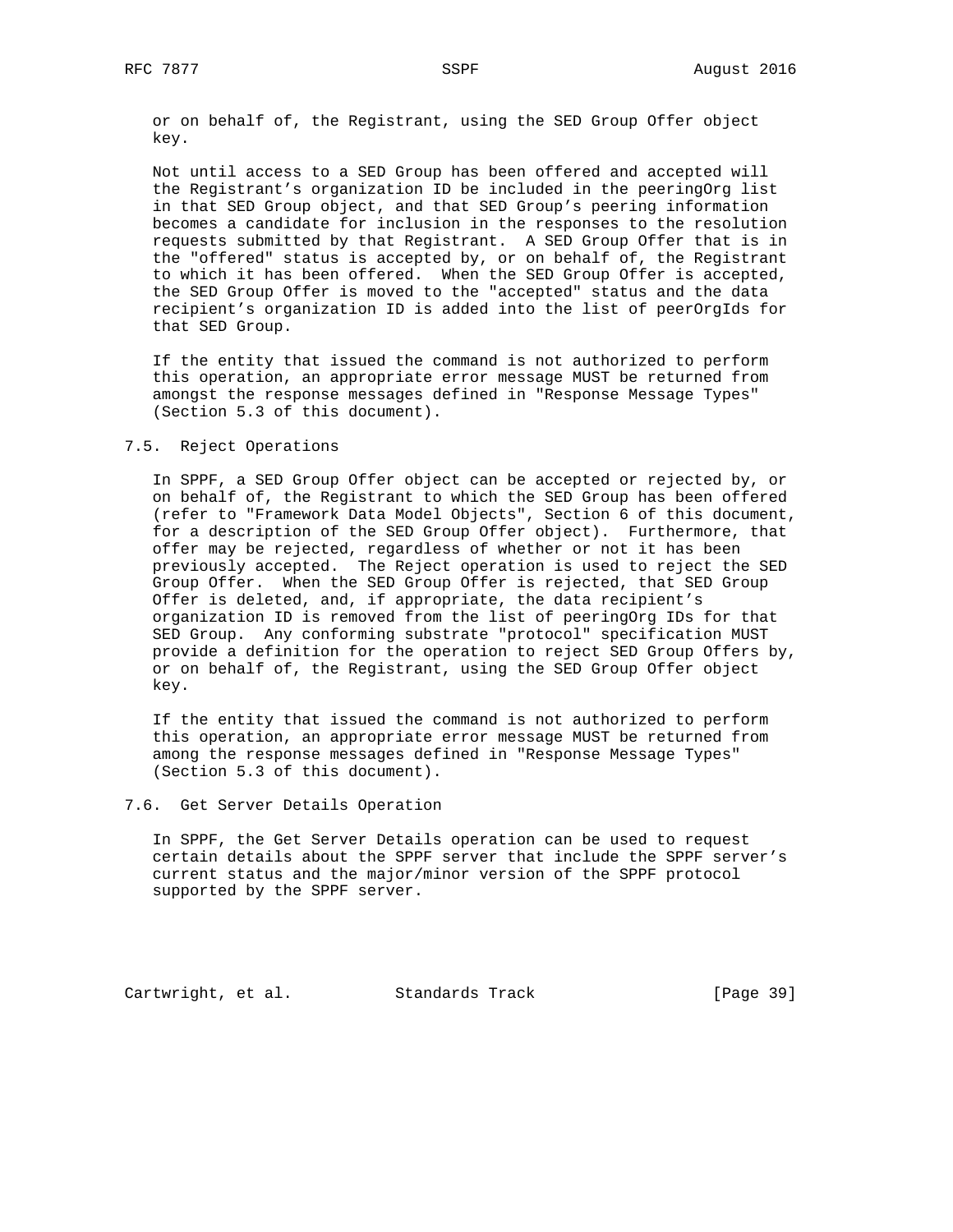or on behalf of, the Registrant, using the SED Group Offer object key.

Not until access to a SED Group has been offered and accepted will the Registrant's organization ID be included in the peeringOrg list in that SED Group object, and that SED Group's peering information becomes a candidate for inclusion in the responses to the resolution requests submitted by that Registrant. A SED Group Offer that is in the "offered" status is accepted by, or on behalf of, the Registrant to which it has been offered. When the SED Group Offer is accepted, the SED Group Offer is moved to the "accepted" status and the data recipient's organization ID is added into the list of peerOrgIds for that SED Group.

If the entity that issued the command is not authorized to perform this operation, an appropriate error message MUST be returned from amongst the response messages defined in "Response Message Types" (Section 5.3 of this document).

### 7.5. Reject Operations

In SPPF, a SED Group Offer object can be accepted or rejected by, or on behalf of, the Registrant to which the SED Group has been offered (refer to "Framework Data Model Objects", Section 6 of this document, for a description of the SED Group Offer object). Furthermore, that offer may be rejected, regardless of whether or not it has been previously accepted. The Reject operation is used to reject the SED Group Offer. When the SED Group Offer is rejected, that SED Group Offer is deleted, and, if appropriate, the data recipient's organization ID is removed from the list of peeringOrg IDs for that SED Group. Any conforming substrate "protocol" specification MUST provide a definition for the operation to reject SED Group Offers by, or on behalf of, the Registrant, using the SED Group Offer object key.

If the entity that issued the command is not authorized to perform this operation, an appropriate error message MUST be returned from among the response messages defined in "Response Message Types" (Section 5.3 of this document).

### 7.6. Get Server Details Operation

In SPPF, the Get Server Details operation can be used to request certain details about the SPPF server that include the SPPF server's current status and the major/minor version of the SPPF protocol supported by the SPPF server.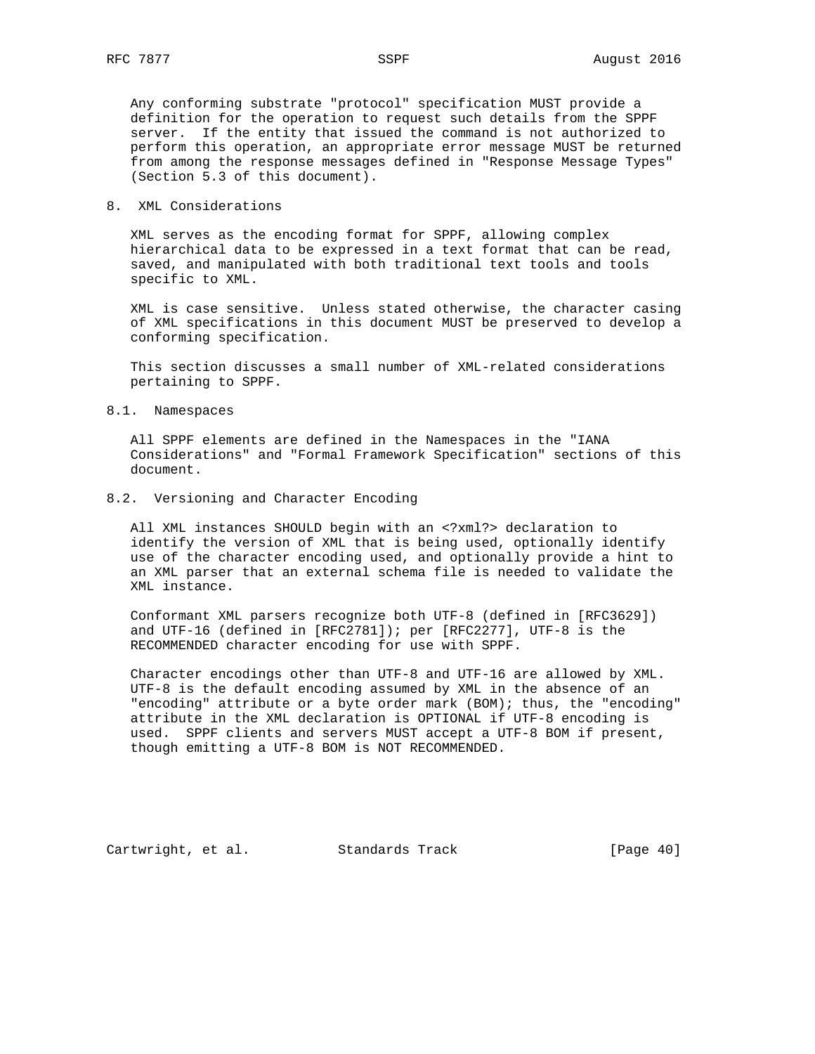Any conforming substrate "protocol" specification MUST provide a definition for the operation to request such details from the SPPF server. If the entity that issued the command is not authorized to perform this operation, an appropriate error message MUST be returned from among the response messages defined in "Response Message Types" (Section 5.3 of this document).

# 8. XML Considerations

XML serves as the encoding format for SPPF, allowing complex hierarchical data to be expressed in a text format that can be read, saved, and manipulated with both traditional text tools and tools specific to XML.

XML is case sensitive. Unless stated otherwise, the character casing of XML specifications in this document MUST be preserved to develop a conforming specification.

This section discusses a small number of XML-related considerations pertaining to SPPF.

## 8.1. Namespaces

All SPPF elements are defined in the Namespaces in the "IANA Considerations" and "Formal Framework Specification" sections of this document.

## 8.2. Versioning and Character Encoding

All XML instances SHOULD begin with an <?xml?> declaration to identify the version of XML that is being used, optionally identify use of the character encoding used, and optionally provide a hint to an XML parser that an external schema file is needed to validate the XML instance.

Conformant XML parsers recognize both UTF-8 (defined in [RFC3629]) and UTF-16 (defined in [RFC2781]); per [RFC2277], UTF-8 is the RECOMMENDED character encoding for use with SPPF.

Character encodings other than UTF-8 and UTF-16 are allowed by XML. UTF-8 is the default encoding assumed by XML in the absence of an "encoding" attribute or a byte order mark (BOM); thus, the "encoding" attribute in the XML declaration is OPTIONAL if UTF-8 encoding is used. SPPF clients and servers MUST accept a UTF-8 BOM if present, though emitting a UTF-8 BOM is NOT RECOMMENDED.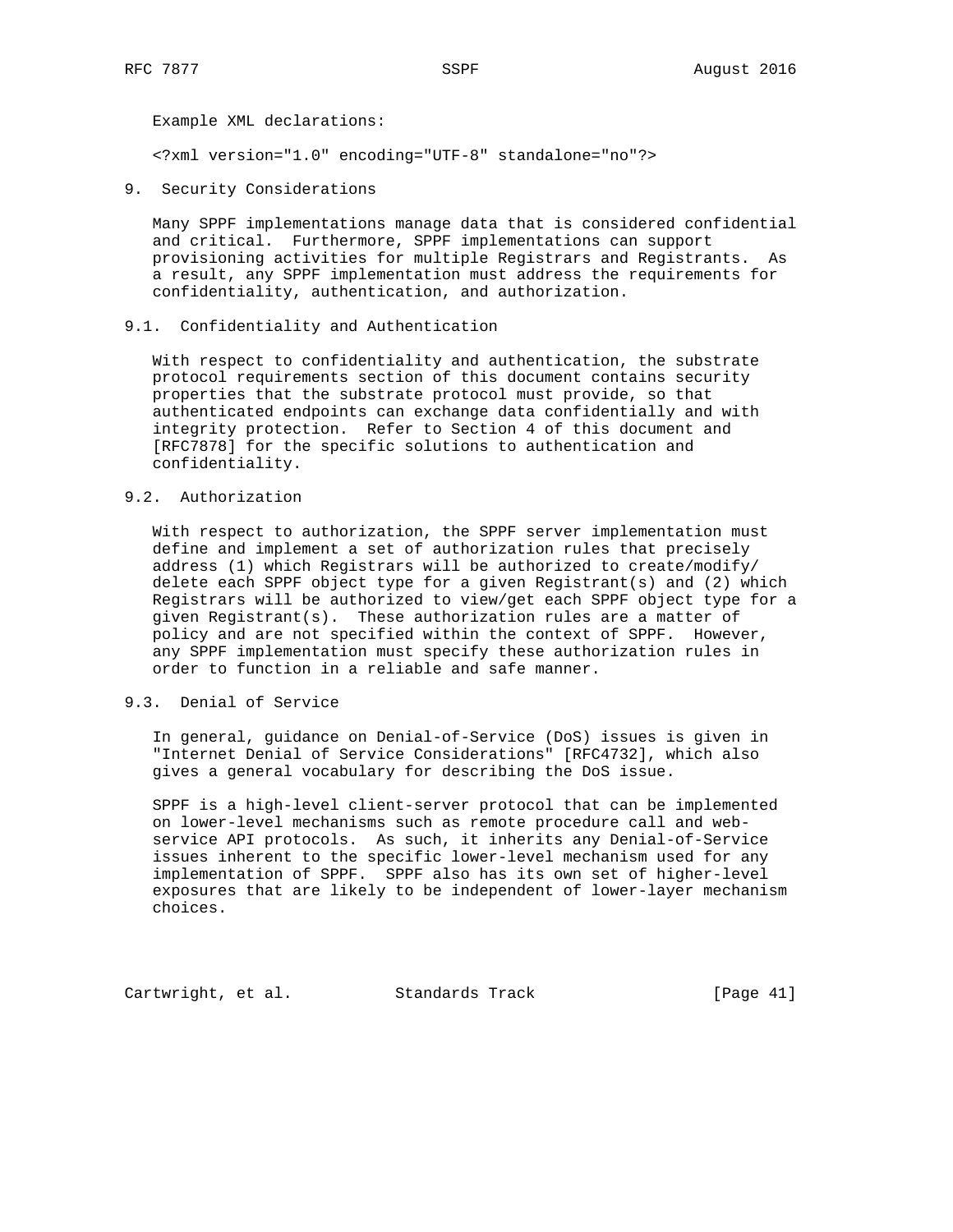Example XML declarations:

```
<?xml version="1.0" encoding="UTF-8" standalone="no"?>
```

## 9. Security Considerations

Many SPPF implementations manage data that is considered confidential and critical. Furthermore, SPPF implementations can support provisioning activities for multiple Registrars and Registrants. As a result, any SPPF implementation must address the requirements for confidentiality, authentication, and authorization.

### 9.1. Confidentiality and Authentication

With respect to confidentiality and authentication, the substrate protocol requirements section of this document contains security properties that the substrate protocol must provide, so that authenticated endpoints can exchange data confidentially and with integrity protection. Refer to Section 4 of this document and [RFC7878] for the specific solutions to authentication and confidentiality.

### 9.2. Authorization

With respect to authorization, the SPPF server implementation must define and implement a set of authorization rules that precisely address (1) which Registrars will be authorized to create/modify/delete each SPPF object type for a given Registrant(s) and (2) which Registrars will be authorized to view/get each SPPF object type for a given Registrant(s). These authorization rules are a matter of policy and are not specified within the context of SPPF. However, any SPPF implementation must specify these authorization rules in order to function in a reliable and safe manner.

### 9.3. Denial of Service

In general, guidance on Denial-of-Service (DoS) issues is given in "Internet Denial of Service Considerations" [RFC4732], which also gives a general vocabulary for describing the DoS issue.

SPPF is a high-level client-server protocol that can be implemented on lower-level mechanisms such as remote procedure call and web-service API protocols. As such, it inherits any Denial-of-Service issues inherent to the specific lower-level mechanism used for any implementation of SPPF. SPPF also has its own set of higher-level exposures that are likely to be independent of lower-layer mechanism choices.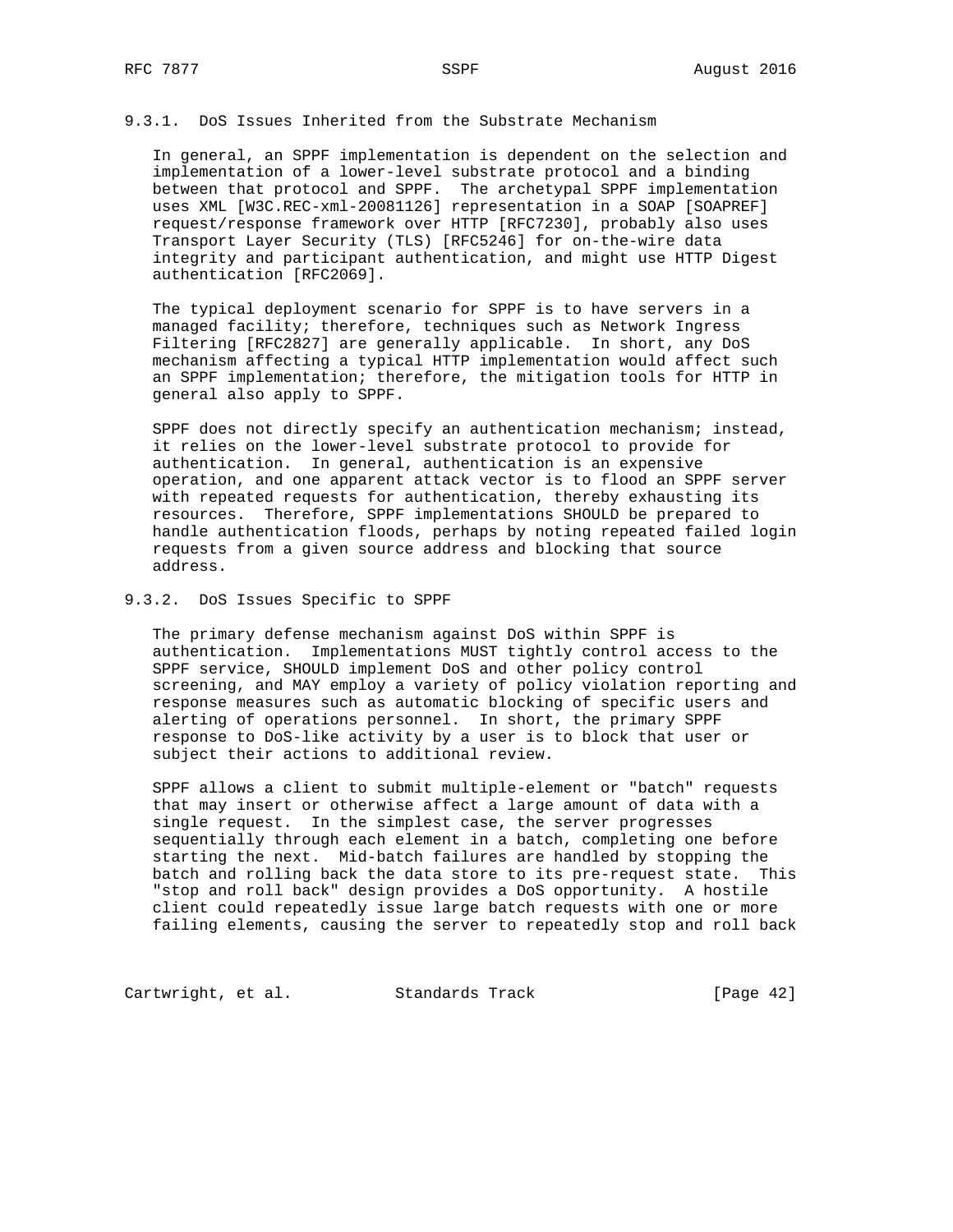### 9.3.1. DoS Issues Inherited from the Substrate Mechanism

In general, an SPPF implementation is dependent on the selection and implementation of a lower-level substrate protocol and a binding between that protocol and SPPF. The archetypal SPPF implementation uses XML [W3C.REC-xml-20081126] representation in a SOAP [SOAPREF] request/response framework over HTTP [RFC7230], probably also uses Transport Layer Security (TLS) [RFC5246] for on-the-wire data integrity and participant authentication, and might use HTTP Digest authentication [RFC2069].

The typical deployment scenario for SPPF is to have servers in a managed facility; therefore, techniques such as Network Ingress Filtering [RFC2827] are generally applicable. In short, any DoS mechanism affecting a typical HTTP implementation would affect such an SPPF implementation; therefore, the mitigation tools for HTTP in general also apply to SPPF.

SPPF does not directly specify an authentication mechanism; instead, it relies on the lower-level substrate protocol to provide for authentication. In general, authentication is an expensive operation, and one apparent attack vector is to flood an SPPF server with repeated requests for authentication, thereby exhausting its resources. Therefore, SPPF implementations SHOULD be prepared to handle authentication floods, perhaps by noting repeated failed login requests from a given source address and blocking that source address.

### 9.3.2. DoS Issues Specific to SPPF

The primary defense mechanism against DoS within SPPF is authentication. Implementations MUST tightly control access to the SPPF service, SHOULD implement DoS and other policy control screening, and MAY employ a variety of policy violation reporting and response measures such as automatic blocking of specific users and alerting of operations personnel. In short, the primary SPPF response to DoS-like activity by a user is to block that user or subject their actions to additional review.

SPPF allows a client to submit multiple-element or "batch" requests that may insert or otherwise affect a large amount of data with a single request. In the simplest case, the server progresses sequentially through each element in a batch, completing one before starting the next. Mid-batch failures are handled by stopping the batch and rolling back the data store to its pre-request state. This "stop and roll back" design provides a DoS opportunity. A hostile client could repeatedly issue large batch requests with one or more failing elements, causing the server to repeatedly stop and roll back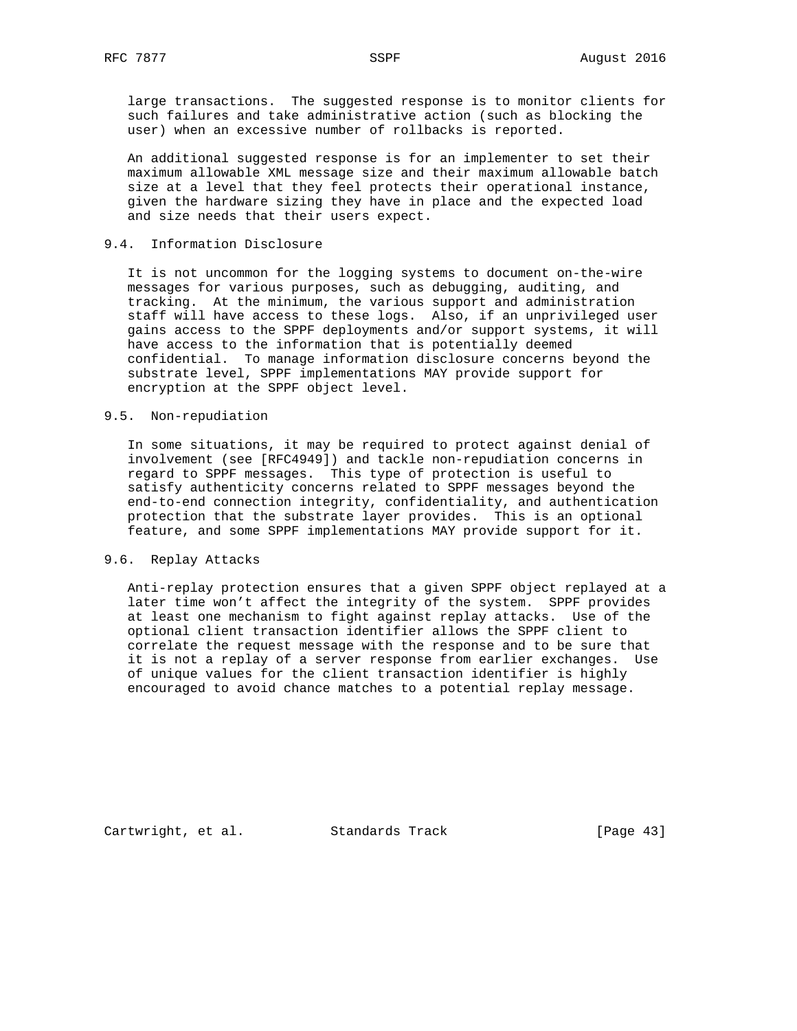large transactions. The suggested response is to monitor clients for such failures and take administrative action (such as blocking the user) when an excessive number of rollbacks is reported.

An additional suggested response is for an implementer to set their maximum allowable XML message size and their maximum allowable batch size at a level that they feel protects their operational instance, given the hardware sizing they have in place and the expected load and size needs that their users expect.

### 9.4. Information Disclosure

It is not uncommon for the logging systems to document on-the-wire messages for various purposes, such as debugging, auditing, and tracking. At the minimum, the various support and administration staff will have access to these logs. Also, if an unprivileged user gains access to the SPPF deployments and/or support systems, it will have access to the information that is potentially deemed confidential. To manage information disclosure concerns beyond the substrate level, SPPF implementations MAY provide support for encryption at the SPPF object level.

### 9.5. Non-repudiation

In some situations, it may be required to protect against denial of involvement (see [RFC4949]) and tackle non-repudiation concerns in regard to SPPF messages. This type of protection is useful to satisfy authenticity concerns related to SPPF messages beyond the end-to-end connection integrity, confidentiality, and authentication protection that the substrate layer provides. This is an optional feature, and some SPPF implementations MAY provide support for it.

### 9.6. Replay Attacks

Anti-replay protection ensures that a given SPPF object replayed at a later time won't affect the integrity of the system. SPPF provides at least one mechanism to fight against replay attacks. Use of the optional client transaction identifier allows the SPPF client to correlate the request message with the response and to be sure that it is not a replay of a server response from earlier exchanges. Use of unique values for the client transaction identifier is highly encouraged to avoid chance matches to a potential replay message.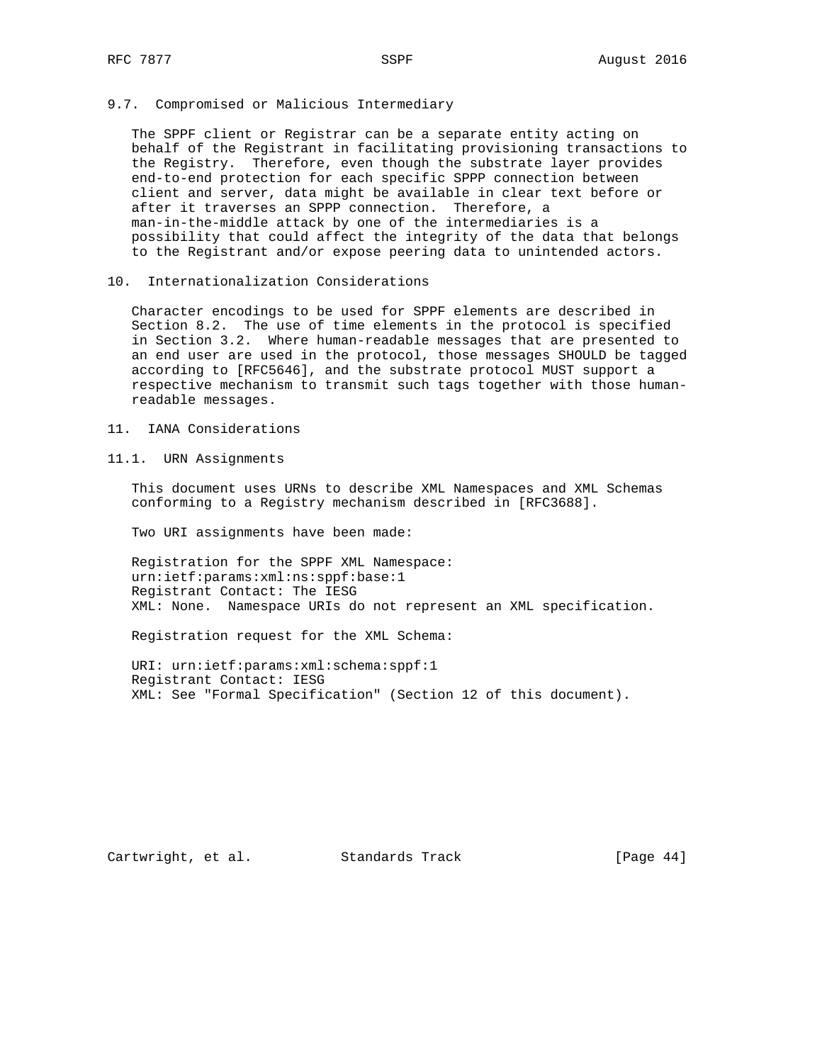### 9.7. Compromised or Malicious Intermediary

The SPPF client or Registrar can be a separate entity acting on behalf of the Registrant in facilitating provisioning transactions to the Registry. Therefore, even though the substrate layer provides end-to-end protection for each specific SPPP connection between client and server, data might be available in clear text before or after it traverses an SPPP connection. Therefore, a man-in-the-middle attack by one of the intermediaries is a possibility that could affect the integrity of the data that belongs to the Registrant and/or expose peering data to unintended actors.

## 10. Internationalization Considerations

Character encodings to be used for SPPF elements are described in Section 8.2. The use of time elements in the protocol is specified in Section 3.2. Where human-readable messages that are presented to an end user are used in the protocol, those messages SHOULD be tagged according to [RFC5646], and the substrate protocol MUST support a respective mechanism to transmit such tags together with those human-readable messages.

## 11. IANA Considerations

### 11.1. URN Assignments

This document uses URNs to describe XML Namespaces and XML Schemas conforming to a Registry mechanism described in [RFC3688].

Two URI assignments have been made:

Registration for the SPPF XML Namespace:
urn:ietf:params:xml:ns:sppf:base:1
Registrant Contact: The IESG
XML: None. Namespace URIs do not represent an XML specification.

Registration request for the XML Schema:

URI: urn:ietf:params:xml:schema:sppf:1
Registrant Contact: IESG
XML: See "Formal Specification" (Section 12 of this document).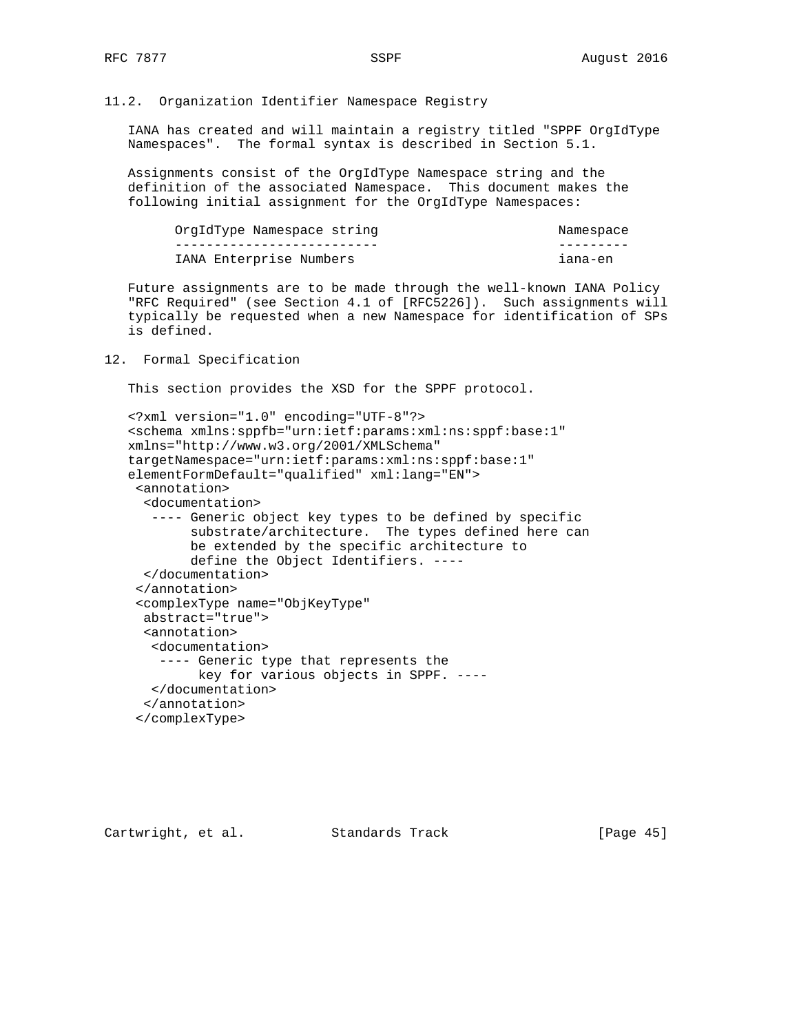### 11.2. Organization Identifier Namespace Registry

IANA has created and will maintain a registry titled "SPPF OrgIdType Namespaces". The formal syntax is described in Section 5.1.

Assignments consist of the OrgIdType Namespace string and the definition of the associated Namespace. This document makes the following initial assignment for the OrgIdType Namespaces:

| OrgIdType Namespace string | Namespace |
|---|---|
| IANA Enterprise Numbers | iana-en |

Future assignments are to be made through the well-known IANA Policy "RFC Required" (see Section 4.1 of [RFC5226]). Such assignments will typically be requested when a new Namespace for identification of SPs is defined.

## 12. Formal Specification

This section provides the XSD for the SPPF protocol.

```
<?xml version="1.0" encoding="UTF-8"?>
<schema xmlns:sppfb="urn:ietf:params:xml:ns:sppf:base:1"
xmlns="http://www.w3.org/2001/XMLSchema"
targetNamespace="urn:ietf:params:xml:ns:sppf:base:1"
elementFormDefault="qualified" xml:lang="EN">
 <annotation>
  <documentation>
   ---- Generic object key types to be defined by specific
        substrate/architecture.  The types defined here can
        be extended by the specific architecture to
        define the Object Identifiers. ----
  </documentation>
 </annotation>
 <complexType name="ObjKeyType"
  abstract="true">
  <annotation>
   <documentation>
    ---- Generic type that represents the
         key for various objects in SPPF. ----
   </documentation>
  </annotation>
 </complexType>
```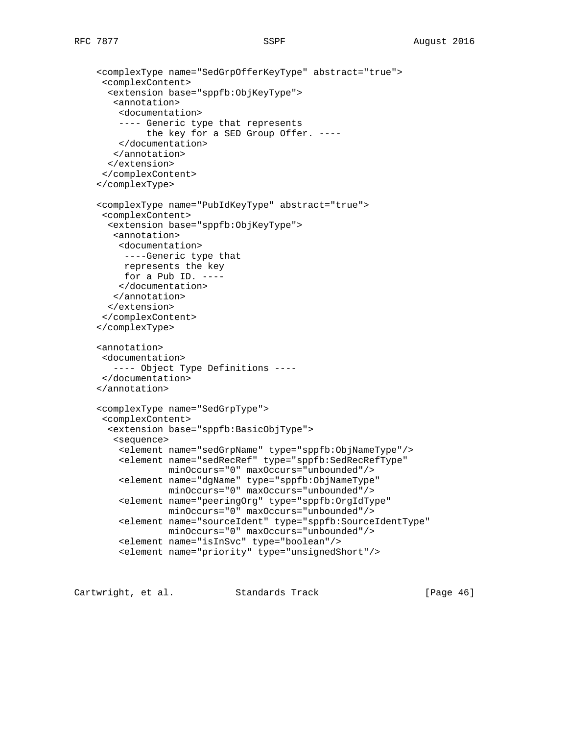```
   <complexType name="SedGrpOfferKeyType" abstract="true">
    <complexContent>
     <extension base="sppfb:ObjKeyType">
      <annotation>
       <documentation>
       ---- Generic type that represents
            the key for a SED Group Offer. ----
       </documentation>
      </annotation>
     </extension>
    </complexContent>
   </complexType>

   <complexType name="PubIdKeyType" abstract="true">
    <complexContent>
     <extension base="sppfb:ObjKeyType">
      <annotation>
       <documentation>
        ----Generic type that
        represents the key
        for a Pub ID. ----
       </documentation>
      </annotation>
     </extension>
    </complexContent>
   </complexType>

   <annotation>
    <documentation>
      ---- Object Type Definitions ----
    </documentation>
   </annotation>

   <complexType name="SedGrpType">
    <complexContent>
     <extension base="sppfb:BasicObjType">
      <sequence>
       <element name="sedGrpName" type="sppfb:ObjNameType"/>
       <element name="sedRecRef" type="sppfb:SedRecRefType"
                minOccurs="0" maxOccurs="unbounded"/>
       <element name="dgName" type="sppfb:ObjNameType"
                minOccurs="0" maxOccurs="unbounded"/>
       <element name="peeringOrg" type="sppfb:OrgIdType"
                minOccurs="0" maxOccurs="unbounded"/>
       <element name="sourceIdent" type="sppfb:SourceIdentType"
                minOccurs="0" maxOccurs="unbounded"/>
       <element name="isInSvc" type="boolean"/>
       <element name="priority" type="unsignedShort"/>
```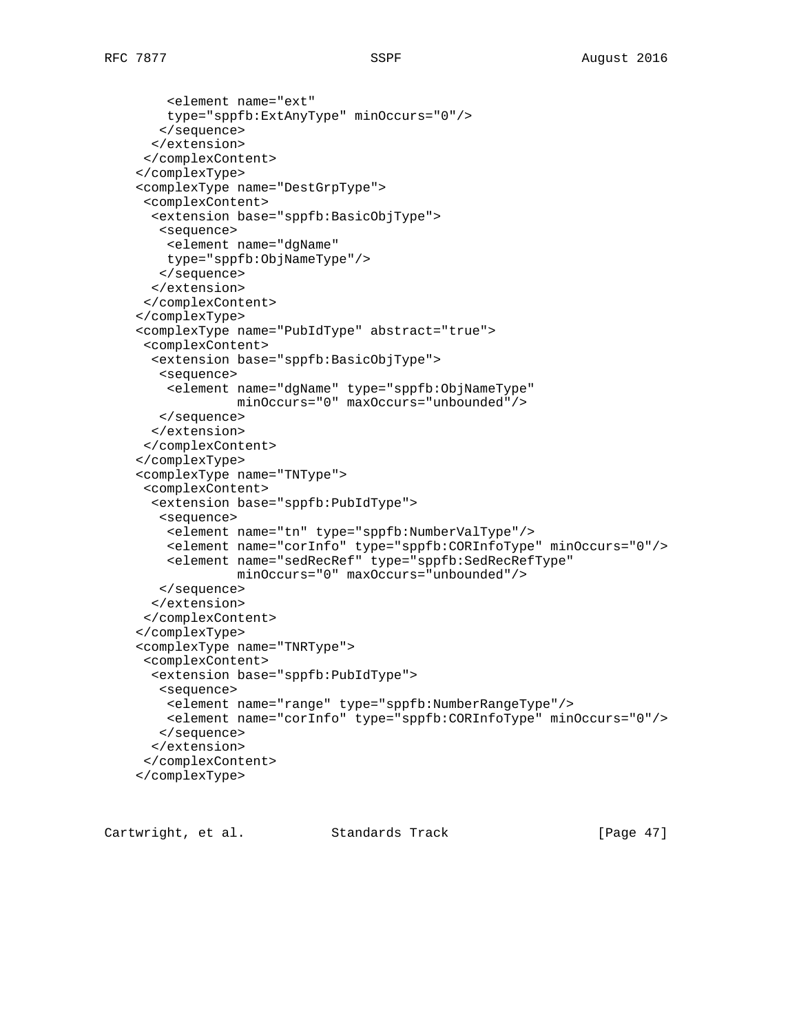```
       <element name="ext"
       type="sppfb:ExtAnyType" minOccurs="0"/>
      </sequence>
     </extension>
    </complexContent>
   </complexType>
   <complexType name="DestGrpType">
    <complexContent>
     <extension base="sppfb:BasicObjType">
      <sequence>
       <element name="dgName"
       type="sppfb:ObjNameType"/>
      </sequence>
     </extension>
    </complexContent>
   </complexType>
   <complexType name="PubIdType" abstract="true">
    <complexContent>
     <extension base="sppfb:BasicObjType">
      <sequence>
       <element name="dgName" type="sppfb:ObjNameType"
                minOccurs="0" maxOccurs="unbounded"/>
      </sequence>
     </extension>
    </complexContent>
   </complexType>
   <complexType name="TNType">
    <complexContent>
     <extension base="sppfb:PubIdType">
      <sequence>
       <element name="tn" type="sppfb:NumberValType"/>
       <element name="corInfo" type="sppfb:CORInfoType" minOccurs="0"/>
       <element name="sedRecRef" type="sppfb:SedRecRefType"
                minOccurs="0" maxOccurs="unbounded"/>
      </sequence>
     </extension>
    </complexContent>
   </complexType>
   <complexType name="TNRType">
    <complexContent>
     <extension base="sppfb:PubIdType">
      <sequence>
       <element name="range" type="sppfb:NumberRangeType"/>
       <element name="corInfo" type="sppfb:CORInfoType" minOccurs="0"/>
      </sequence>
     </extension>
    </complexContent>
   </complexType>
```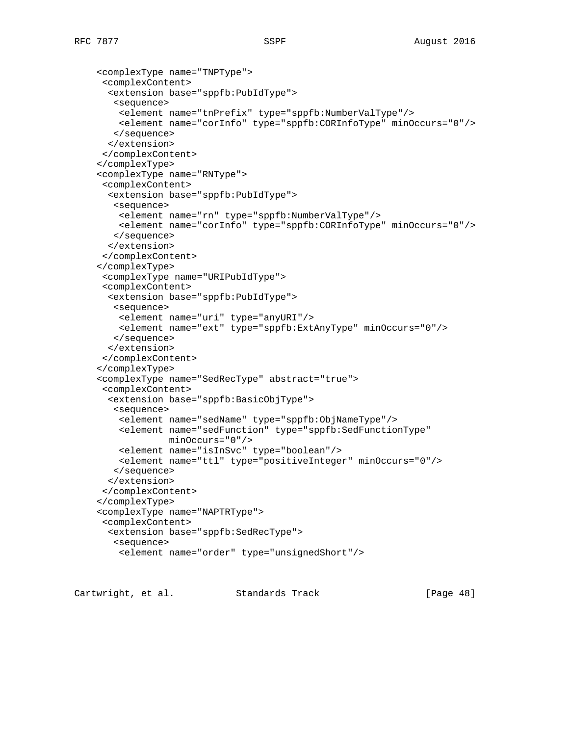```
   <complexType name="TNPType">
    <complexContent>
     <extension base="sppfb:PubIdType">
      <sequence>
       <element name="tnPrefix" type="sppfb:NumberValType"/>
       <element name="corInfo" type="sppfb:CORInfoType" minOccurs="0"/>
      </sequence>
     </extension>
    </complexContent>
   </complexType>
   <complexType name="RNType">
    <complexContent>
     <extension base="sppfb:PubIdType">
      <sequence>
       <element name="rn" type="sppfb:NumberValType"/>
       <element name="corInfo" type="sppfb:CORInfoType" minOccurs="0"/>
      </sequence>
     </extension>
    </complexContent>
   </complexType>
    <complexType name="URIPubIdType">
    <complexContent>
     <extension base="sppfb:PubIdType">
      <sequence>
       <element name="uri" type="anyURI"/>
       <element name="ext" type="sppfb:ExtAnyType" minOccurs="0"/>
      </sequence>
     </extension>
    </complexContent>
   </complexType>
   <complexType name="SedRecType" abstract="true">
    <complexContent>
     <extension base="sppfb:BasicObjType">
      <sequence>
       <element name="sedName" type="sppfb:ObjNameType"/>
       <element name="sedFunction" type="sppfb:SedFunctionType"
                minOccurs="0"/>
       <element name="isInSvc" type="boolean"/>
       <element name="ttl" type="positiveInteger" minOccurs="0"/>
      </sequence>
     </extension>
    </complexContent>
   </complexType>
   <complexType name="NAPTRType">
    <complexContent>
     <extension base="sppfb:SedRecType">
      <sequence>
       <element name="order" type="unsignedShort"/>
```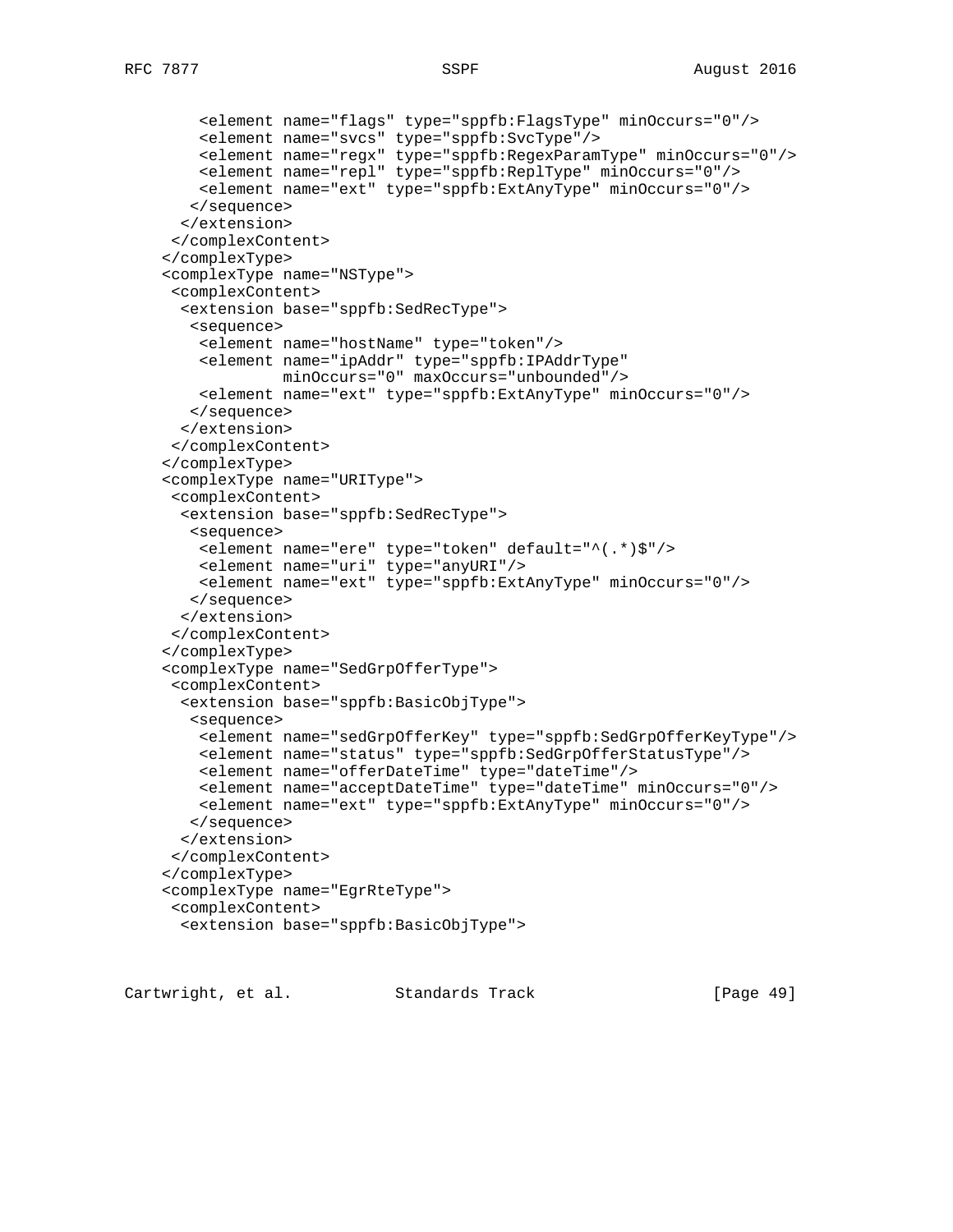```
        <element name="flags" type="sppfb:FlagsType" minOccurs="0"/>
        <element name="svcs" type="sppfb:SvcType"/>
        <element name="regx" type="sppfb:RegexParamType" minOccurs="0"/>
        <element name="repl" type="sppfb:ReplType" minOccurs="0"/>
        <element name="ext" type="sppfb:ExtAnyType" minOccurs="0"/>
       </sequence>
      </extension>
     </complexContent>
    </complexType>
    <complexType name="NSType">
     <complexContent>
      <extension base="sppfb:SedRecType">
       <sequence>
        <element name="hostName" type="token"/>
        <element name="ipAddr" type="sppfb:IPAddrType"
                 minOccurs="0" maxOccurs="unbounded"/>
        <element name="ext" type="sppfb:ExtAnyType" minOccurs="0"/>
       </sequence>
      </extension>
     </complexContent>
    </complexType>
    <complexType name="URIType">
     <complexContent>
      <extension base="sppfb:SedRecType">
       <sequence>
        <element name="ere" type="token" default="^(.*)$"/>
        <element name="uri" type="anyURI"/>
        <element name="ext" type="sppfb:ExtAnyType" minOccurs="0"/>
       </sequence>
      </extension>
     </complexContent>
    </complexType>
    <complexType name="SedGrpOfferType">
     <complexContent>
      <extension base="sppfb:BasicObjType">
       <sequence>
        <element name="sedGrpOfferKey" type="sppfb:SedGrpOfferKeyType"/>
        <element name="status" type="sppfb:SedGrpOfferStatusType"/>
        <element name="offerDateTime" type="dateTime"/>
        <element name="acceptDateTime" type="dateTime" minOccurs="0"/>
        <element name="ext" type="sppfb:ExtAnyType" minOccurs="0"/>
       </sequence>
      </extension>
     </complexContent>
    </complexType>
    <complexType name="EgrRteType">
     <complexContent>
      <extension base="sppfb:BasicObjType">
```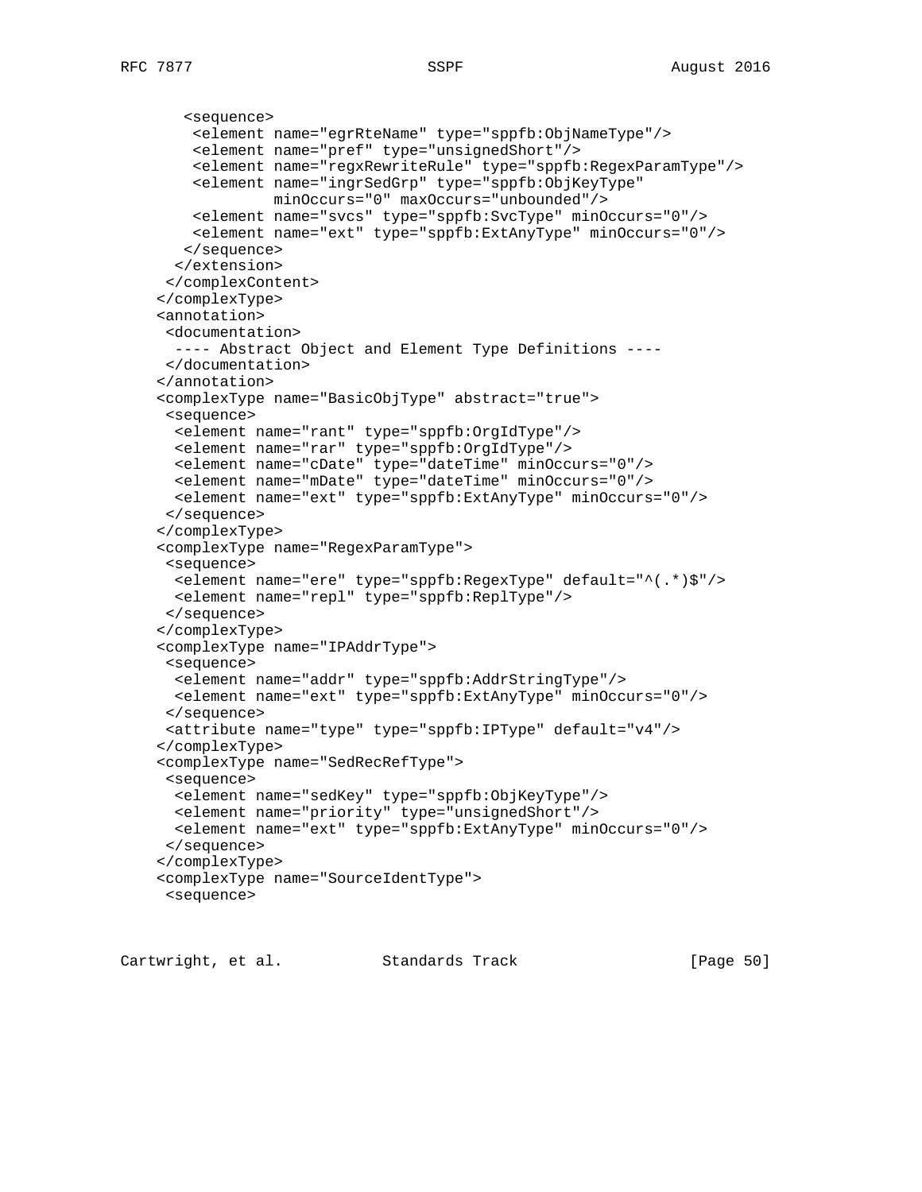```
      <sequence>
       <element name="egrRteName" type="sppfb:ObjNameType"/>
       <element name="pref" type="unsignedShort"/>
       <element name="regxRewriteRule" type="sppfb:RegexParamType"/>
       <element name="ingrSedGrp" type="sppfb:ObjKeyType"
                minOccurs="0" maxOccurs="unbounded"/>
       <element name="svcs" type="sppfb:SvcType" minOccurs="0"/>
       <element name="ext" type="sppfb:ExtAnyType" minOccurs="0"/>
      </sequence>
     </extension>
    </complexContent>
   </complexType>
   <annotation>
    <documentation>
     ---- Abstract Object and Element Type Definitions ----
    </documentation>
   </annotation>
   <complexType name="BasicObjType" abstract="true">
    <sequence>
     <element name="rant" type="sppfb:OrgIdType"/>
     <element name="rar" type="sppfb:OrgIdType"/>
     <element name="cDate" type="dateTime" minOccurs="0"/>
     <element name="mDate" type="dateTime" minOccurs="0"/>
     <element name="ext" type="sppfb:ExtAnyType" minOccurs="0"/>
    </sequence>
   </complexType>
   <complexType name="RegexParamType">
    <sequence>
     <element name="ere" type="sppfb:RegexType" default="^(.*)$"/>
     <element name="repl" type="sppfb:ReplType"/>
    </sequence>
   </complexType>
   <complexType name="IPAddrType">
    <sequence>
     <element name="addr" type="sppfb:AddrStringType"/>
     <element name="ext" type="sppfb:ExtAnyType" minOccurs="0"/>
    </sequence>
    <attribute name="type" type="sppfb:IPType" default="v4"/>
   </complexType>
   <complexType name="SedRecRefType">
    <sequence>
     <element name="sedKey" type="sppfb:ObjKeyType"/>
     <element name="priority" type="unsignedShort"/>
     <element name="ext" type="sppfb:ExtAnyType" minOccurs="0"/>
    </sequence>
   </complexType>
   <complexType name="SourceIdentType">
    <sequence>
```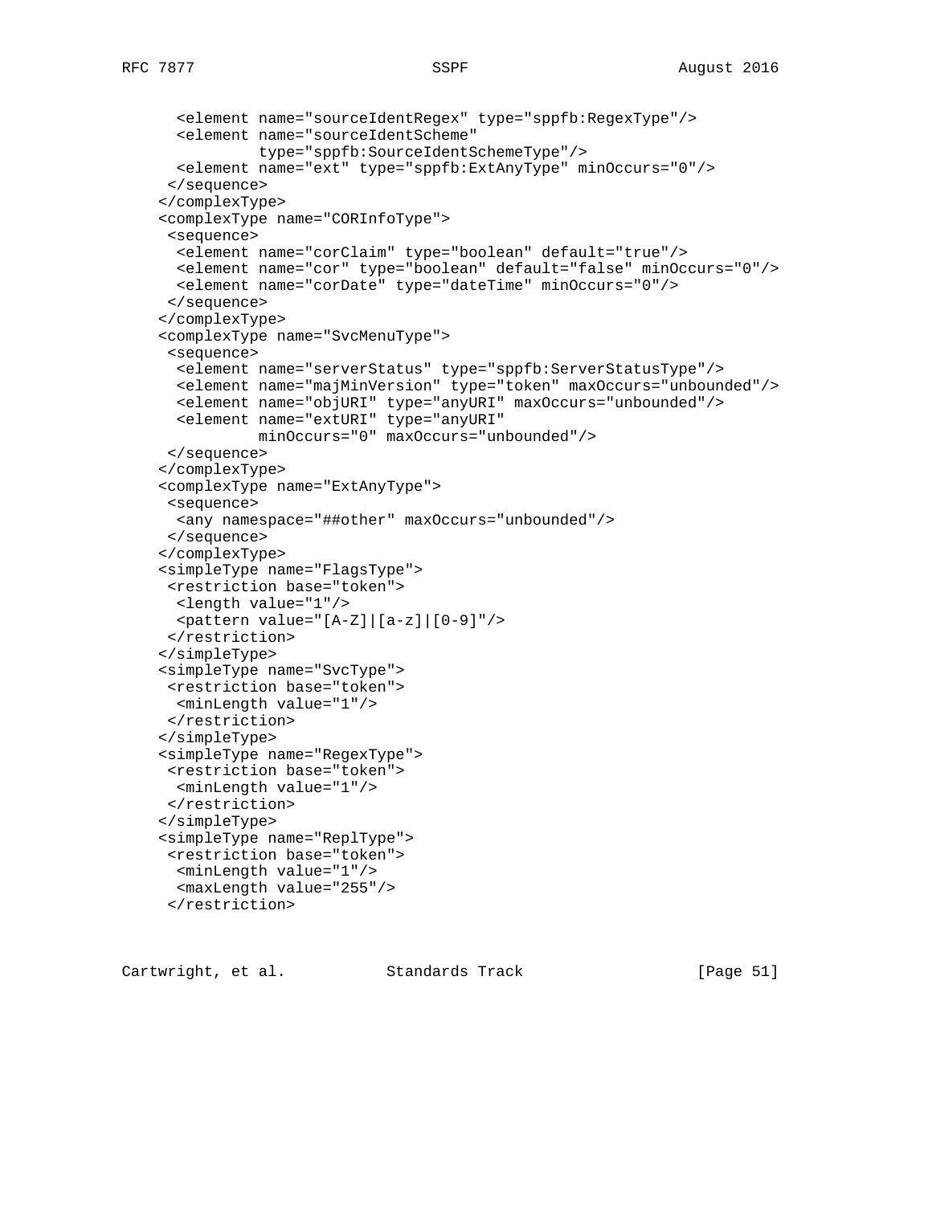```
      <element name="sourceIdentRegex" type="sppfb:RegexType"/>
      <element name="sourceIdentScheme"
               type="sppfb:SourceIdentSchemeType"/>
      <element name="ext" type="sppfb:ExtAnyType" minOccurs="0"/>
     </sequence>
    </complexType>
    <complexType name="CORInfoType">
     <sequence>
      <element name="corClaim" type="boolean" default="true"/>
      <element name="cor" type="boolean" default="false" minOccurs="0"/>
      <element name="corDate" type="dateTime" minOccurs="0"/>
     </sequence>
    </complexType>
    <complexType name="SvcMenuType">
     <sequence>
      <element name="serverStatus" type="sppfb:ServerStatusType"/>
      <element name="majMinVersion" type="token" maxOccurs="unbounded"/>
      <element name="objURI" type="anyURI" maxOccurs="unbounded"/>
      <element name="extURI" type="anyURI"
               minOccurs="0" maxOccurs="unbounded"/>
     </sequence>
    </complexType>
    <complexType name="ExtAnyType">
     <sequence>
      <any namespace="##other" maxOccurs="unbounded"/>
     </sequence>
    </complexType>
    <simpleType name="FlagsType">
     <restriction base="token">
      <length value="1"/>
      <pattern value="[A-Z]|[a-z]|[0-9]"/>
     </restriction>
    </simpleType>
    <simpleType name="SvcType">
     <restriction base="token">
      <minLength value="1"/>
     </restriction>
    </simpleType>
    <simpleType name="RegexType">
     <restriction base="token">
      <minLength value="1"/>
     </restriction>
    </simpleType>
    <simpleType name="ReplType">
     <restriction base="token">
      <minLength value="1"/>
      <maxLength value="255"/>
     </restriction>
```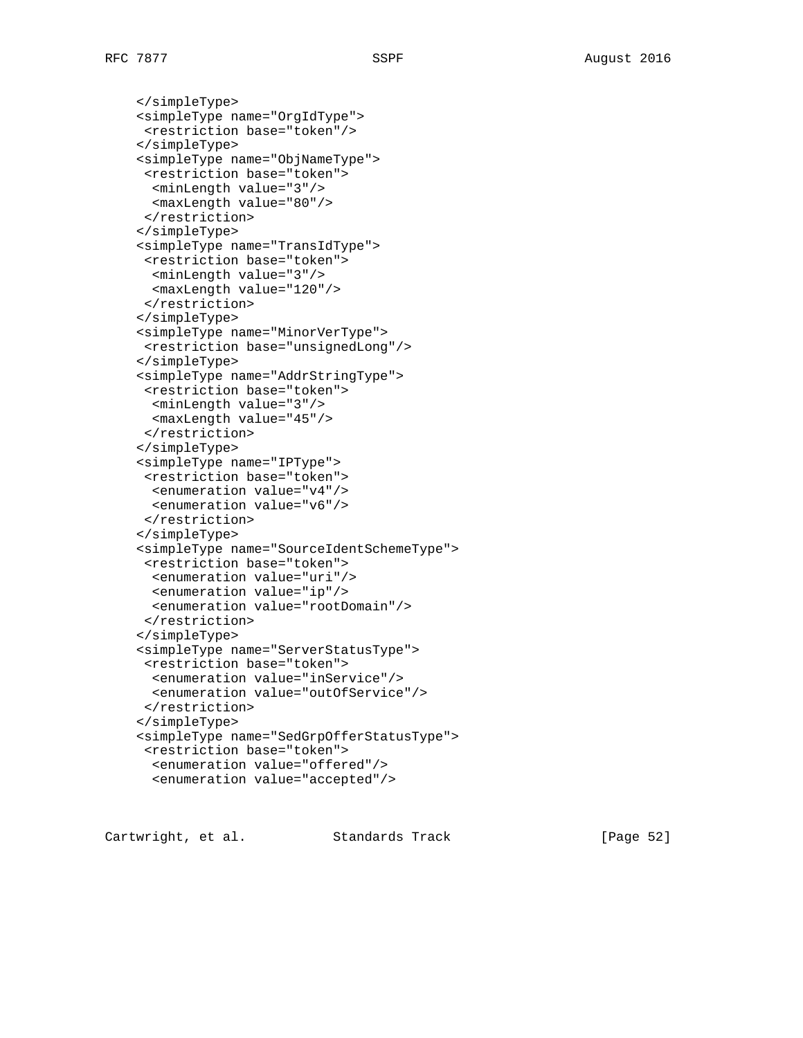```
   </simpleType>
   <simpleType name="OrgIdType">
    <restriction base="token"/>
   </simpleType>
   <simpleType name="ObjNameType">
    <restriction base="token">
     <minLength value="3"/>
     <maxLength value="80"/>
    </restriction>
   </simpleType>
   <simpleType name="TransIdType">
    <restriction base="token">
     <minLength value="3"/>
     <maxLength value="120"/>
    </restriction>
   </simpleType>
   <simpleType name="MinorVerType">
    <restriction base="unsignedLong"/>
   </simpleType>
   <simpleType name="AddrStringType">
    <restriction base="token">
     <minLength value="3"/>
     <maxLength value="45"/>
    </restriction>
   </simpleType>
   <simpleType name="IPType">
    <restriction base="token">
     <enumeration value="v4"/>
     <enumeration value="v6"/>
    </restriction>
   </simpleType>
   <simpleType name="SourceIdentSchemeType">
    <restriction base="token">
     <enumeration value="uri"/>
     <enumeration value="ip"/>
     <enumeration value="rootDomain"/>
    </restriction>
   </simpleType>
   <simpleType name="ServerStatusType">
    <restriction base="token">
     <enumeration value="inService"/>
     <enumeration value="outOfService"/>
    </restriction>
   </simpleType>
   <simpleType name="SedGrpOfferStatusType">
    <restriction base="token">
     <enumeration value="offered"/>
     <enumeration value="accepted"/>
```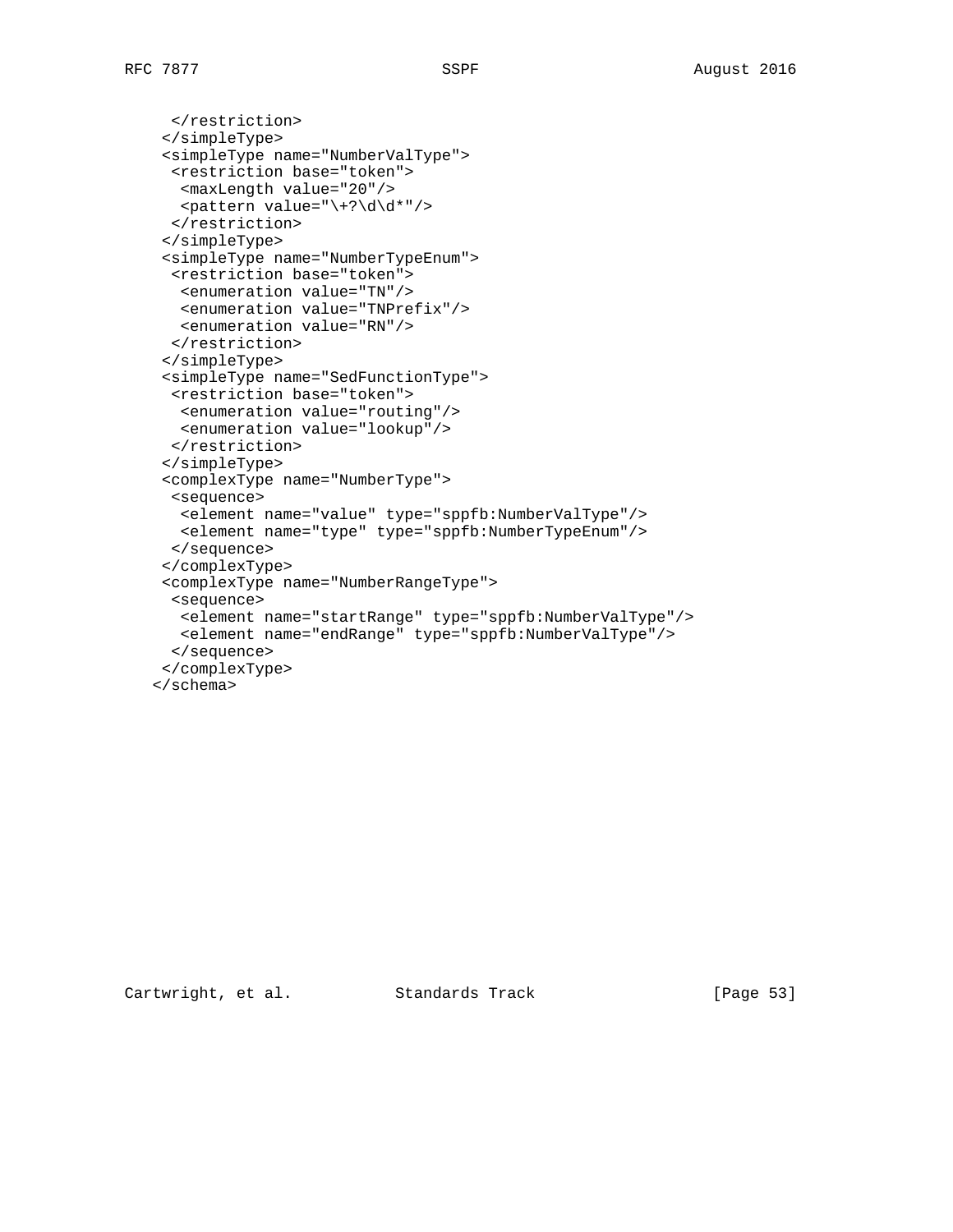```
     </restriction>
    </simpleType>
    <simpleType name="NumberValType">
     <restriction base="token">
      <maxLength value="20"/>
      <pattern value="\+?\d\d*"/>
     </restriction>
    </simpleType>
    <simpleType name="NumberTypeEnum">
     <restriction base="token">
      <enumeration value="TN"/>
      <enumeration value="TNPrefix"/>
      <enumeration value="RN"/>
     </restriction>
    </simpleType>
    <simpleType name="SedFunctionType">
     <restriction base="token">
      <enumeration value="routing"/>
      <enumeration value="lookup"/>
     </restriction>
    </simpleType>
    <complexType name="NumberType">
     <sequence>
      <element name="value" type="sppfb:NumberValType"/>
      <element name="type" type="sppfb:NumberTypeEnum"/>
     </sequence>
    </complexType>
    <complexType name="NumberRangeType">
     <sequence>
      <element name="startRange" type="sppfb:NumberValType"/>
      <element name="endRange" type="sppfb:NumberValType"/>
     </sequence>
    </complexType>
   </schema>
```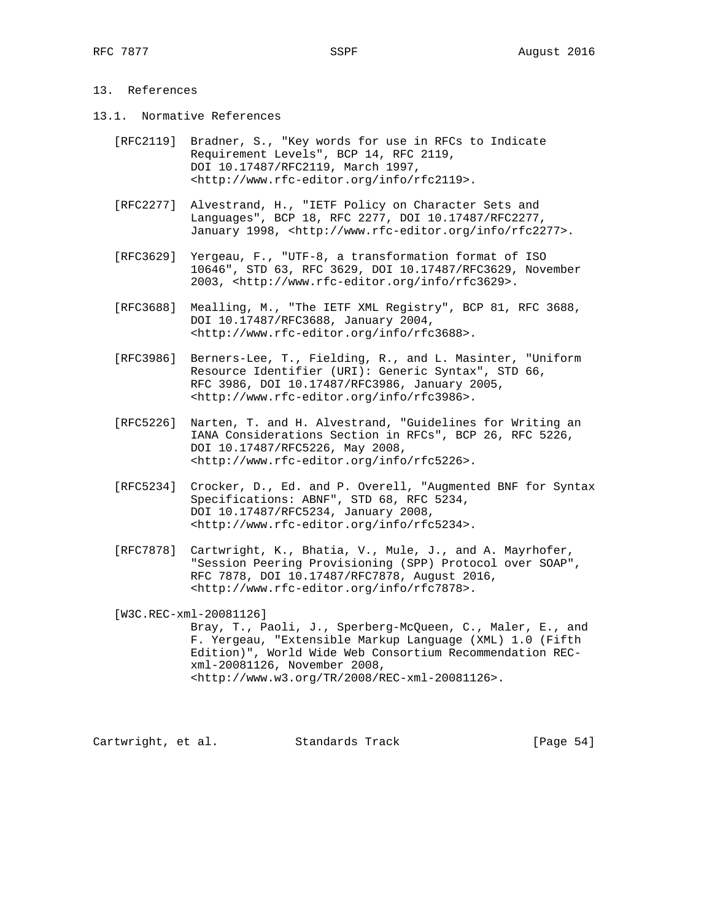## 13. References

### 13.1. Normative References

[RFC2119] Bradner, S., "Key words for use in RFCs to Indicate Requirement Levels", BCP 14, RFC 2119, DOI 10.17487/RFC2119, March 1997, <http://www.rfc-editor.org/info/rfc2119>.

[RFC2277] Alvestrand, H., "IETF Policy on Character Sets and Languages", BCP 18, RFC 2277, DOI 10.17487/RFC2277, January 1998, <http://www.rfc-editor.org/info/rfc2277>.

[RFC3629] Yergeau, F., "UTF-8, a transformation format of ISO 10646", STD 63, RFC 3629, DOI 10.17487/RFC3629, November 2003, <http://www.rfc-editor.org/info/rfc3629>.

[RFC3688] Mealling, M., "The IETF XML Registry", BCP 81, RFC 3688, DOI 10.17487/RFC3688, January 2004, <http://www.rfc-editor.org/info/rfc3688>.

[RFC3986] Berners-Lee, T., Fielding, R., and L. Masinter, "Uniform Resource Identifier (URI): Generic Syntax", STD 66, RFC 3986, DOI 10.17487/RFC3986, January 2005, <http://www.rfc-editor.org/info/rfc3986>.

[RFC5226] Narten, T. and H. Alvestrand, "Guidelines for Writing an IANA Considerations Section in RFCs", BCP 26, RFC 5226, DOI 10.17487/RFC5226, May 2008, <http://www.rfc-editor.org/info/rfc5226>.

[RFC5234] Crocker, D., Ed. and P. Overell, "Augmented BNF for Syntax Specifications: ABNF", STD 68, RFC 5234, DOI 10.17487/RFC5234, January 2008, <http://www.rfc-editor.org/info/rfc5234>.

[RFC7878] Cartwright, K., Bhatia, V., Mule, J., and A. Mayrhofer, "Session Peering Provisioning (SPP) Protocol over SOAP", RFC 7878, DOI 10.17487/RFC7878, August 2016, <http://www.rfc-editor.org/info/rfc7878>.

[W3C.REC-xml-20081126] Bray, T., Paoli, J., Sperberg-McQueen, C., Maler, E., and F. Yergeau, "Extensible Markup Language (XML) 1.0 (Fifth Edition)", World Wide Web Consortium Recommendation REC-xml-20081126, November 2008, <http://www.w3.org/TR/2008/REC-xml-20081126>.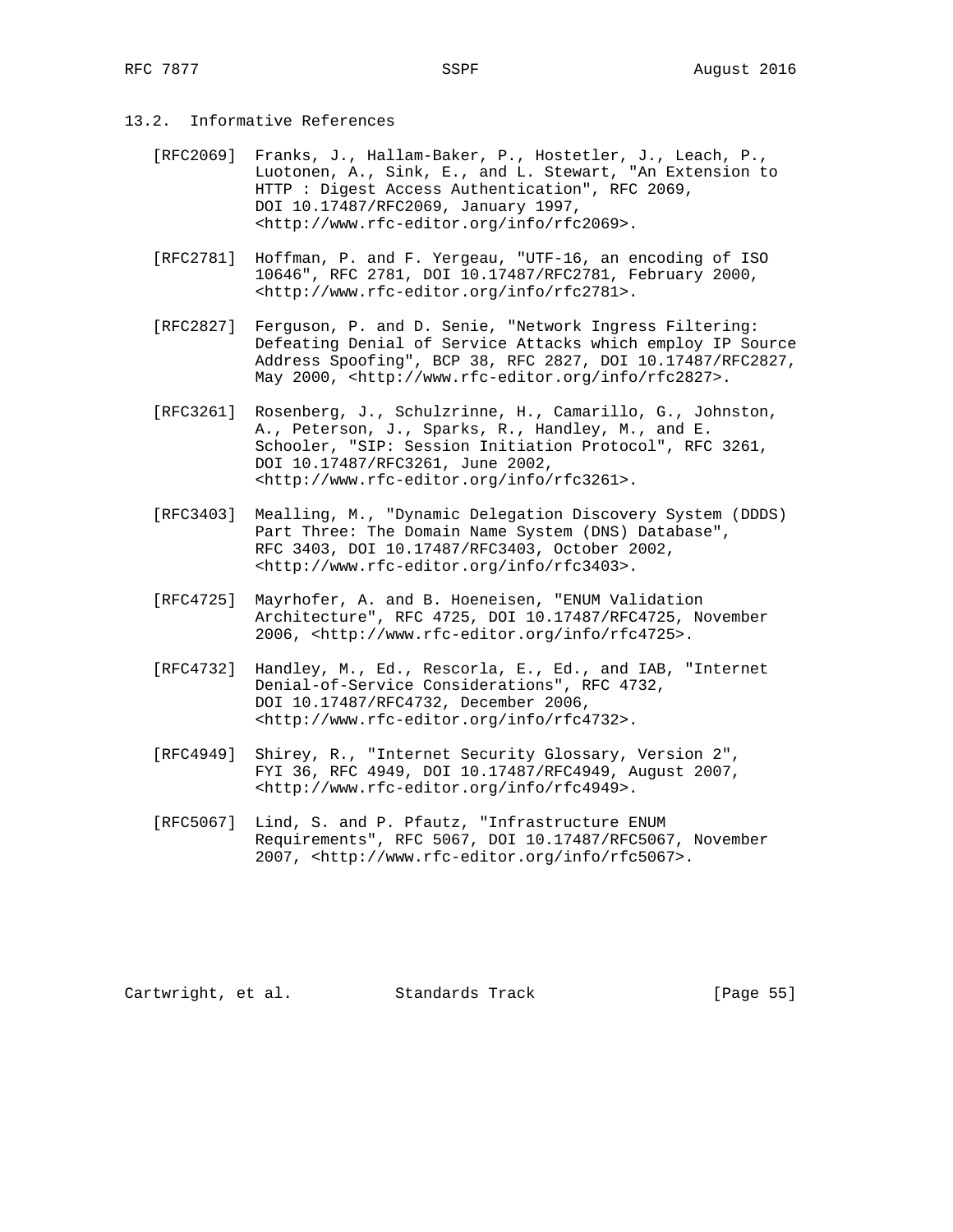## 13.2. Informative References

[RFC2069] Franks, J., Hallam-Baker, P., Hostetler, J., Leach, P., Luotonen, A., Sink, E., and L. Stewart, "An Extension to HTTP : Digest Access Authentication", RFC 2069, DOI 10.17487/RFC2069, January 1997, <http://www.rfc-editor.org/info/rfc2069>.

[RFC2781] Hoffman, P. and F. Yergeau, "UTF-16, an encoding of ISO 10646", RFC 2781, DOI 10.17487/RFC2781, February 2000, <http://www.rfc-editor.org/info/rfc2781>.

[RFC2827] Ferguson, P. and D. Senie, "Network Ingress Filtering: Defeating Denial of Service Attacks which employ IP Source Address Spoofing", BCP 38, RFC 2827, DOI 10.17487/RFC2827, May 2000, <http://www.rfc-editor.org/info/rfc2827>.

[RFC3261] Rosenberg, J., Schulzrinne, H., Camarillo, G., Johnston, A., Peterson, J., Sparks, R., Handley, M., and E. Schooler, "SIP: Session Initiation Protocol", RFC 3261, DOI 10.17487/RFC3261, June 2002, <http://www.rfc-editor.org/info/rfc3261>.

[RFC3403] Mealling, M., "Dynamic Delegation Discovery System (DDDS) Part Three: The Domain Name System (DNS) Database", RFC 3403, DOI 10.17487/RFC3403, October 2002, <http://www.rfc-editor.org/info/rfc3403>.

[RFC4725] Mayrhofer, A. and B. Hoeneisen, "ENUM Validation Architecture", RFC 4725, DOI 10.17487/RFC4725, November 2006, <http://www.rfc-editor.org/info/rfc4725>.

[RFC4732] Handley, M., Ed., Rescorla, E., Ed., and IAB, "Internet Denial-of-Service Considerations", RFC 4732, DOI 10.17487/RFC4732, December 2006, <http://www.rfc-editor.org/info/rfc4732>.

[RFC4949] Shirey, R., "Internet Security Glossary, Version 2", FYI 36, RFC 4949, DOI 10.17487/RFC4949, August 2007, <http://www.rfc-editor.org/info/rfc4949>.

[RFC5067] Lind, S. and P. Pfautz, "Infrastructure ENUM Requirements", RFC 5067, DOI 10.17487/RFC5067, November 2007, <http://www.rfc-editor.org/info/rfc5067>.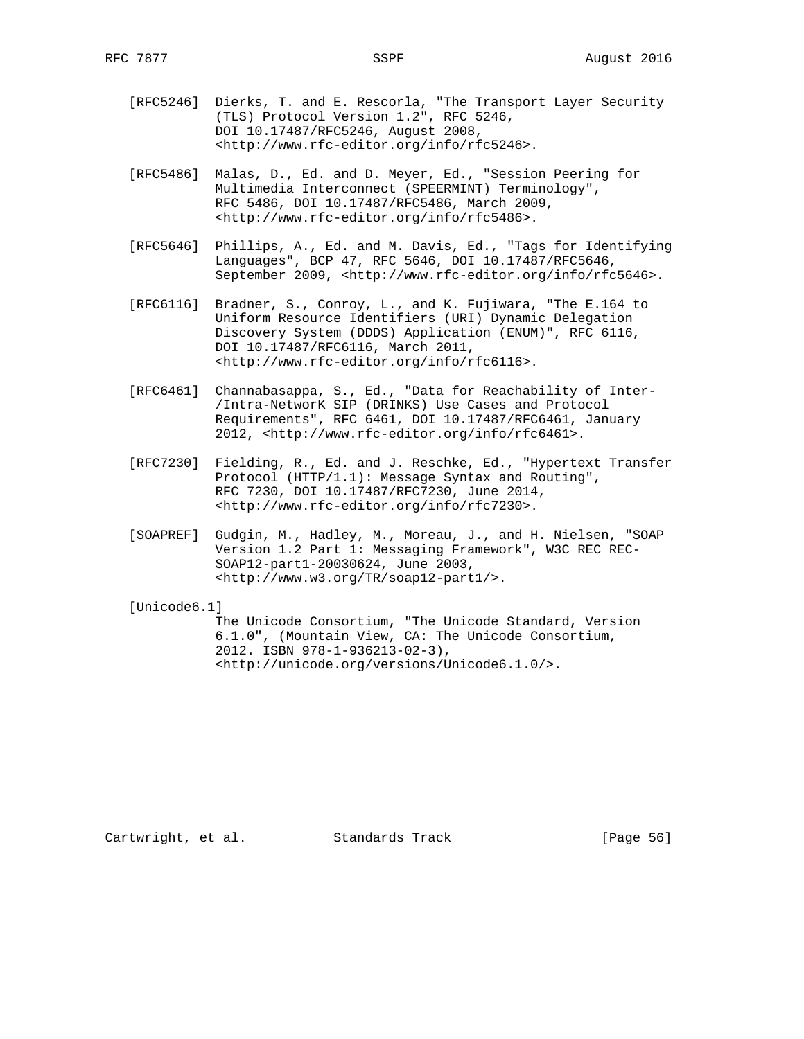[RFC5246] Dierks, T. and E. Rescorla, "The Transport Layer Security (TLS) Protocol Version 1.2", RFC 5246, DOI 10.17487/RFC5246, August 2008, <http://www.rfc-editor.org/info/rfc5246>.

[RFC5486] Malas, D., Ed. and D. Meyer, Ed., "Session Peering for Multimedia Interconnect (SPEERMINT) Terminology", RFC 5486, DOI 10.17487/RFC5486, March 2009, <http://www.rfc-editor.org/info/rfc5486>.

[RFC5646] Phillips, A., Ed. and M. Davis, Ed., "Tags for Identifying Languages", BCP 47, RFC 5646, DOI 10.17487/RFC5646, September 2009, <http://www.rfc-editor.org/info/rfc5646>.

[RFC6116] Bradner, S., Conroy, L., and K. Fujiwara, "The E.164 to Uniform Resource Identifiers (URI) Dynamic Delegation Discovery System (DDDS) Application (ENUM)", RFC 6116, DOI 10.17487/RFC6116, March 2011, <http://www.rfc-editor.org/info/rfc6116>.

[RFC6461] Channabasappa, S., Ed., "Data for Reachability of Inter-/Intra-NetworK SIP (DRINKS) Use Cases and Protocol Requirements", RFC 6461, DOI 10.17487/RFC6461, January 2012, <http://www.rfc-editor.org/info/rfc6461>.

[RFC7230] Fielding, R., Ed. and J. Reschke, Ed., "Hypertext Transfer Protocol (HTTP/1.1): Message Syntax and Routing", RFC 7230, DOI 10.17487/RFC7230, June 2014, <http://www.rfc-editor.org/info/rfc7230>.

[SOAPREF] Gudgin, M., Hadley, M., Moreau, J., and H. Nielsen, "SOAP Version 1.2 Part 1: Messaging Framework", W3C REC REC-SOAP12-part1-20030624, June 2003, <http://www.w3.org/TR/soap12-part1/>.

[Unicode6.1] The Unicode Consortium, "The Unicode Standard, Version 6.1.0", (Mountain View, CA: The Unicode Consortium, 2012. ISBN 978-1-936213-02-3), <http://unicode.org/versions/Unicode6.1.0/>.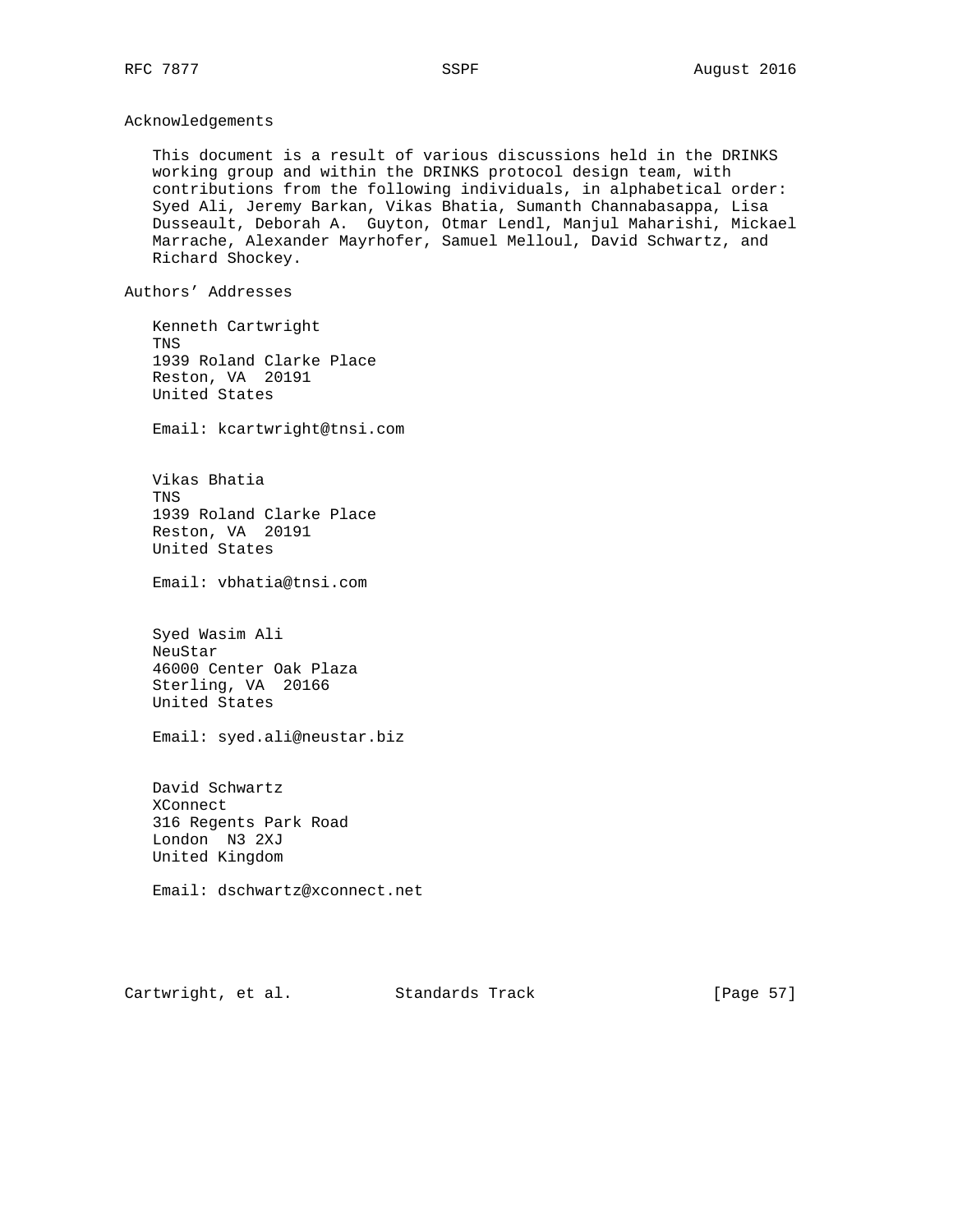## Acknowledgements

This document is a result of various discussions held in the DRINKS working group and within the DRINKS protocol design team, with contributions from the following individuals, in alphabetical order: Syed Ali, Jeremy Barkan, Vikas Bhatia, Sumanth Channabasappa, Lisa Dusseault, Deborah A. Guyton, Otmar Lendl, Manjul Maharishi, Mickael Marrache, Alexander Mayrhofer, Samuel Melloul, David Schwartz, and Richard Shockey.

## Authors' Addresses

Kenneth Cartwright
TNS
1939 Roland Clarke Place
Reston, VA 20191
United States

Email: kcartwright@tnsi.com

Vikas Bhatia
TNS
1939 Roland Clarke Place
Reston, VA 20191
United States

Email: vbhatia@tnsi.com

Syed Wasim Ali
NeuStar
46000 Center Oak Plaza
Sterling, VA 20166
United States

Email: syed.ali@neustar.biz

David Schwartz
XConnect
316 Regents Park Road
London N3 2XJ
United Kingdom

Email: dschwartz@xconnect.net